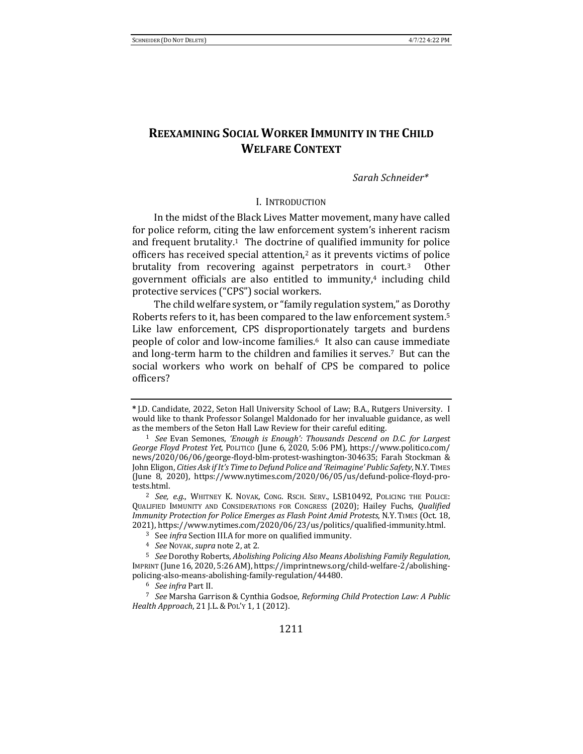# REEXAMINING SOCIAL WORKER IMMUNITY IN THE CHILD WELFARE CONTEXT

*Sarah Schneider**

## I. INTRODUCTION

In the midst of the Black Lives Matter movement, many have called for police reform, citing the law enforcement system's inherent racism and frequent brutality.[1] The doctrine of qualified immunity for police officers has received special attention,[2] as it prevents victims of police brutality from recovering against perpetrators in court.[3] Other government officials are also entitled to immunity,[4] including child protective services ("CPS") social workers.

The child welfare system, or "family regulation system," as Dorothy Roberts refers to it, has been compared to the law enforcement system.[5] Like law enforcement, CPS disproportionately targets and burdens people of color and low-income families.[6] It also can cause immediate and long-term harm to the children and families it serves.[7] But can the social workers who work on behalf of CPS be compared to police officers?

---

\* J.D. Candidate, 2022, Seton Hall University School of Law; B.A., Rutgers University. I would like to thank Professor Solangel Maldonado for her invaluable guidance, as well as the members of the Seton Hall Law Review for their careful editing.

[1] *See* Evan Semones, *'Enough is Enough': Thousands Descend on D.C. for Largest George Floyd Protest Yet*, POLITICO (June 6, 2020, 5:06 PM), https://www.politico.com/news/2020/06/06/george-floyd-blm-protest-washington-304635; Farah Stockman & John Eligon, *Cities Ask if It's Time to Defund Police and 'Reimagine' Public Safety*, N.Y. TIMES (June 8, 2020), https://www.nytimes.com/2020/06/05/us/defund-police-floyd-protests.html.

[2] *See, e.g.*, WHITNEY K. NOVAK, CONG. RSCH. SERV., LSB10492, POLICING THE POLICE: QUALIFIED IMMUNITY AND CONSIDERATIONS FOR CONGRESS (2020); Hailey Fuchs, *Qualified Immunity Protection for Police Emerges as Flash Point Amid Protests*, N.Y. TIMES (Oct. 18, 2021), https://www.nytimes.com/2020/06/23/us/politics/qualified-immunity.html.

[3] See *infra* Section III.A for more on qualified immunity.

[4] *See* NOVAK, *supra* note 2, at 2.

[5] *See* Dorothy Roberts, *Abolishing Policing Also Means Abolishing Family Regulation*, IMPRINT (June 16, 2020, 5:26 AM), https://imprintnews.org/child-welfare-2/abolishing-policing-also-means-abolishing-family-regulation/44480.

[6] *See infra* Part II.

[7] *See* Marsha Garrison & Cynthia Godsoe, *Reforming Child Protection Law: A Public Health Approach*, 21 J.L. & POL'Y 1, 1 (2012).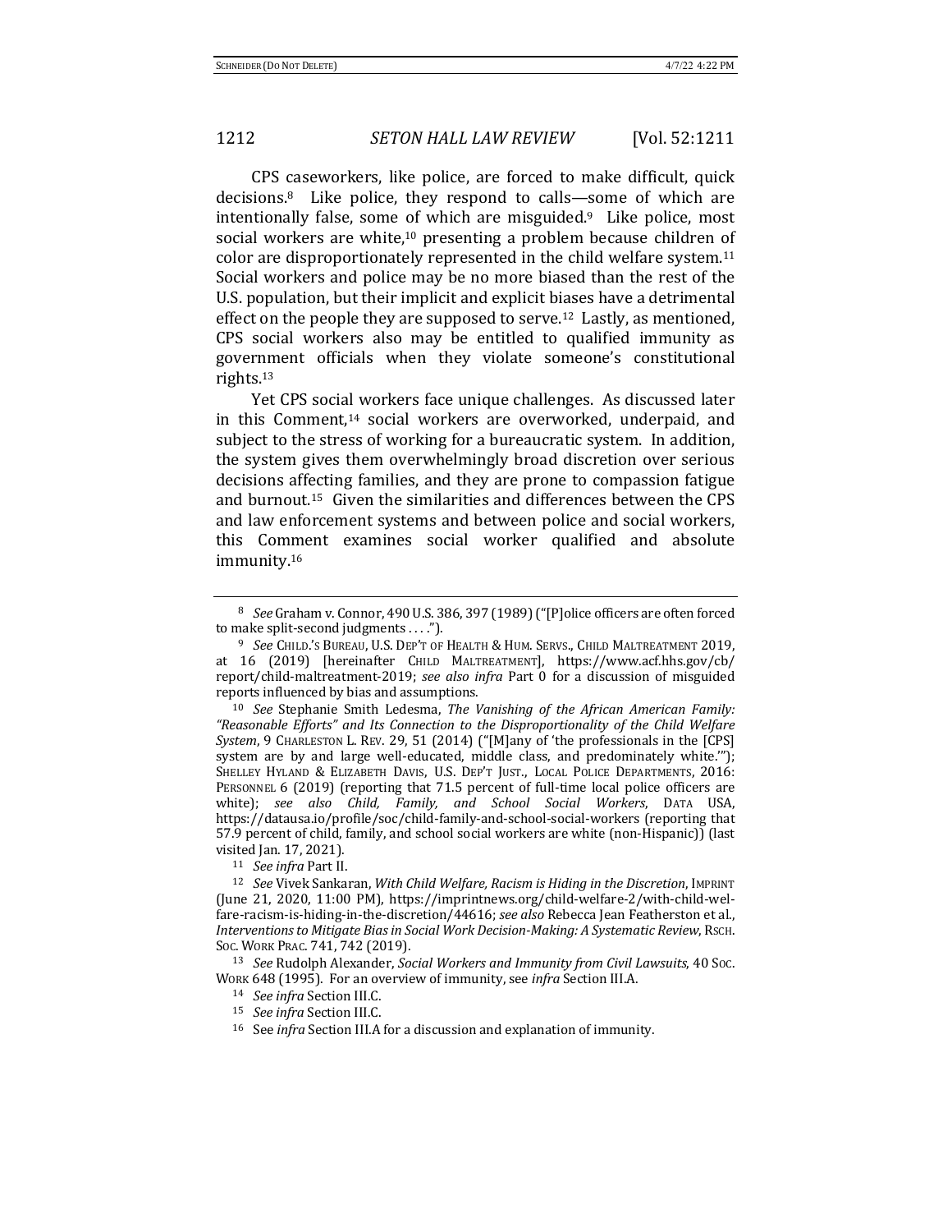CPS caseworkers, like police, are forced to make difficult, quick decisions.[8] Like police, they respond to calls—some of which are intentionally false, some of which are misguided.[9] Like police, most social workers are white,[10] presenting a problem because children of color are disproportionately represented in the child welfare system.[11] Social workers and police may be no more biased than the rest of the U.S. population, but their implicit and explicit biases have a detrimental effect on the people they are supposed to serve.[12] Lastly, as mentioned, CPS social workers also may be entitled to qualified immunity as government officials when they violate someone's constitutional rights.[13]

Yet CPS social workers face unique challenges. As discussed later in this Comment,[14] social workers are overworked, underpaid, and subject to the stress of working for a bureaucratic system. In addition, the system gives them overwhelmingly broad discretion over serious decisions affecting families, and they are prone to compassion fatigue and burnout.[15] Given the similarities and differences between the CPS and law enforcement systems and between police and social workers, this Comment examines social worker qualified and absolute immunity.[16]

---

[8] *See* Graham v. Connor, 490 U.S. 386, 397 (1989) ("[P]olice officers are often forced to make split-second judgments . . . .").

[9] *See* CHILD.'S BUREAU, U.S. DEP'T OF HEALTH & HUM. SERVS., CHILD MALTREATMENT 2019, at 16 (2019) [hereinafter CHILD MALTREATMENT], https://www.acf.hhs.gov/cb/report/child-maltreatment-2019; *see also infra* Part 0 for a discussion of misguided reports influenced by bias and assumptions.

[10] *See* Stephanie Smith Ledesma, *The Vanishing of the African American Family: "Reasonable Efforts" and Its Connection to the Disproportionality of the Child Welfare System*, 9 CHARLESTON L. REV. 29, 51 (2014) ("[M]any of 'the professionals in the [CPS] system are by and large well-educated, middle class, and predominately white.'"); SHELLEY HYLAND & ELIZABETH DAVIS, U.S. DEP'T JUST., LOCAL POLICE DEPARTMENTS, 2016: PERSONNEL 6 (2019) (reporting that 71.5 percent of full-time local police officers are white); *see also Child, Family, and School Social Workers*, DATA USA, https://datausa.io/profile/soc/child-family-and-school-social-workers (reporting that 57.9 percent of child, family, and school social workers are white (non-Hispanic)) (last visited Jan. 17, 2021).

[11] *See infra* Part II.

[12] *See* Vivek Sankaran, *With Child Welfare, Racism is Hiding in the Discretion*, IMPRINT (June 21, 2020, 11:00 PM), https://imprintnews.org/child-welfare-2/with-child-welfare-racism-is-hiding-in-the-discretion/44616; *see also* Rebecca Jean Featherston et al., *Interventions to Mitigate Bias in Social Work Decision-Making: A Systematic Review*, RSCH. SOC. WORK PRAC. 741, 742 (2019).

[13] *See* Rudolph Alexander, *Social Workers and Immunity from Civil Lawsuits*, 40 SOC. WORK 648 (1995). For an overview of immunity, see *infra* Section III.A.

[14] *See infra* Section III.C.

[15] *See infra* Section III.C.

[16] See *infra* Section III.A for a discussion and explanation of immunity.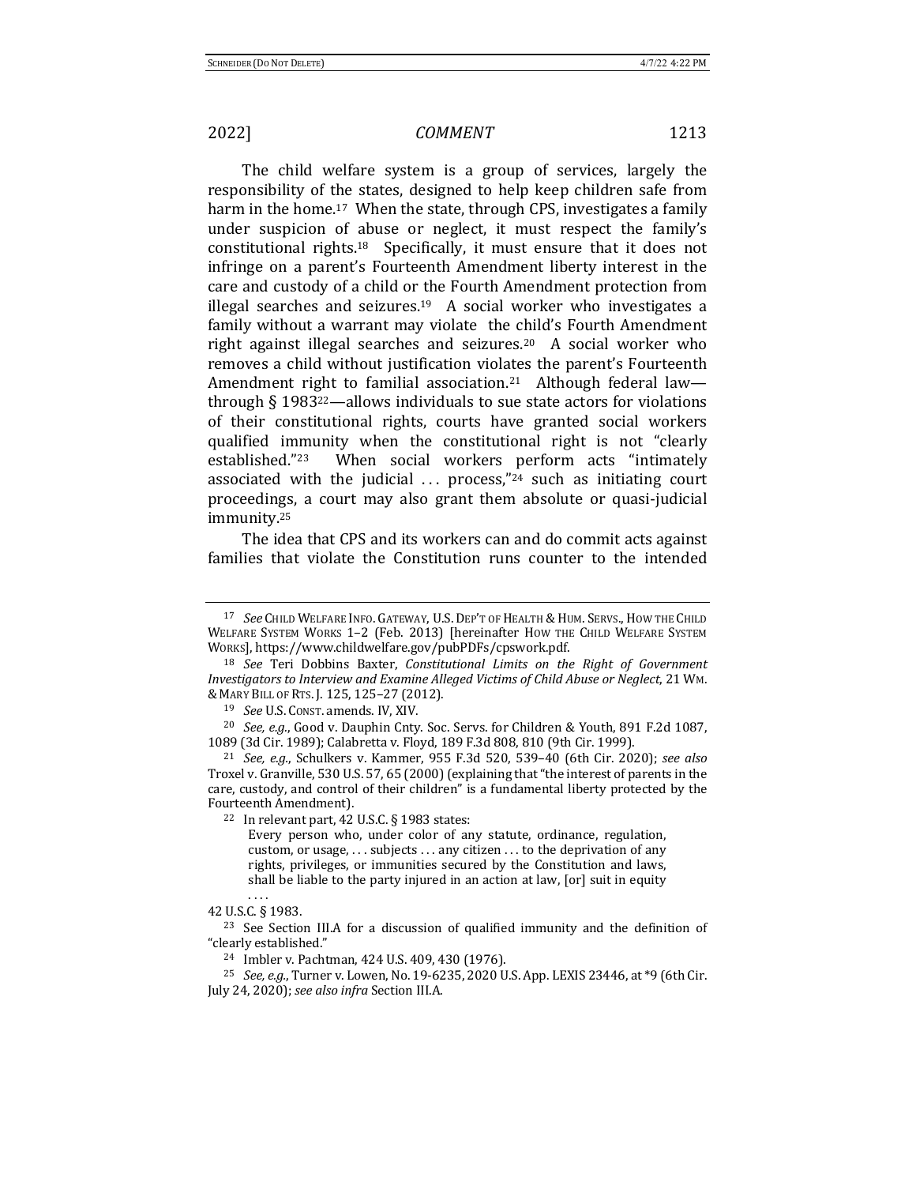The child welfare system is a group of services, largely the responsibility of the states, designed to help keep children safe from harm in the home.[17] When the state, through CPS, investigates a family under suspicion of abuse or neglect, it must respect the family's constitutional rights.[18] Specifically, it must ensure that it does not infringe on a parent's Fourteenth Amendment liberty interest in the care and custody of a child or the Fourth Amendment protection from illegal searches and seizures.[19] A social worker who investigates a family without a warrant may violate the child's Fourth Amendment right against illegal searches and seizures.[20] A social worker who removes a child without justification violates the parent's Fourteenth Amendment right to familial association.[21] Although federal law—through § 1983[22]—allows individuals to sue state actors for violations of their constitutional rights, courts have granted social workers qualified immunity when the constitutional right is not "clearly established."[23] When social workers perform acts "intimately associated with the judicial . . . process,"[24] such as initiating court proceedings, a court may also grant them absolute or quasi-judicial immunity.[25]

The idea that CPS and its workers can and do commit acts against families that violate the Constitution runs counter to the intended

---

[17] *See* CHILD WELFARE INFO. GATEWAY, U.S. DEP'T OF HEALTH & HUM. SERVS., HOW THE CHILD WELFARE SYSTEM WORKS 1–2 (Feb. 2013) [hereinafter HOW THE CHILD WELFARE SYSTEM WORKS], https://www.childwelfare.gov/pubPDFs/cpswork.pdf.

[18] *See* Teri Dobbins Baxter, *Constitutional Limits on the Right of Government Investigators to Interview and Examine Alleged Victims of Child Abuse or Neglect*, 21 WM. & MARY BILL OF RTS. J. 125, 125–27 (2012).

[19] *See* U.S. CONST. amends. IV, XIV.

[20] *See, e.g.*, Good v. Dauphin Cnty. Soc. Servs. for Children & Youth, 891 F.2d 1087, 1089 (3d Cir. 1989); Calabretta v. Floyd, 189 F.3d 808, 810 (9th Cir. 1999).

[21] *See, e.g.*, Schulkers v. Kammer, 955 F.3d 520, 539–40 (6th Cir. 2020); *see also* Troxel v. Granville, 530 U.S. 57, 65 (2000) (explaining that "the interest of parents in the care, custody, and control of their children" is a fundamental liberty protected by the Fourteenth Amendment).

[22] In relevant part, 42 U.S.C. § 1983 states:

> Every person who, under color of any statute, ordinance, regulation, custom, or usage, . . . subjects . . . any citizen . . . to the deprivation of any rights, privileges, or immunities secured by the Constitution and laws, shall be liable to the party injured in an action at law, [or] suit in equity . . . .

42 U.S.C. § 1983.

[23] See Section III.A for a discussion of qualified immunity and the definition of "clearly established."

[24] Imbler v. Pachtman, 424 U.S. 409, 430 (1976).

[25] *See, e.g.*, Turner v. Lowen, No. 19-6235, 2020 U.S. App. LEXIS 23446, at *9 (6th Cir. July 24, 2020); *see also infra* Section III.A.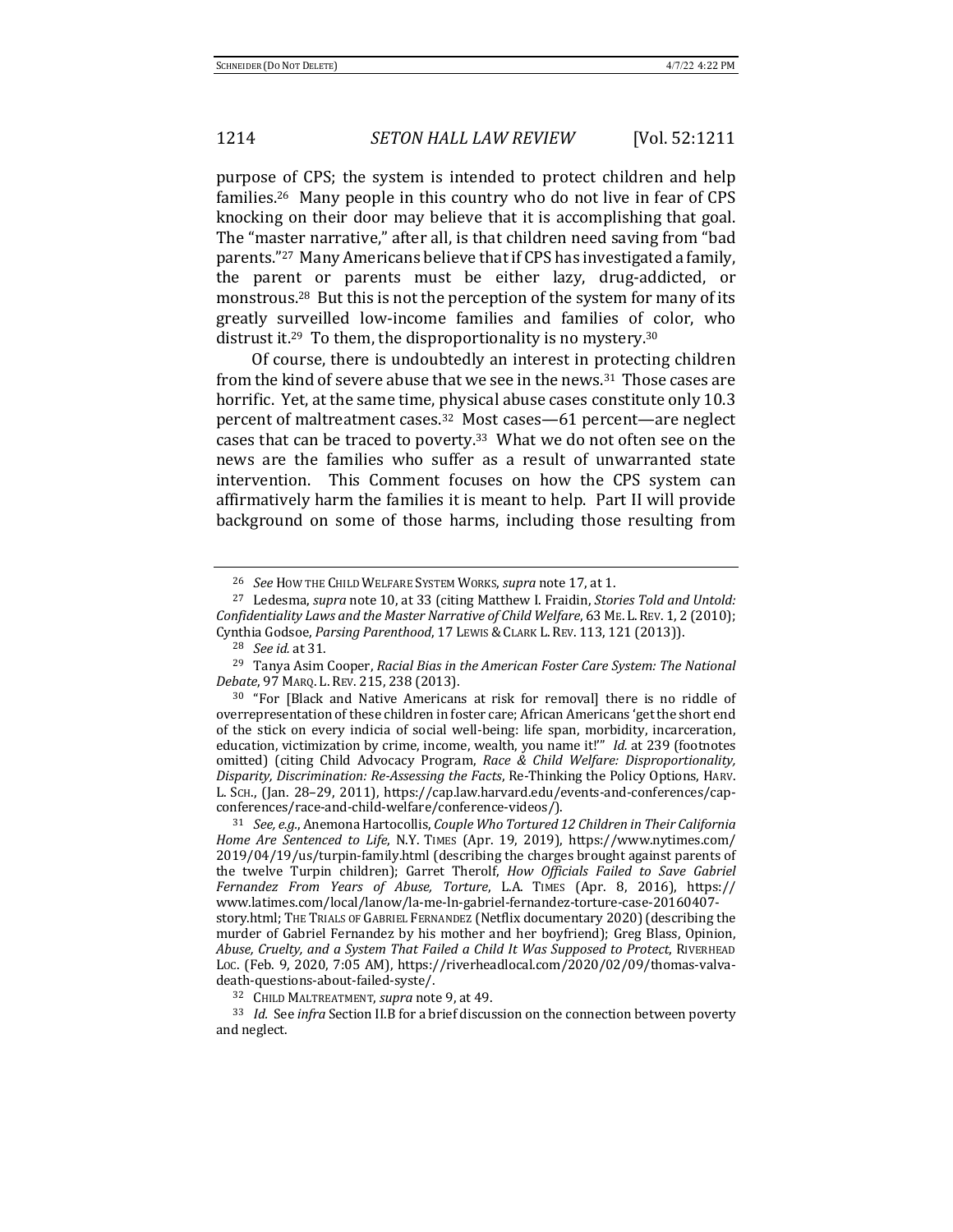purpose of CPS; the system is intended to protect children and help families.[26] Many people in this country who do not live in fear of CPS knocking on their door may believe that it is accomplishing that goal. The "master narrative," after all, is that children need saving from "bad parents."[27] Many Americans believe that if CPS has investigated a family, the parent or parents must be either lazy, drug-addicted, or monstrous.[28] But this is not the perception of the system for many of its greatly surveilled low-income families and families of color, who distrust it.[29] To them, the disproportionality is no mystery.[30]

Of course, there is undoubtedly an interest in protecting children from the kind of severe abuse that we see in the news.[31] Those cases are horrific. Yet, at the same time, physical abuse cases constitute only 10.3 percent of maltreatment cases.[32] Most cases—61 percent—are neglect cases that can be traced to poverty.[33] What we do not often see on the news are the families who suffer as a result of unwarranted state intervention. This Comment focuses on how the CPS system can affirmatively harm the families it is meant to help. Part II will provide background on some of those harms, including those resulting from

---

[26] *See* HOW THE CHILD WELFARE SYSTEM WORKS, *supra* note 17, at 1.

[27] Ledesma, *supra* note 10, at 33 (citing Matthew I. Fraidin, *Stories Told and Untold: Confidentiality Laws and the Master Narrative of Child Welfare*, 63 ME. L. REV. 1, 2 (2010); Cynthia Godsoe, *Parsing Parenthood*, 17 LEWIS & CLARK L. REV. 113, 121 (2013)).

[28] *See id.* at 31.

[29] Tanya Asim Cooper, *Racial Bias in the American Foster Care System: The National Debate*, 97 MARQ. L. REV. 215, 238 (2013).

[30] "For [Black and Native Americans at risk for removal] there is no riddle of overrepresentation of these children in foster care; African Americans 'get the short end of the stick on every indicia of social well-being: life span, morbidity, incarceration, education, victimization by crime, income, wealth, you name it!'" *Id.* at 239 (footnotes omitted) (citing Child Advocacy Program, *Race & Child Welfare: Disproportionality, Disparity, Discrimination: Re-Assessing the Facts*, Re-Thinking the Policy Options, HARV. L. SCH., (Jan. 28–29, 2011), https://cap.law.harvard.edu/events-and-conferences/cap-conferences/race-and-child-welfare/conference-videos/).

[31] *See, e.g.*, Anemona Hartocollis, *Couple Who Tortured 12 Children in Their California Home Are Sentenced to Life*, N.Y. TIMES (Apr. 19, 2019), https://www.nytimes.com/2019/04/19/us/turpin-family.html (describing the charges brought against parents of the twelve Turpin children); Garret Therolf, *How Officials Failed to Save Gabriel Fernandez From Years of Abuse, Torture*, L.A. TIMES (Apr. 8, 2016), https://www.latimes.com/local/lanow/la-me-ln-gabriel-fernandez-torture-case-20160407-story.html; THE TRIALS OF GABRIEL FERNANDEZ (Netflix documentary 2020) (describing the murder of Gabriel Fernandez by his mother and her boyfriend); Greg Blass, Opinion, *Abuse, Cruelty, and a System That Failed a Child It Was Supposed to Protect*, RIVERHEAD LOC. (Feb. 9, 2020, 7:05 AM), https://riverheadlocal.com/2020/02/09/thomas-valva-death-questions-about-failed-syste/.

[32] CHILD MALTREATMENT, *supra* note 9, at 49.

[33] *Id.* See *infra* Section II.B for a brief discussion on the connection between poverty and neglect.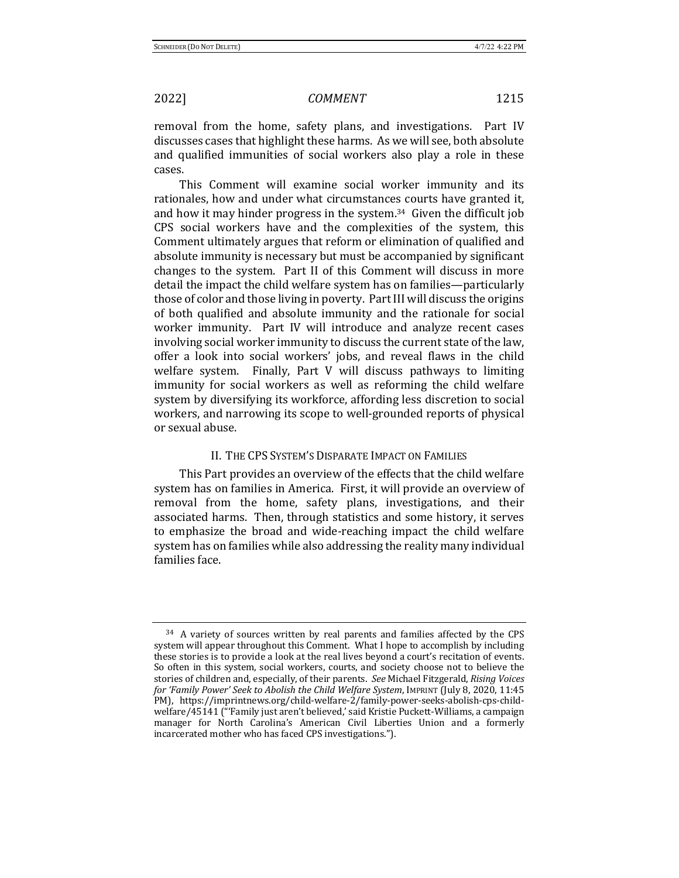removal from the home, safety plans, and investigations. Part IV discusses cases that highlight these harms. As we will see, both absolute and qualified immunities of social workers also play a role in these cases.

This Comment will examine social worker immunity and its rationales, how and under what circumstances courts have granted it, and how it may hinder progress in the system.[34] Given the difficult job CPS social workers have and the complexities of the system, this Comment ultimately argues that reform or elimination of qualified and absolute immunity is necessary but must be accompanied by significant changes to the system. Part II of this Comment will discuss in more detail the impact the child welfare system has on families—particularly those of color and those living in poverty. Part III will discuss the origins of both qualified and absolute immunity and the rationale for social worker immunity. Part IV will introduce and analyze recent cases involving social worker immunity to discuss the current state of the law, offer a look into social workers' jobs, and reveal flaws in the child welfare system. Finally, Part V will discuss pathways to limiting immunity for social workers as well as reforming the child welfare system by diversifying its workforce, affording less discretion to social workers, and narrowing its scope to well-grounded reports of physical or sexual abuse.

## II. The CPS System's Disparate Impact on Families

This Part provides an overview of the effects that the child welfare system has on families in America. First, it will provide an overview of removal from the home, safety plans, investigations, and their associated harms. Then, through statistics and some history, it serves to emphasize the broad and wide-reaching impact the child welfare system has on families while also addressing the reality many individual families face.

---

[34] A variety of sources written by real parents and families affected by the CPS system will appear throughout this Comment. What I hope to accomplish by including these stories is to provide a look at the real lives beyond a court's recitation of events. So often in this system, social workers, courts, and society choose not to believe the stories of children and, especially, of their parents. *See* Michael Fitzgerald, *Rising Voices for 'Family Power' Seek to Abolish the Child Welfare System*, IMPRINT (July 8, 2020, 11:45 PM), https://imprintnews.org/child-welfare-2/family-power-seeks-abolish-cps-child-welfare/45141 ("'Family just aren't believed,' said Kristie Puckett-Williams, a campaign manager for North Carolina's American Civil Liberties Union and a formerly incarcerated mother who has faced CPS investigations.").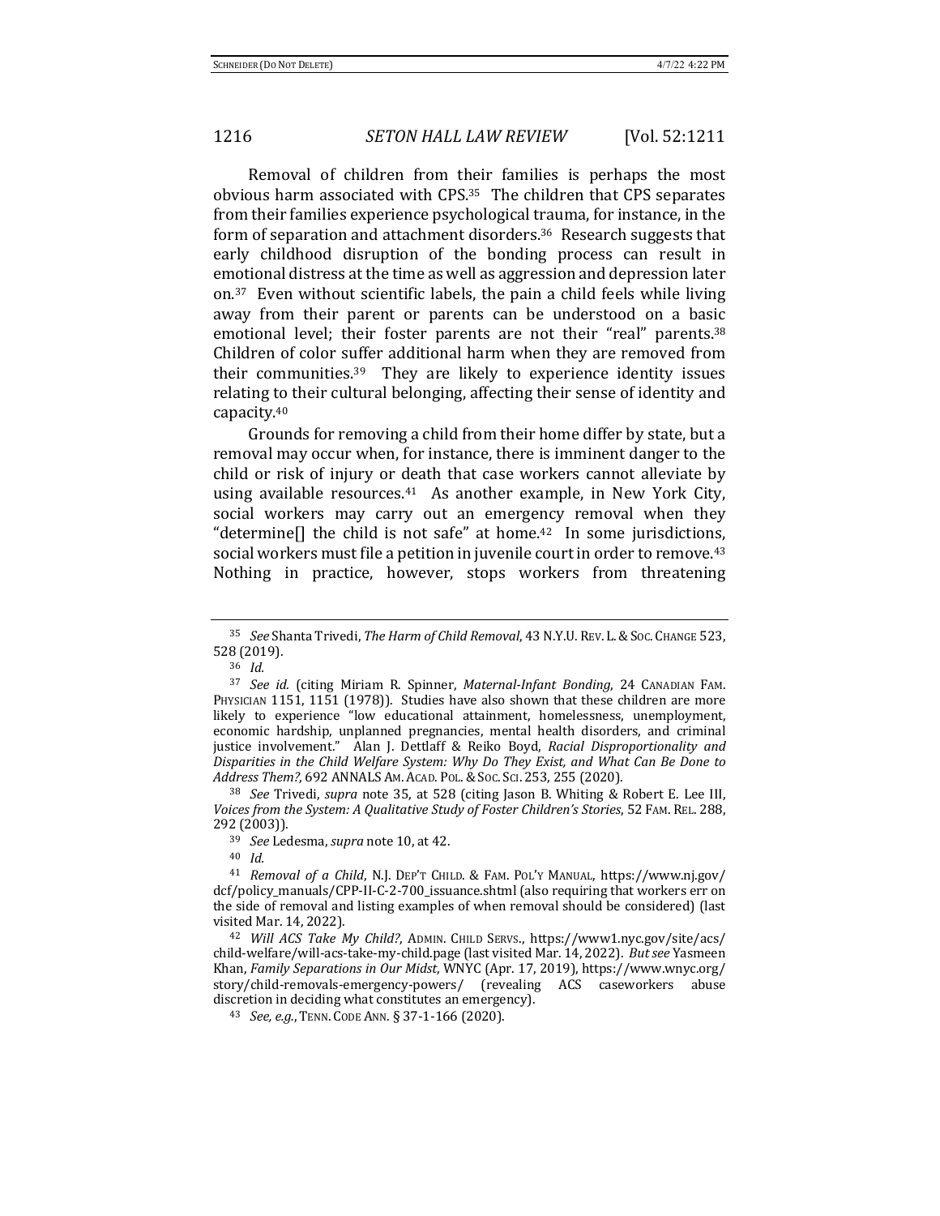Removal of children from their families is perhaps the most obvious harm associated with CPS.[35] The children that CPS separates from their families experience psychological trauma, for instance, in the form of separation and attachment disorders.[36] Research suggests that early childhood disruption of the bonding process can result in emotional distress at the time as well as aggression and depression later on.[37] Even without scientific labels, the pain a child feels while living away from their parent or parents can be understood on a basic emotional level; their foster parents are not their "real" parents.[38] Children of color suffer additional harm when they are removed from their communities.[39] They are likely to experience identity issues relating to their cultural belonging, affecting their sense of identity and capacity.[40]

Grounds for removing a child from their home differ by state, but a removal may occur when, for instance, there is imminent danger to the child or risk of injury or death that case workers cannot alleviate by using available resources.[41] As another example, in New York City, social workers may carry out an emergency removal when they "determine[] the child is not safe" at home.[42] In some jurisdictions, social workers must file a petition in juvenile court in order to remove.[43] Nothing in practice, however, stops workers from threatening

---

[35] *See* Shanta Trivedi, *The Harm of Child Removal*, 43 N.Y.U. REV. L. & SOC. CHANGE 523, 528 (2019).

[36] *Id.*

[37] *See id.* (citing Miriam R. Spinner, *Maternal-Infant Bonding*, 24 CANADIAN FAM. PHYSICIAN 1151, 1151 (1978)). Studies have also shown that these children are more likely to experience "low educational attainment, homelessness, unemployment, economic hardship, unplanned pregnancies, mental health disorders, and criminal justice involvement." Alan J. Dettlaff & Reiko Boyd, *Racial Disproportionality and Disparities in the Child Welfare System: Why Do They Exist, and What Can Be Done to Address Them?*, 692 ANNALS AM. ACAD. POL. & SOC. SCI. 253, 255 (2020).

[38] *See* Trivedi, *supra* note 35, at 528 (citing Jason B. Whiting & Robert E. Lee III, *Voices from the System: A Qualitative Study of Foster Children's Stories*, 52 FAM. REL. 288, 292 (2003)).

[39] *See* Ledesma, *supra* note 10, at 42.

[40] *Id.*

[41] *Removal of a Child*, N.J. DEP'T CHILD. & FAM. POL'Y MANUAL, https://www.nj.gov/dcf/policy_manuals/CPP-II-C-2-700_issuance.shtml (also requiring that workers err on the side of removal and listing examples of when removal should be considered) (last visited Mar. 14, 2022).

[42] *Will ACS Take My Child?*, ADMIN. CHILD SERVS., https://www1.nyc.gov/site/acs/child-welfare/will-acs-take-my-child.page (last visited Mar. 14, 2022). *But see* Yasmeen Khan, *Family Separations in Our Midst*, WNYC (Apr. 17, 2019), https://www.wnyc.org/story/child-removals-emergency-powers/ (revealing ACS caseworkers abuse discretion in deciding what constitutes an emergency).

[43] *See, e.g.*, TENN. CODE ANN. § 37-1-166 (2020).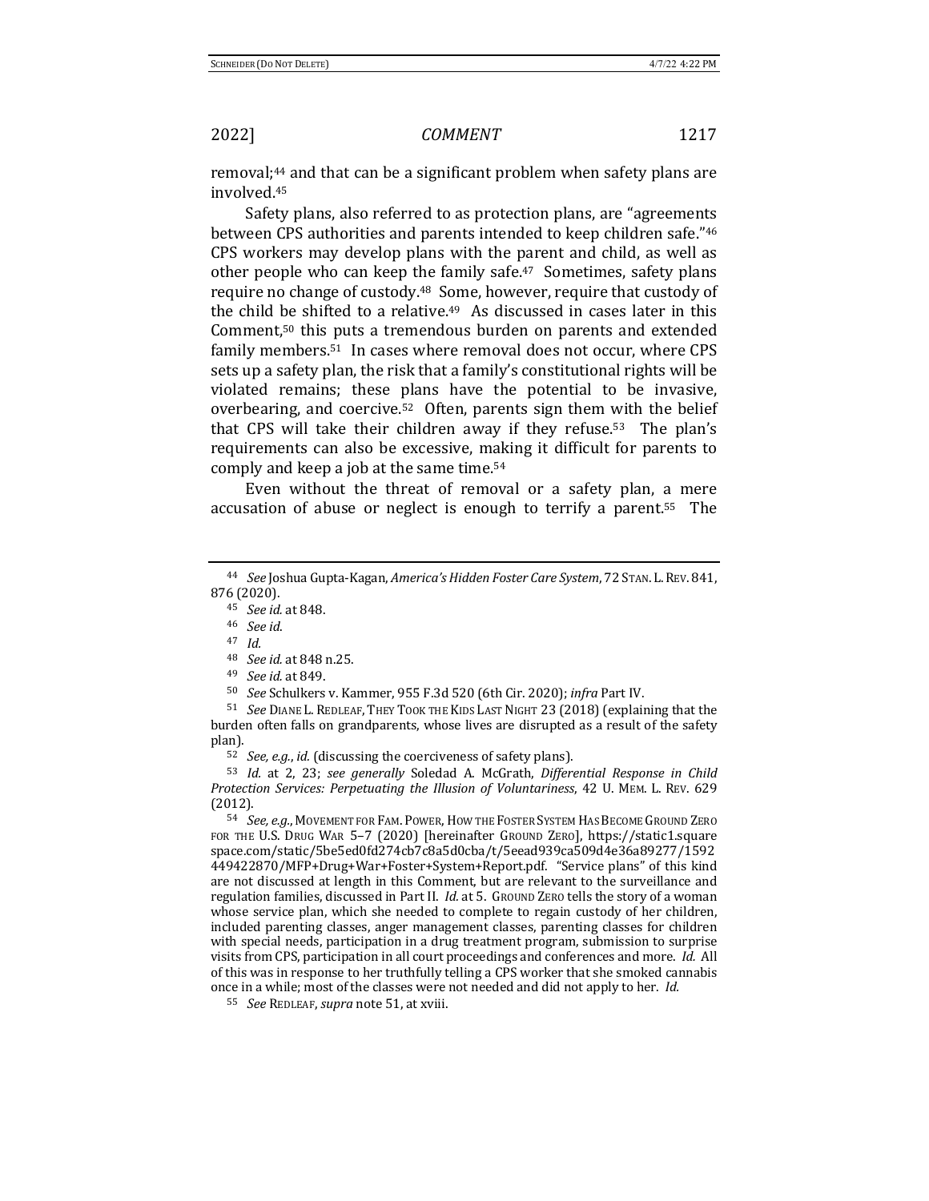removal;[44] and that can be a significant problem when safety plans are involved.[45]

Safety plans, also referred to as protection plans, are "agreements between CPS authorities and parents intended to keep children safe."[46] CPS workers may develop plans with the parent and child, as well as other people who can keep the family safe.[47] Sometimes, safety plans require no change of custody.[48] Some, however, require that custody of the child be shifted to a relative.[49] As discussed in cases later in this Comment,[50] this puts a tremendous burden on parents and extended family members.[51] In cases where removal does not occur, where CPS sets up a safety plan, the risk that a family's constitutional rights will be violated remains; these plans have the potential to be invasive, overbearing, and coercive.[52] Often, parents sign them with the belief that CPS will take their children away if they refuse.[53] The plan's requirements can also be excessive, making it difficult for parents to comply and keep a job at the same time.[54]

Even without the threat of removal or a safety plan, a mere accusation of abuse or neglect is enough to terrify a parent.[55] The

---

[44] *See* Joshua Gupta-Kagan, *America's Hidden Foster Care System*, 72 STAN. L. REV. 841, 876 (2020).

[45] *See id.* at 848.

[46] *See id.*

[47] *Id.*

[48] *See id.* at 848 n.25.

[49] *See id.* at 849.

[50] *See* Schulkers v. Kammer, 955 F.3d 520 (6th Cir. 2020); *infra* Part IV.

[51] *See* DIANE L. REDLEAF, THEY TOOK THE KIDS LAST NIGHT 23 (2018) (explaining that the burden often falls on grandparents, whose lives are disrupted as a result of the safety plan).

[52] *See, e.g.*, *id.* (discussing the coerciveness of safety plans).

[53] *Id.* at 2, 23; *see generally* Soledad A. McGrath, *Differential Response in Child Protection Services: Perpetuating the Illusion of Voluntariness*, 42 U. MEM. L. REV. 629 (2012).

[54] *See, e.g.*, MOVEMENT FOR FAM. POWER, HOW THE FOSTER SYSTEM HAS BECOME GROUND ZERO FOR THE U.S. DRUG WAR 5–7 (2020) [hereinafter GROUND ZERO], https://static1.squarespace.com/static/5be5ed0fd274cb7c8a5d0cba/t/5eead939ca509d4e36a89277/1592449422870/MFP+Drug+War+Foster+System+Report.pdf. "Service plans" of this kind are not discussed at length in this Comment, but are relevant to the surveillance and regulation families, discussed in Part II. *Id.* at 5. GROUND ZERO tells the story of a woman whose service plan, which she needed to complete to regain custody of her children, included parenting classes, anger management classes, parenting classes for children with special needs, participation in a drug treatment program, submission to surprise visits from CPS, participation in all court proceedings and conferences and more. *Id.* All of this was in response to her truthfully telling a CPS worker that she smoked cannabis once in a while; most of the classes were not needed and did not apply to her. *Id.*

[55] *See* REDLEAF, *supra* note 51, at xviii.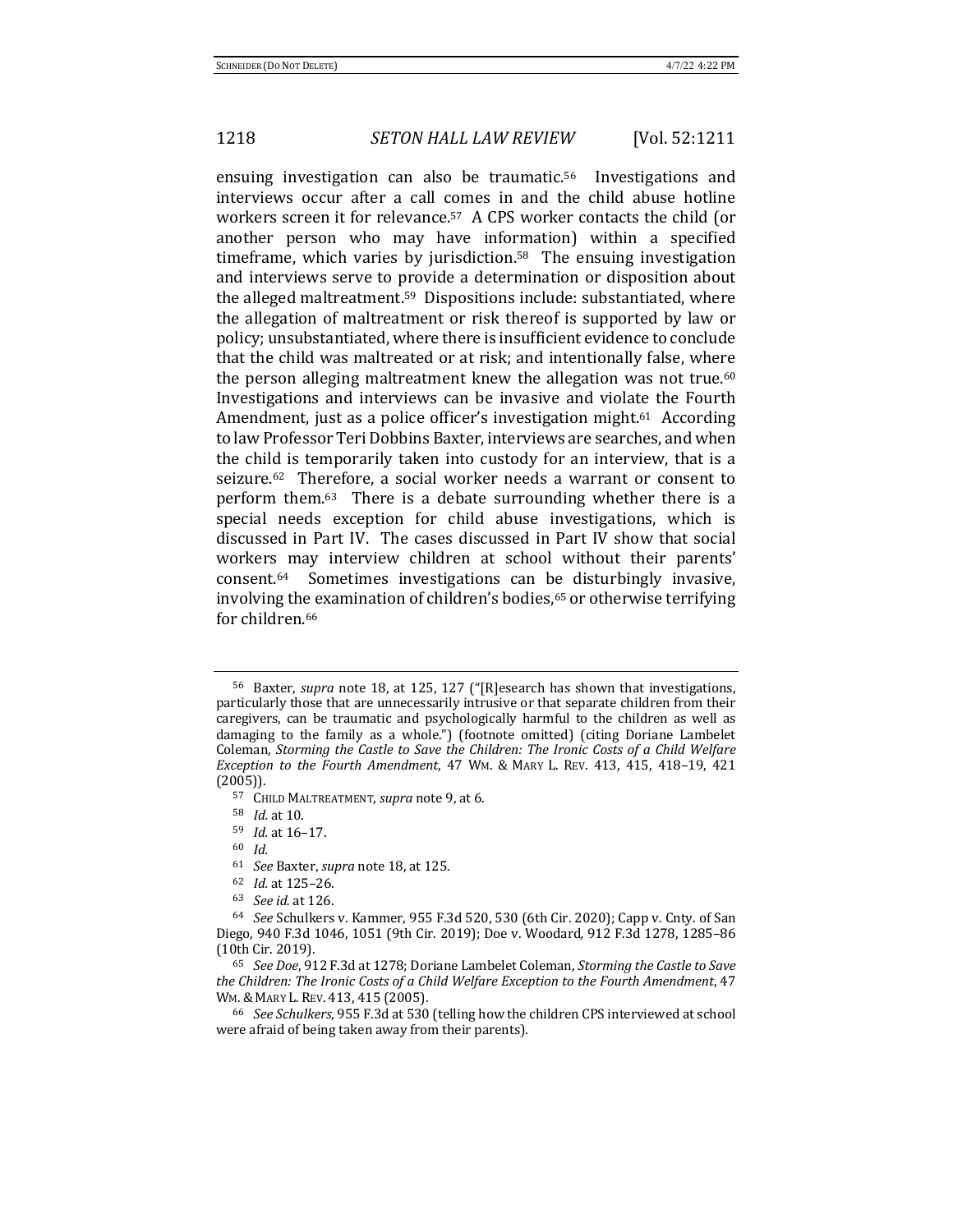ensuing investigation can also be traumatic.[56] Investigations and interviews occur after a call comes in and the child abuse hotline workers screen it for relevance.[57] A CPS worker contacts the child (or another person who may have information) within a specified timeframe, which varies by jurisdiction.[58] The ensuing investigation and interviews serve to provide a determination or disposition about the alleged maltreatment.[59] Dispositions include: substantiated, where the allegation of maltreatment or risk thereof is supported by law or policy; unsubstantiated, where there is insufficient evidence to conclude that the child was maltreated or at risk; and intentionally false, where the person alleging maltreatment knew the allegation was not true.[60] Investigations and interviews can be invasive and violate the Fourth Amendment, just as a police officer's investigation might.[61] According to law Professor Teri Dobbins Baxter, interviews are searches, and when the child is temporarily taken into custody for an interview, that is a seizure.[62] Therefore, a social worker needs a warrant or consent to perform them.[63] There is a debate surrounding whether there is a special needs exception for child abuse investigations, which is discussed in Part IV. The cases discussed in Part IV show that social workers may interview children at school without their parents' consent.[64] Sometimes investigations can be disturbingly invasive, involving the examination of children's bodies,[65] or otherwise terrifying for children.[66]

---

[56] Baxter, *supra* note 18, at 125, 127 ("[R]esearch has shown that investigations, particularly those that are unnecessarily intrusive or that separate children from their caregivers, can be traumatic and psychologically harmful to the children as well as damaging to the family as a whole.") (footnote omitted) (citing Doriane Lambelet Coleman, *Storming the Castle to Save the Children: The Ironic Costs of a Child Welfare Exception to the Fourth Amendment*, 47 WM. & MARY L. REV. 413, 415, 418–19, 421 (2005)).

[57] CHILD MALTREATMENT, *supra* note 9, at 6.

[58] *Id.* at 10.

[59] *Id.* at 16–17.

[60] *Id.*

[61] *See* Baxter, *supra* note 18, at 125.

[62] *Id.* at 125–26.

[63] *See id.* at 126.

[64] *See* Schulkers v. Kammer, 955 F.3d 520, 530 (6th Cir. 2020); Capp v. Cnty. of San Diego, 940 F.3d 1046, 1051 (9th Cir. 2019); Doe v. Woodard, 912 F.3d 1278, 1285–86 (10th Cir. 2019).

[65] *See Doe*, 912 F.3d at 1278; Doriane Lambelet Coleman, *Storming the Castle to Save the Children: The Ironic Costs of a Child Welfare Exception to the Fourth Amendment*, 47 WM. & MARY L. REV. 413, 415 (2005).

[66] *See Schulkers*, 955 F.3d at 530 (telling how the children CPS interviewed at school were afraid of being taken away from their parents).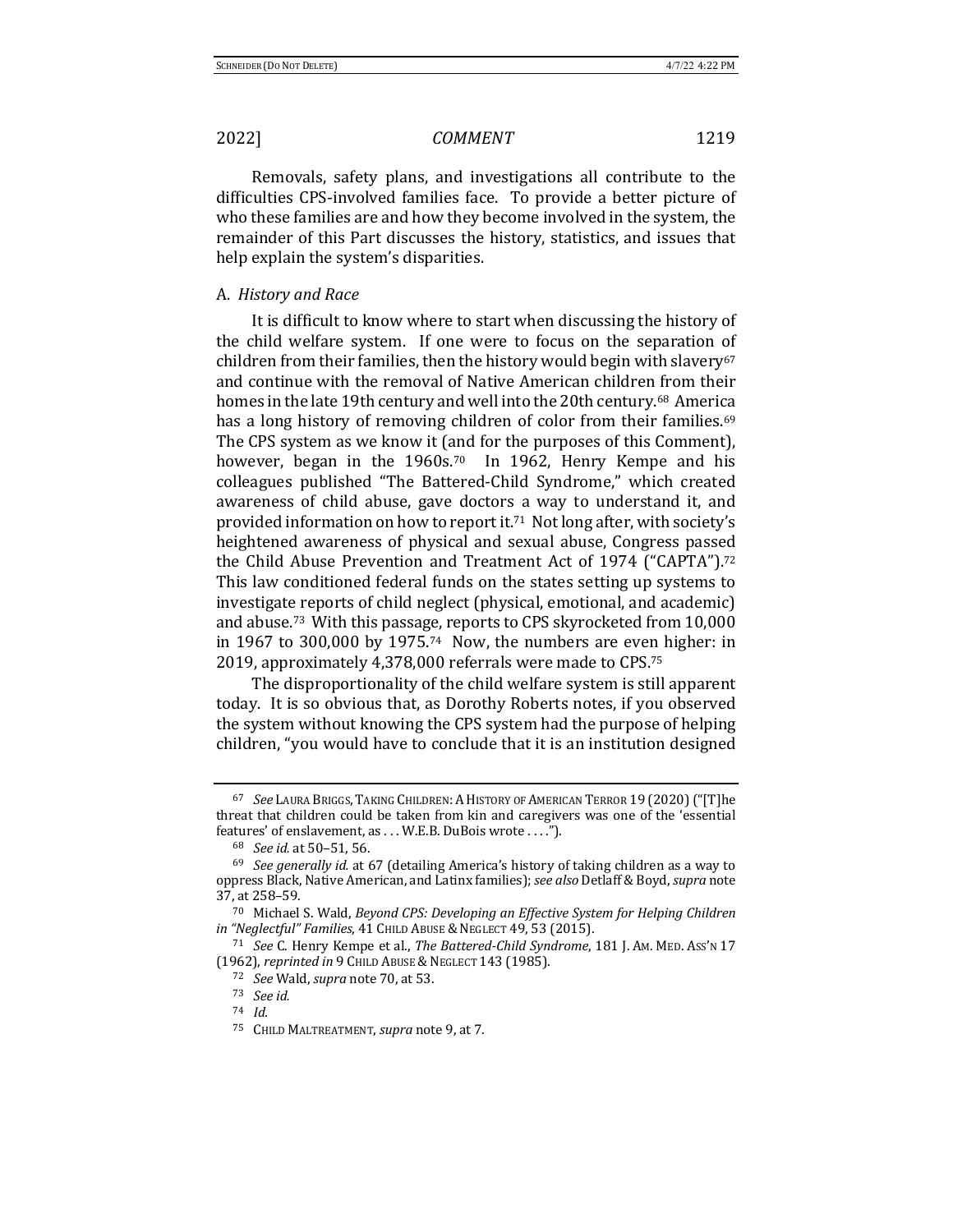Removals, safety plans, and investigations all contribute to the difficulties CPS-involved families face. To provide a better picture of who these families are and how they become involved in the system, the remainder of this Part discusses the history, statistics, and issues that help explain the system's disparities.

### A. *History and Race*

It is difficult to know where to start when discussing the history of the child welfare system. If one were to focus on the separation of children from their families, then the history would begin with slavery[67] and continue with the removal of Native American children from their homes in the late 19th century and well into the 20th century.[68] America has a long history of removing children of color from their families.[69] The CPS system as we know it (and for the purposes of this Comment), however, began in the 1960s.[70] In 1962, Henry Kempe and his colleagues published "The Battered-Child Syndrome," which created awareness of child abuse, gave doctors a way to understand it, and provided information on how to report it.[71] Not long after, with society's heightened awareness of physical and sexual abuse, Congress passed the Child Abuse Prevention and Treatment Act of 1974 ("CAPTA").[72] This law conditioned federal funds on the states setting up systems to investigate reports of child neglect (physical, emotional, and academic) and abuse.[73] With this passage, reports to CPS skyrocketed from 10,000 in 1967 to 300,000 by 1975.[74] Now, the numbers are even higher: in 2019, approximately 4,378,000 referrals were made to CPS.[75]

The disproportionality of the child welfare system is still apparent today. It is so obvious that, as Dorothy Roberts notes, if you observed the system without knowing the CPS system had the purpose of helping children, "you would have to conclude that it is an institution designed

---

[67] *See* LAURA BRIGGS, TAKING CHILDREN: A HISTORY OF AMERICAN TERROR 19 (2020) ("[T]he threat that children could be taken from kin and caregivers was one of the 'essential features' of enslavement, as . . . W.E.B. DuBois wrote . . . .").

[68] *See id.* at 50–51, 56.

[69] *See generally id.* at 67 (detailing America's history of taking children as a way to oppress Black, Native American, and Latinx families); *see also* Detlaff & Boyd, *supra* note 37, at 258–59.

[70] Michael S. Wald, *Beyond CPS: Developing an Effective System for Helping Children in "Neglectful" Families*, 41 CHILD ABUSE & NEGLECT 49, 53 (2015).

[71] *See* C. Henry Kempe et al., *The Battered-Child Syndrome*, 181 J. AM. MED. ASS'N 17 (1962), *reprinted in* 9 CHILD ABUSE & NEGLECT 143 (1985).

[72] *See* Wald, *supra* note 70, at 53.

[73] *See id.*

[74] *Id.*

[75] CHILD MALTREATMENT, *supra* note 9, at 7.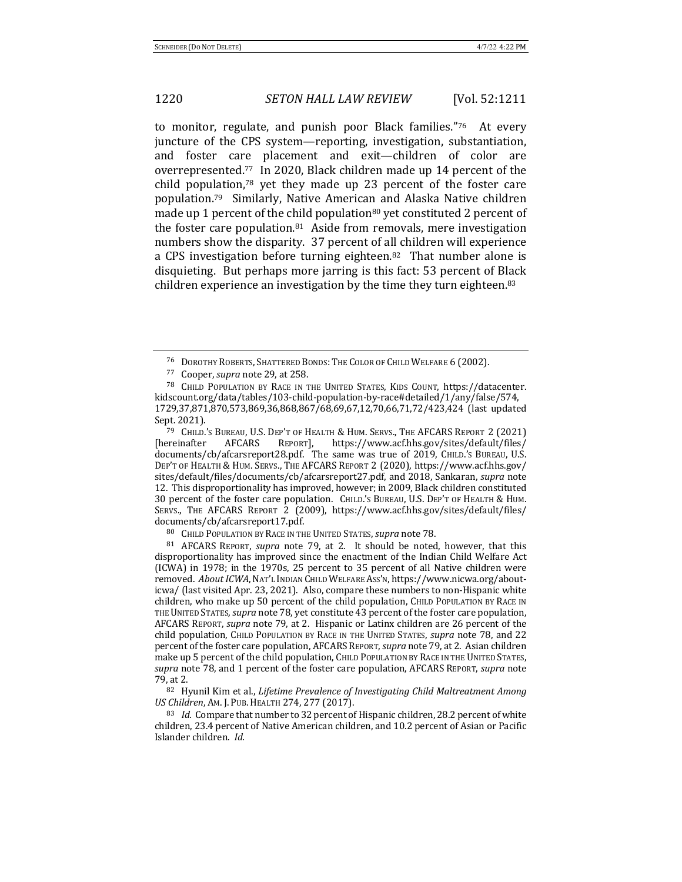to monitor, regulate, and punish poor Black families."[76] At every juncture of the CPS system—reporting, investigation, substantiation, and foster care placement and exit—children of color are overrepresented.[77] In 2020, Black children made up 14 percent of the child population,[78] yet they made up 23 percent of the foster care population.[79] Similarly, Native American and Alaska Native children made up 1 percent of the child population[80] yet constituted 2 percent of the foster care population.[81] Aside from removals, mere investigation numbers show the disparity. 37 percent of all children will experience a CPS investigation before turning eighteen.[82] That number alone is disquieting. But perhaps more jarring is this fact: 53 percent of Black children experience an investigation by the time they turn eighteen.[83]

---

[76] DOROTHY ROBERTS, SHATTERED BONDS: THE COLOR OF CHILD WELFARE 6 (2002).

[77] Cooper, *supra* note 29, at 258.

[78] CHILD POPULATION BY RACE IN THE UNITED STATES, KIDS COUNT, https://datacenter.kidscount.org/data/tables/103-child-population-by-race#detailed/1/any/false/574,1729,37,871,870,573,869,36,868,867/68,69,67,12,70,66,71,72/423,424 (last updated Sept. 2021).

[79] CHILD.'S BUREAU, U.S. DEP'T OF HEALTH & HUM. SERVS., THE AFCARS REPORT 2 (2021) [hereinafter AFCARS REPORT], https://www.acf.hhs.gov/sites/default/files/documents/cb/afcarsreport28.pdf. The same was true of 2019, CHILD.'S BUREAU, U.S. DEP'T OF HEALTH & HUM. SERVS., THE AFCARS REPORT 2 (2020), https://www.acf.hhs.gov/sites/default/files/documents/cb/afcarsreport27.pdf, and 2018, Sankaran, *supra* note 12. This disproportionality has improved, however; in 2009, Black children constituted 30 percent of the foster care population. CHILD.'S BUREAU, U.S. DEP'T OF HEALTH & HUM. SERVS., THE AFCARS REPORT 2 (2009), https://www.acf.hhs.gov/sites/default/files/documents/cb/afcarsreport17.pdf.

[80] CHILD POPULATION BY RACE IN THE UNITED STATES, *supra* note 78.

[81] AFCARS REPORT, *supra* note 79, at 2. It should be noted, however, that this disproportionality has improved since the enactment of the Indian Child Welfare Act (ICWA) in 1978; in the 1970s, 25 percent to 35 percent of all Native children were removed. *About ICWA*, NAT'L INDIAN CHILD WELFARE ASS'N, https://www.nicwa.org/about-icwa/ (last visited Apr. 23, 2021). Also, compare these numbers to non-Hispanic white children, who make up 50 percent of the child population, CHILD POPULATION BY RACE IN THE UNITED STATES, *supra* note 78, yet constitute 43 percent of the foster care population, AFCARS REPORT, *supra* note 79, at 2. Hispanic or Latinx children are 26 percent of the child population, CHILD POPULATION BY RACE IN THE UNITED STATES, *supra* note 78, and 22 percent of the foster care population, AFCARS REPORT, *supra* note 79, at 2. Asian children make up 5 percent of the child population, CHILD POPULATION BY RACE IN THE UNITED STATES, *supra* note 78, and 1 percent of the foster care population, AFCARS REPORT, *supra* note 79, at 2.

[82] Hyunil Kim et al., *Lifetime Prevalence of Investigating Child Maltreatment Among US Children*, AM. J. PUB. HEALTH 274, 277 (2017).

[83] *Id.* Compare that number to 32 percent of Hispanic children, 28.2 percent of white children, 23.4 percent of Native American children, and 10.2 percent of Asian or Pacific Islander children. *Id.*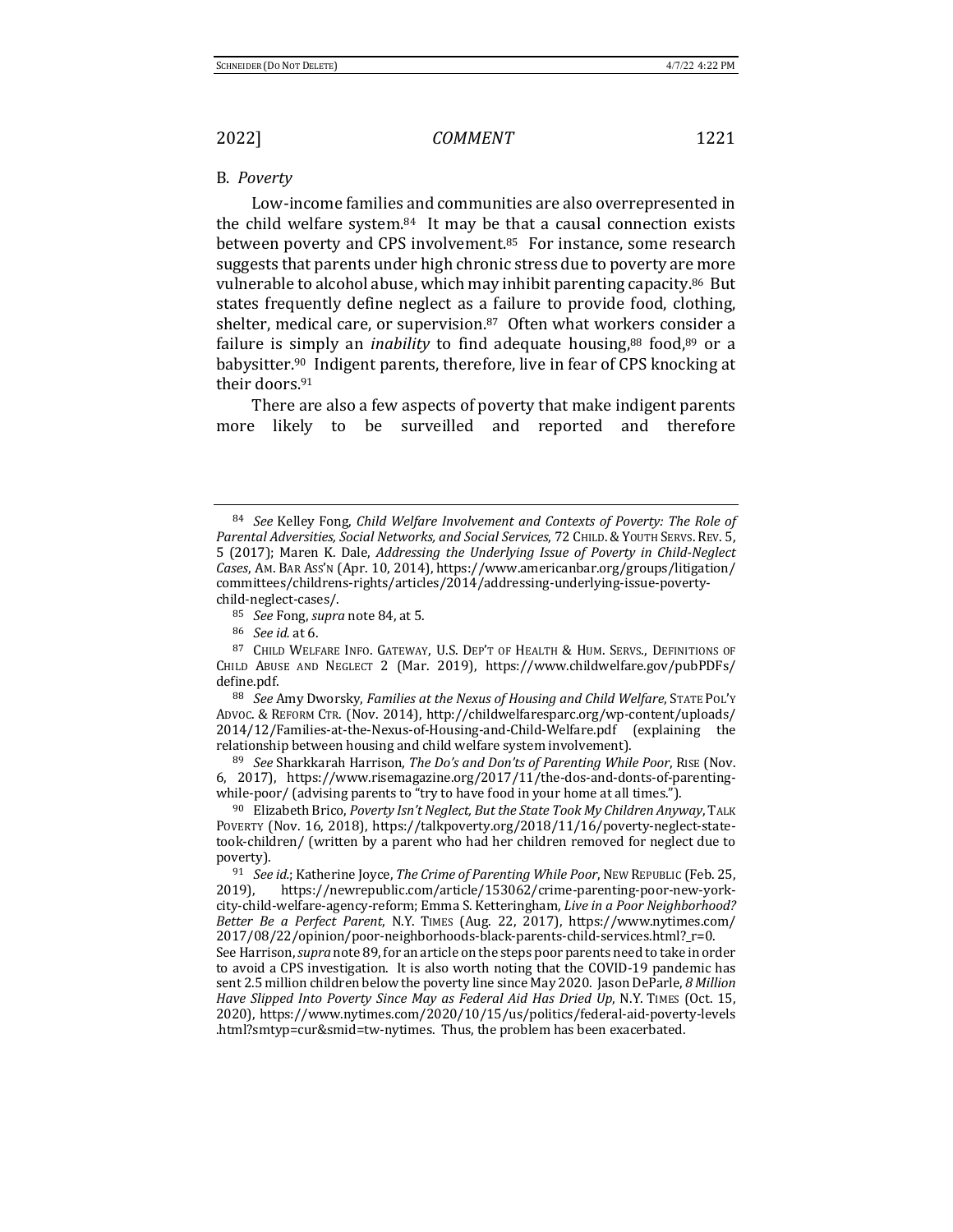### B. *Poverty*

Low-income families and communities are also overrepresented in the child welfare system.[84] It may be that a causal connection exists between poverty and CPS involvement.[85] For instance, some research suggests that parents under high chronic stress due to poverty are more vulnerable to alcohol abuse, which may inhibit parenting capacity.[86] But states frequently define neglect as a failure to provide food, clothing, shelter, medical care, or supervision.[87] Often what workers consider a failure is simply an *inability* to find adequate housing,[88] food,[89] or a babysitter.[90] Indigent parents, therefore, live in fear of CPS knocking at their doors.[91]

There are also a few aspects of poverty that make indigent parents more likely to be surveilled and reported and therefore

---

[84] *See* Kelley Fong, *Child Welfare Involvement and Contexts of Poverty: The Role of Parental Adversities, Social Networks, and Social Services*, 72 CHILD. & YOUTH SERVS. REV. 5, 5 (2017); Maren K. Dale, *Addressing the Underlying Issue of Poverty in Child-Neglect Cases*, AM. BAR ASS'N (Apr. 10, 2014), https://www.americanbar.org/groups/litigation/committees/childrens-rights/articles/2014/addressing-underlying-issue-poverty-child-neglect-cases/.

[85] *See* Fong, *supra* note 84, at 5.

[86] *See id.* at 6.

[87] CHILD WELFARE INFO. GATEWAY, U.S. DEP'T OF HEALTH & HUM. SERVS., DEFINITIONS OF CHILD ABUSE AND NEGLECT 2 (Mar. 2019), https://www.childwelfare.gov/pubPDFs/define.pdf.

[88] *See* Amy Dworsky, *Families at the Nexus of Housing and Child Welfare*, STATE POL'Y ADVOC. & REFORM CTR. (Nov. 2014), http://childwelfaresparc.org/wp-content/uploads/2014/12/Families-at-the-Nexus-of-Housing-and-Child-Welfare.pdf (explaining the relationship between housing and child welfare system involvement).

[89] *See* Sharkkarah Harrison, *The Do's and Don'ts of Parenting While Poor*, RISE (Nov. 6, 2017), https://www.risemagazine.org/2017/11/the-dos-and-donts-of-parenting-while-poor/ (advising parents to "try to have food in your home at all times.").

[90] Elizabeth Brico, *Poverty Isn't Neglect, But the State Took My Children Anyway*, TALK POVERTY (Nov. 16, 2018), https://talkpoverty.org/2018/11/16/poverty-neglect-state-took-children/ (written by a parent who had her children removed for neglect due to poverty).

[91] *See id.*; Katherine Joyce, *The Crime of Parenting While Poor*, NEW REPUBLIC (Feb. 25, 2019), https://newrepublic.com/article/153062/crime-parenting-poor-new-york-city-child-welfare-agency-reform; Emma S. Ketteringham, *Live in a Poor Neighborhood? Better Be a Perfect Parent*, N.Y. TIMES (Aug. 22, 2017), https://www.nytimes.com/2017/08/22/opinion/poor-neighborhoods-black-parents-child-services.html?_r=0. See Harrison, *supra* note 89, for an article on the steps poor parents need to take in order to avoid a CPS investigation. It is also worth noting that the COVID-19 pandemic has sent 2.5 million children below the poverty line since May 2020. Jason DeParle, *8 Million Have Slipped Into Poverty Since May as Federal Aid Has Dried Up*, N.Y. TIMES (Oct. 15, 2020), https://www.nytimes.com/2020/10/15/us/politics/federal-aid-poverty-levels.html?smtyp=cur&smid=tw-nytimes. Thus, the problem has been exacerbated.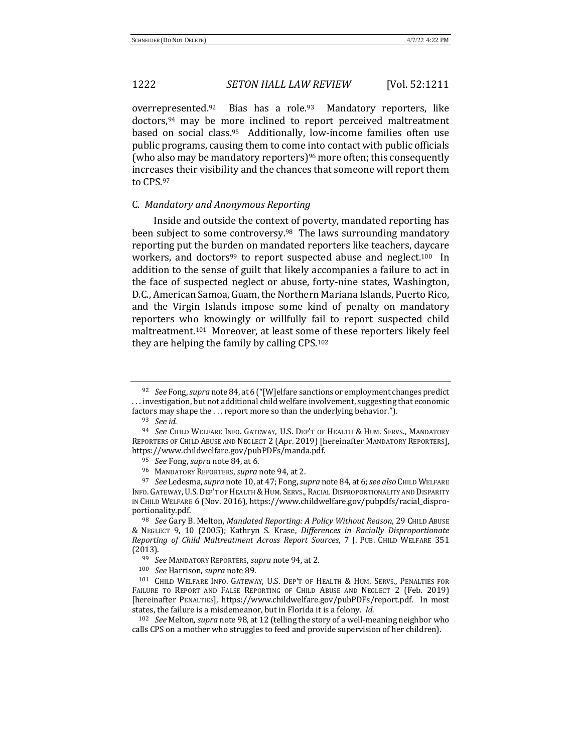overrepresented.[92] Bias has a role.[93] Mandatory reporters, like doctors,[94] may be more inclined to report perceived maltreatment based on social class.[95] Additionally, low-income families often use public programs, causing them to come into contact with public officials (who also may be mandatory reporters)[96] more often; this consequently increases their visibility and the chances that someone will report them to CPS.[97]

### C. *Mandatory and Anonymous Reporting*

Inside and outside the context of poverty, mandated reporting has been subject to some controversy.[98] The laws surrounding mandatory reporting put the burden on mandated reporters like teachers, daycare workers, and doctors[99] to report suspected abuse and neglect.[100] In addition to the sense of guilt that likely accompanies a failure to act in the face of suspected neglect or abuse, forty-nine states, Washington, D.C., American Samoa, Guam, the Northern Mariana Islands, Puerto Rico, and the Virgin Islands impose some kind of penalty on mandatory reporters who knowingly or willfully fail to report suspected child maltreatment.[101] Moreover, at least some of these reporters likely feel they are helping the family by calling CPS.[102]

---

[92] *See* Fong, *supra* note 84, at 6 ("[W]elfare sanctions or employment changes predict . . . investigation, but not additional child welfare involvement, suggesting that economic factors may shape the . . . report more so than the underlying behavior.").

[93] *See id.*

[94] *See* CHILD WELFARE INFO. GATEWAY, U.S. DEP'T OF HEALTH & HUM. SERVS., MANDATORY REPORTERS OF CHILD ABUSE AND NEGLECT 2 (Apr. 2019) [hereinafter MANDATORY REPORTERS], https://www.childwelfare.gov/pubPDFs/manda.pdf.

[95] *See* Fong, *supra* note 84, at 6.

[96] MANDATORY REPORTERS, *supra* note 94, at 2.

[97] *See* Ledesma, *supra* note 10, at 47; Fong, *supra* note 84, at 6; *see also* CHILD WELFARE INFO. GATEWAY, U.S. DEP'T OF HEALTH & HUM. SERVS., RACIAL DISPROPORTIONALITY AND DISPARITY IN CHILD WELFARE 6 (Nov. 2016), https://www.childwelfare.gov/pubpdfs/racial_disproportionality.pdf.

[98] *See* Gary B. Melton, *Mandated Reporting: A Policy Without Reason*, 29 CHILD ABUSE & NEGLECT 9, 10 (2005); Kathryn S. Krase, *Differences in Racially Disproportionate Reporting of Child Maltreatment Across Report Sources*, 7 J. PUB. CHILD WELFARE 351 (2013).

[99] *See* MANDATORY REPORTERS, *supra* note 94, at 2.

[100] *See* Harrison, *supra* note 89.

[101] CHILD WELFARE INFO. GATEWAY, U.S. DEP'T OF HEALTH & HUM. SERVS., PENALTIES FOR FAILURE TO REPORT AND FALSE REPORTING OF CHILD ABUSE AND NEGLECT 2 (Feb. 2019) [hereinafter PENALTIES], https://www.childwelfare.gov/pubPDFs/report.pdf. In most states, the failure is a misdemeanor, but in Florida it is a felony. *Id.*

[102] *See* Melton, *supra* note 98, at 12 (telling the story of a well-meaning neighbor who calls CPS on a mother who struggles to feed and provide supervision of her children).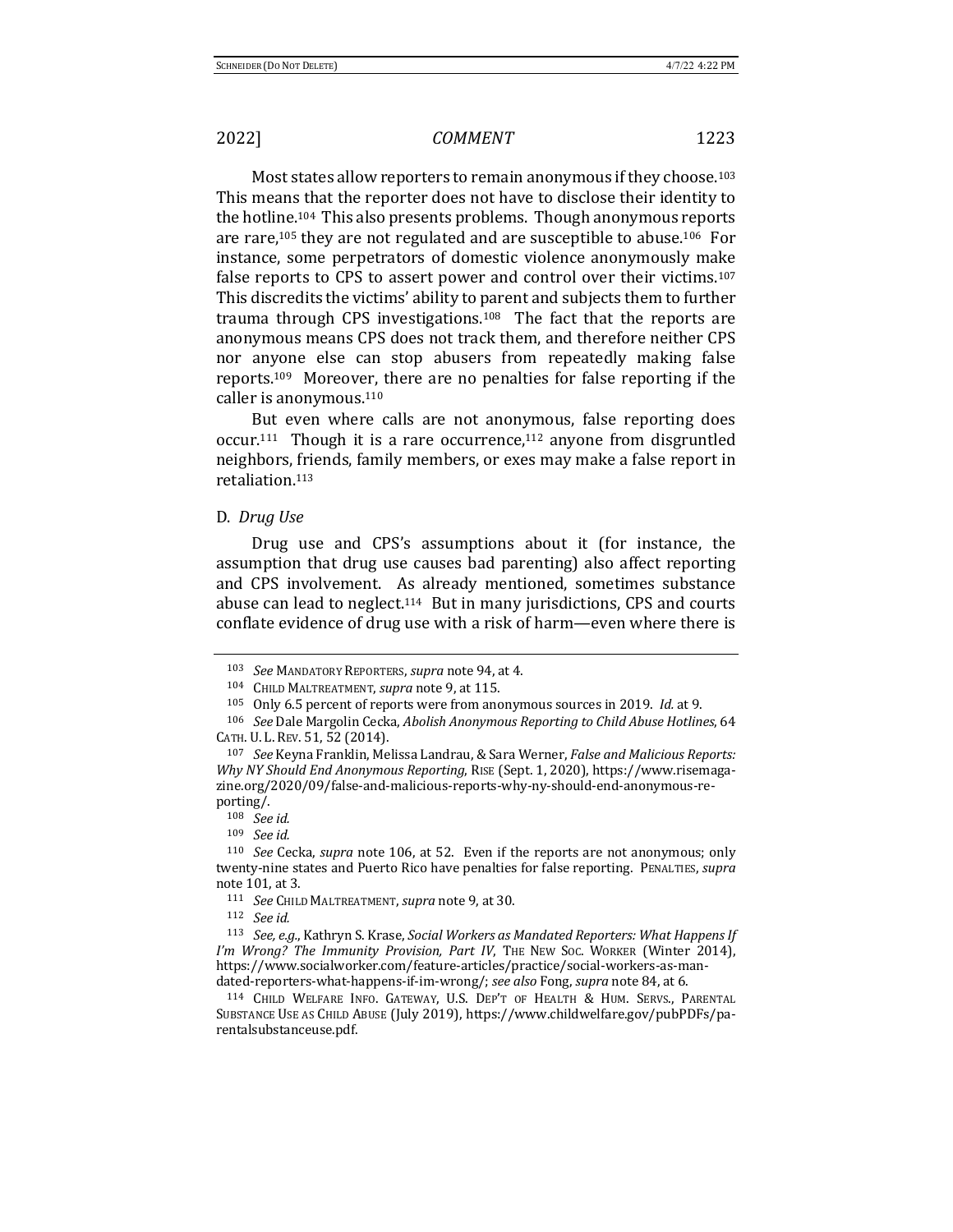Most states allow reporters to remain anonymous if they choose.[103] This means that the reporter does not have to disclose their identity to the hotline.[104] This also presents problems. Though anonymous reports are rare,[105] they are not regulated and are susceptible to abuse.[106] For instance, some perpetrators of domestic violence anonymously make false reports to CPS to assert power and control over their victims.[107] This discredits the victims' ability to parent and subjects them to further trauma through CPS investigations.[108] The fact that the reports are anonymous means CPS does not track them, and therefore neither CPS nor anyone else can stop abusers from repeatedly making false reports.[109] Moreover, there are no penalties for false reporting if the caller is anonymous.[110]

But even where calls are not anonymous, false reporting does occur.[111] Though it is a rare occurrence,[112] anyone from disgruntled neighbors, friends, family members, or exes may make a false report in retaliation.[113]

### D. *Drug Use*

Drug use and CPS's assumptions about it (for instance, the assumption that drug use causes bad parenting) also affect reporting and CPS involvement. As already mentioned, sometimes substance abuse can lead to neglect.[114] But in many jurisdictions, CPS and courts conflate evidence of drug use with a risk of harm—even where there is

---

[103] *See* MANDATORY REPORTERS, *supra* note 94, at 4.

[104] CHILD MALTREATMENT, *supra* note 9, at 115.

[105] Only 6.5 percent of reports were from anonymous sources in 2019. *Id.* at 9.

[106] *See* Dale Margolin Cecka, *Abolish Anonymous Reporting to Child Abuse Hotlines*, 64 CATH. U. L. REV. 51, 52 (2014).

[107] *See* Keyna Franklin, Melissa Landrau, & Sara Werner, *False and Malicious Reports: Why NY Should End Anonymous Reporting*, RISE (Sept. 1, 2020), https://www.risemagazine.org/2020/09/false-and-malicious-reports-why-ny-should-end-anonymous-reporting/.

[108] *See id.*

[109] *See id.*

[110] *See* Cecka, *supra* note 106, at 52. Even if the reports are not anonymous; only twenty-nine states and Puerto Rico have penalties for false reporting. PENALTIES, *supra* note 101, at 3.

[111] *See* CHILD MALTREATMENT, *supra* note 9, at 30.

[112] *See id.*

[113] *See, e.g.*, Kathryn S. Krase, *Social Workers as Mandated Reporters: What Happens If I'm Wrong? The Immunity Provision, Part IV*, THE NEW SOC. WORKER (Winter 2014), https://www.socialworker.com/feature-articles/practice/social-workers-as-mandated-reporters-what-happens-if-im-wrong/; *see also* Fong, *supra* note 84, at 6.

[114] CHILD WELFARE INFO. GATEWAY, U.S. DEP'T OF HEALTH & HUM. SERVS., PARENTAL SUBSTANCE USE AS CHILD ABUSE (July 2019), https://www.childwelfare.gov/pubPDFs/parentalsubstanceuse.pdf.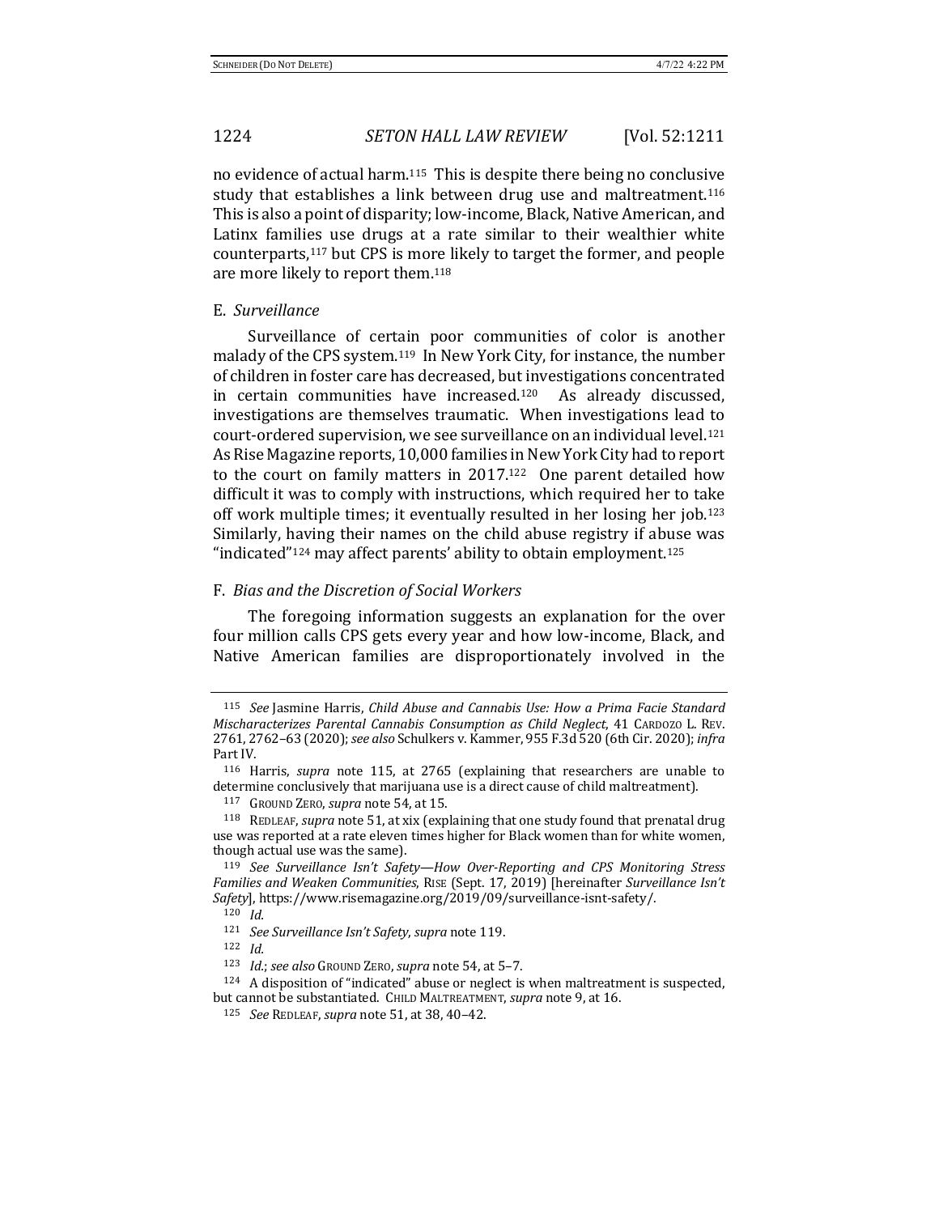no evidence of actual harm.[115] This is despite there being no conclusive study that establishes a link between drug use and maltreatment.[116] This is also a point of disparity; low-income, Black, Native American, and Latinx families use drugs at a rate similar to their wealthier white counterparts,[117] but CPS is more likely to target the former, and people are more likely to report them.[118]

### E. *Surveillance*

Surveillance of certain poor communities of color is another malady of the CPS system.[119] In New York City, for instance, the number of children in foster care has decreased, but investigations concentrated in certain communities have increased.[120] As already discussed, investigations are themselves traumatic. When investigations lead to court-ordered supervision, we see surveillance on an individual level.[121] As Rise Magazine reports, 10,000 families in New York City had to report to the court on family matters in 2017.[122] One parent detailed how difficult it was to comply with instructions, which required her to take off work multiple times; it eventually resulted in her losing her job.[123] Similarly, having their names on the child abuse registry if abuse was "indicated"[124] may affect parents' ability to obtain employment.[125]

### F. *Bias and the Discretion of Social Workers*

The foregoing information suggests an explanation for the over four million calls CPS gets every year and how low-income, Black, and Native American families are disproportionately involved in the

---

[115] *See* Jasmine Harris, *Child Abuse and Cannabis Use: How a Prima Facie Standard Mischaracterizes Parental Cannabis Consumption as Child Neglect*, 41 CARDOZO L. REV. 2761, 2762–63 (2020); *see also* Schulkers v. Kammer, 955 F.3d 520 (6th Cir. 2020); *infra* Part IV.

[116] Harris, *supra* note 115, at 2765 (explaining that researchers are unable to determine conclusively that marijuana use is a direct cause of child maltreatment).

[117] GROUND ZERO, *supra* note 54, at 15.

[118] REDLEAF, *supra* note 51, at xix (explaining that one study found that prenatal drug use was reported at a rate eleven times higher for Black women than for white women, though actual use was the same).

[119] *See Surveillance Isn't Safety—How Over-Reporting and CPS Monitoring Stress Families and Weaken Communities*, RISE (Sept. 17, 2019) [hereinafter *Surveillance Isn't Safety*], https://www.risemagazine.org/2019/09/surveillance-isnt-safety/.

[120] *Id.*

[121] *See Surveillance Isn't Safety*, *supra* note 119.

[122] *Id.*

[123] *Id.*; *see also* GROUND ZERO, *supra* note 54, at 5–7.

[124] A disposition of "indicated" abuse or neglect is when maltreatment is suspected, but cannot be substantiated. CHILD MALTREATMENT, *supra* note 9, at 16.

[125] *See* REDLEAF, *supra* note 51, at 38, 40–42.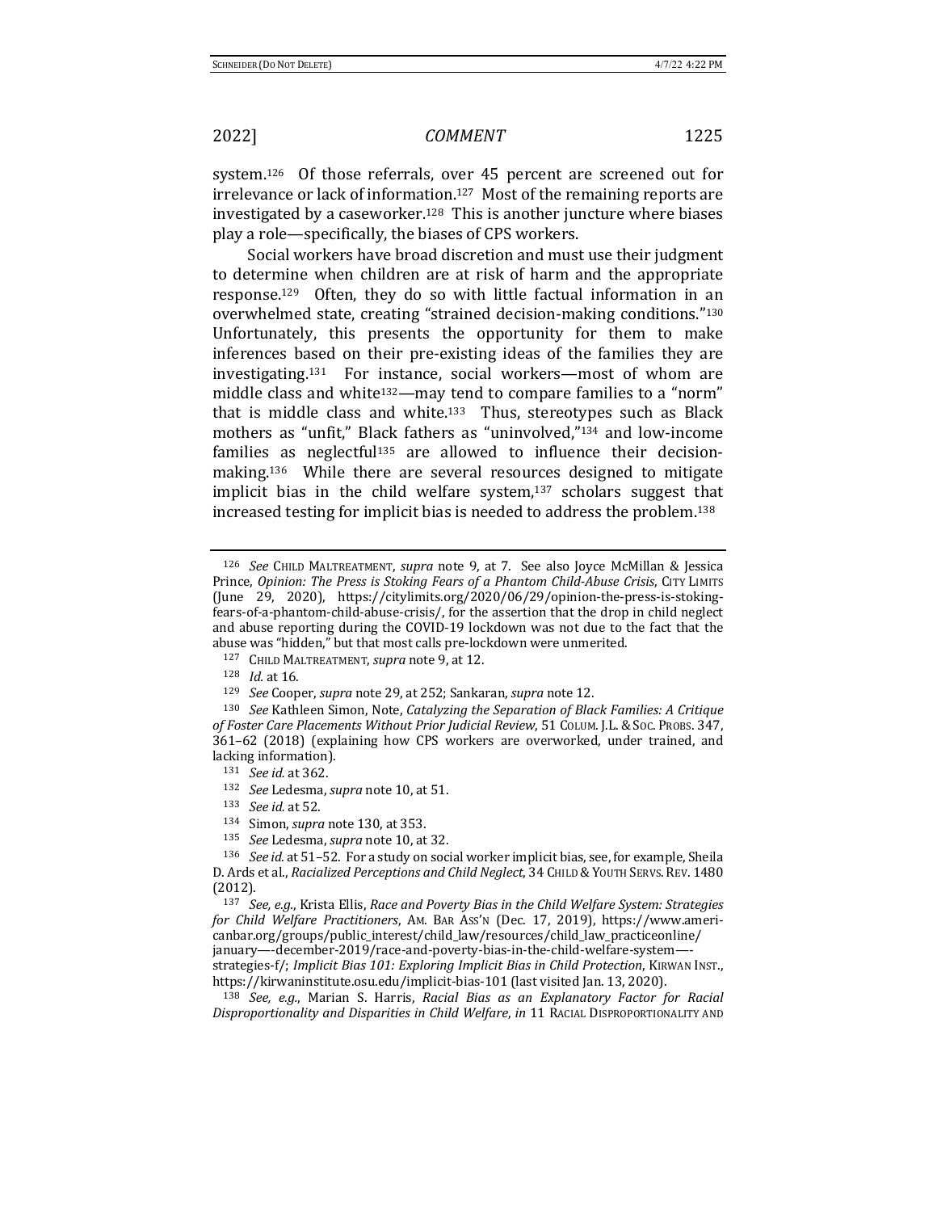system.[126] Of those referrals, over 45 percent are screened out for irrelevance or lack of information.[127] Most of the remaining reports are investigated by a caseworker.[128] This is another juncture where biases play a role—specifically, the biases of CPS workers.

Social workers have broad discretion and must use their judgment to determine when children are at risk of harm and the appropriate response.[129] Often, they do so with little factual information in an overwhelmed state, creating "strained decision-making conditions."[130] Unfortunately, this presents the opportunity for them to make inferences based on their pre-existing ideas of the families they are investigating.[131] For instance, social workers—most of whom are middle class and white[132]—may tend to compare families to a "norm" that is middle class and white.[133] Thus, stereotypes such as Black mothers as "unfit," Black fathers as "uninvolved,"[134] and low-income families as neglectful[135] are allowed to influence their decision-making.[136] While there are several resources designed to mitigate implicit bias in the child welfare system,[137] scholars suggest that increased testing for implicit bias is needed to address the problem.[138]

---

[126] *See* CHILD MALTREATMENT, *supra* note 9, at 7. See also Joyce McMillan & Jessica Prince, *Opinion: The Press is Stoking Fears of a Phantom Child-Abuse Crisis*, CITY LIMITS (June 29, 2020), https://citylimits.org/2020/06/29/opinion-the-press-is-stoking-fears-of-a-phantom-child-abuse-crisis/, for the assertion that the drop in child neglect and abuse reporting during the COVID-19 lockdown was not due to the fact that the abuse was "hidden," but that most calls pre-lockdown were unmerited.

[127] CHILD MALTREATMENT, *supra* note 9, at 12.

[128] *Id.* at 16.

[129] *See* Cooper, *supra* note 29, at 252; Sankaran, *supra* note 12.

[130] *See* Kathleen Simon, Note, *Catalyzing the Separation of Black Families: A Critique of Foster Care Placements Without Prior Judicial Review*, 51 COLUM. J.L. & SOC. PROBS. 347, 361–62 (2018) (explaining how CPS workers are overworked, under trained, and lacking information).

[131] *See id.* at 362.

[132] *See* Ledesma, *supra* note 10, at 51.

[133] *See id.* at 52.

[134] Simon, *supra* note 130, at 353.

[135] *See* Ledesma, *supra* note 10, at 32.

[136] *See id.* at 51–52. For a study on social worker implicit bias, see, for example, Sheila D. Ards et al., *Racialized Perceptions and Child Neglect*, 34 CHILD & YOUTH SERVS. REV. 1480 (2012).

[137] *See, e.g.*, Krista Ellis, *Race and Poverty Bias in the Child Welfare System: Strategies for Child Welfare Practitioners*, AM. BAR ASS'N (Dec. 17, 2019), https://www.americanbar.org/groups/public_interest/child_law/resources/child_law_practiceonline/january—-december-2019/race-and-poverty-bias-in-the-child-welfare-system—-strategies-f/; *Implicit Bias 101: Exploring Implicit Bias in Child Protection*, KIRWAN INST., https://kirwaninstitute.osu.edu/implicit-bias-101 (last visited Jan. 13, 2020).

[138] *See, e.g.*, Marian S. Harris, *Racial Bias as an Explanatory Factor for Racial Disproportionality and Disparities in Child Welfare*, *in* 11 RACIAL DISPROPORTIONALITY AND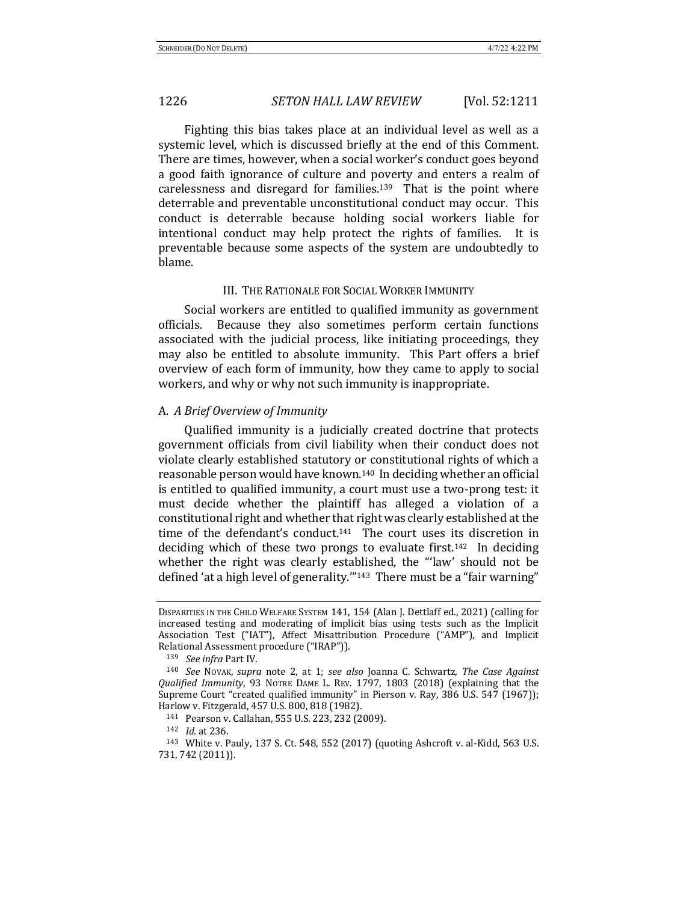Fighting this bias takes place at an individual level as well as a systemic level, which is discussed briefly at the end of this Comment. There are times, however, when a social worker's conduct goes beyond a good faith ignorance of culture and poverty and enters a realm of carelessness and disregard for families.[139] That is the point where deterrable and preventable unconstitutional conduct may occur. This conduct is deterrable because holding social workers liable for intentional conduct may help protect the rights of families. It is preventable because some aspects of the system are undoubtedly to blame.

## III. The Rationale for Social Worker Immunity

Social workers are entitled to qualified immunity as government officials. Because they also sometimes perform certain functions associated with the judicial process, like initiating proceedings, they may also be entitled to absolute immunity. This Part offers a brief overview of each form of immunity, how they came to apply to social workers, and why or why not such immunity is inappropriate.

### A. *A Brief Overview of Immunity*

Qualified immunity is a judicially created doctrine that protects government officials from civil liability when their conduct does not violate clearly established statutory or constitutional rights of which a reasonable person would have known.[140] In deciding whether an official is entitled to qualified immunity, a court must use a two-prong test: it must decide whether the plaintiff has alleged a violation of a constitutional right and whether that right was clearly established at the time of the defendant's conduct.[141] The court uses its discretion in deciding which of these two prongs to evaluate first.[142] In deciding whether the right was clearly established, the "'law' should not be defined 'at a high level of generality.'"[143] There must be a "fair warning"

---

DISPARITIES IN THE CHILD WELFARE SYSTEM 141, 154 (Alan J. Dettlaff ed., 2021) (calling for increased testing and moderating of implicit bias using tests such as the Implicit Association Test ("IAT"), Affect Misattribution Procedure ("AMP"), and Implicit Relational Assessment procedure ("IRAP")).

[139] *See infra* Part IV.

[140] *See* NOVAK, *supra* note 2, at 1; *see also* Joanna C. Schwartz, *The Case Against Qualified Immunity*, 93 NOTRE DAME L. REV. 1797, 1803 (2018) (explaining that the Supreme Court "created qualified immunity" in Pierson v. Ray, 386 U.S. 547 (1967)); Harlow v. Fitzgerald, 457 U.S. 800, 818 (1982).

[141] Pearson v. Callahan, 555 U.S. 223, 232 (2009).

[142] *Id.* at 236.

[143] White v. Pauly, 137 S. Ct. 548, 552 (2017) (quoting Ashcroft v. al-Kidd, 563 U.S. 731, 742 (2011)).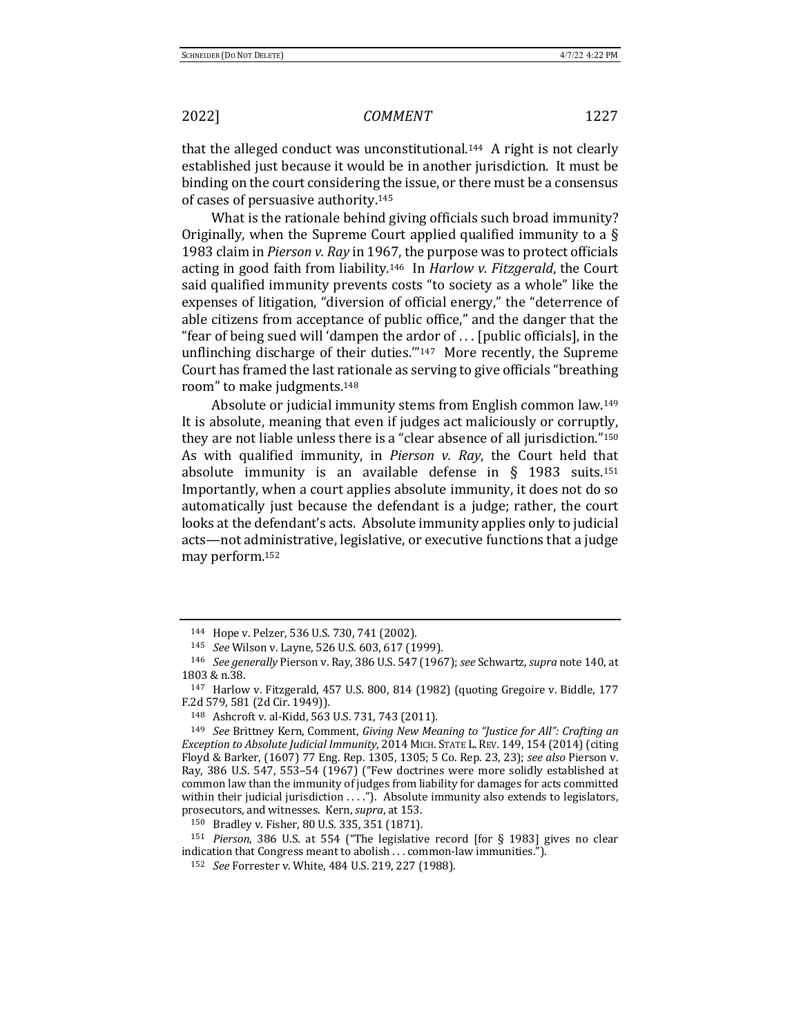that the alleged conduct was unconstitutional.[144] A right is not clearly established just because it would be in another jurisdiction. It must be binding on the court considering the issue, or there must be a consensus of cases of persuasive authority.[145]

What is the rationale behind giving officials such broad immunity? Originally, when the Supreme Court applied qualified immunity to a § 1983 claim in *Pierson v. Ray* in 1967, the purpose was to protect officials acting in good faith from liability.[146] In *Harlow v. Fitzgerald*, the Court said qualified immunity prevents costs "to society as a whole" like the expenses of litigation, "diversion of official energy," the "deterrence of able citizens from acceptance of public office," and the danger that the "fear of being sued will 'dampen the ardor of . . . [public officials], in the unflinching discharge of their duties.'"[147] More recently, the Supreme Court has framed the last rationale as serving to give officials "breathing room" to make judgments.[148]

Absolute or judicial immunity stems from English common law.[149] It is absolute, meaning that even if judges act maliciously or corruptly, they are not liable unless there is a "clear absence of all jurisdiction."[150] As with qualified immunity, in *Pierson v. Ray*, the Court held that absolute immunity is an available defense in § 1983 suits.[151] Importantly, when a court applies absolute immunity, it does not do so automatically just because the defendant is a judge; rather, the court looks at the defendant's acts. Absolute immunity applies only to judicial acts—not administrative, legislative, or executive functions that a judge may perform.[152]

---

[144] Hope v. Pelzer, 536 U.S. 730, 741 (2002).

[145] *See* Wilson v. Layne, 526 U.S. 603, 617 (1999).

[146] *See generally* Pierson v. Ray, 386 U.S. 547 (1967); *see* Schwartz, *supra* note 140, at 1803 & n.38.

[147] Harlow v. Fitzgerald, 457 U.S. 800, 814 (1982) (quoting Gregoire v. Biddle, 177 F.2d 579, 581 (2d Cir. 1949)).

[148] Ashcroft v. al-Kidd, 563 U.S. 731, 743 (2011).

[149] *See* Brittney Kern, Comment, *Giving New Meaning to "Justice for All": Crafting an Exception to Absolute Judicial Immunity*, 2014 MICH. STATE L. REV. 149, 154 (2014) (citing Floyd & Barker, (1607) 77 Eng. Rep. 1305, 1305; 5 Co. Rep. 23, 23); *see also* Pierson v. Ray, 386 U.S. 547, 553–54 (1967) ("Few doctrines were more solidly established at common law than the immunity of judges from liability for damages for acts committed within their judicial jurisdiction . . . ."). Absolute immunity also extends to legislators, prosecutors, and witnesses. Kern, *supra*, at 153.

[150] Bradley v. Fisher, 80 U.S. 335, 351 (1871).

[151] *Pierson*, 386 U.S. at 554 ("The legislative record [for § 1983] gives no clear indication that Congress meant to abolish . . . common-law immunities.").

[152] *See* Forrester v. White, 484 U.S. 219, 227 (1988).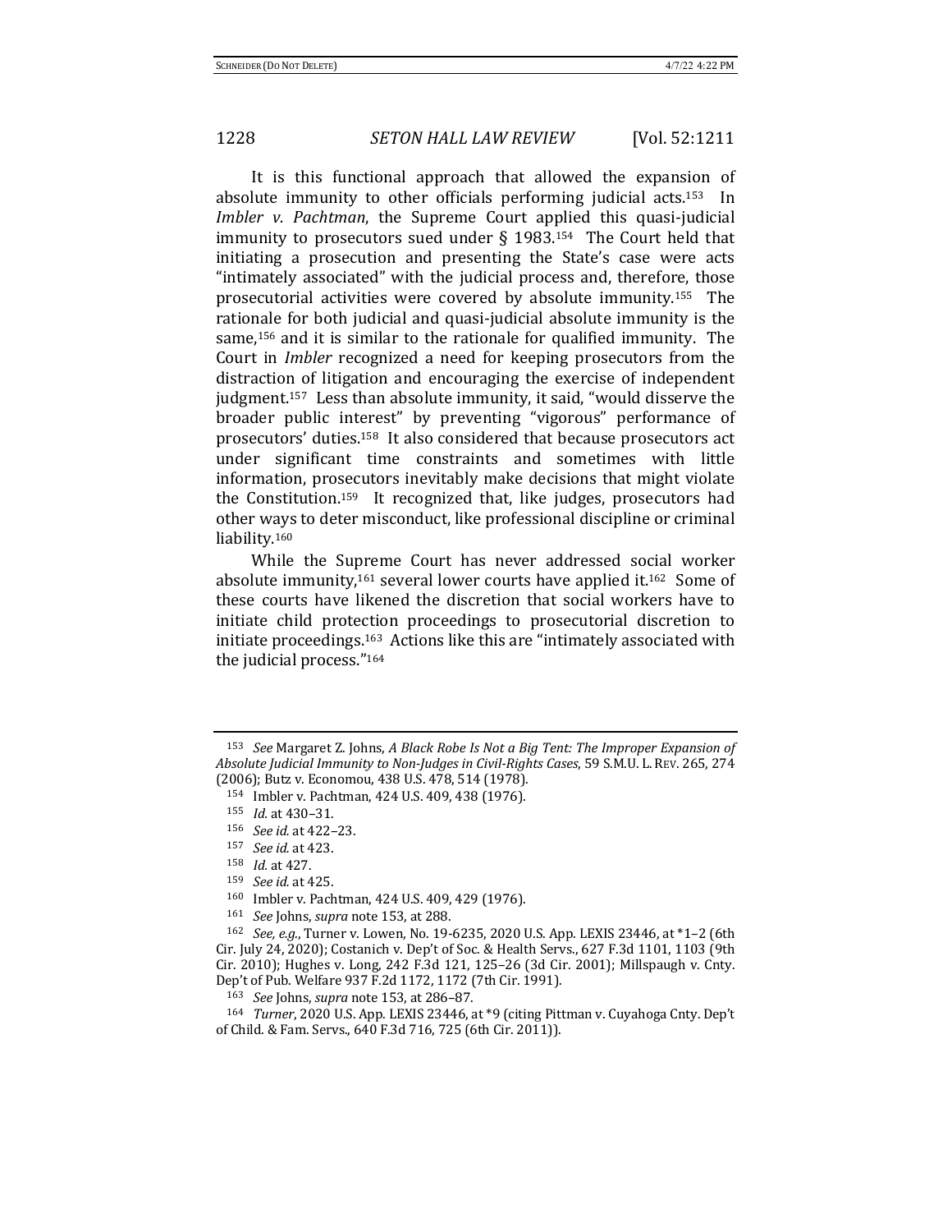It is this functional approach that allowed the expansion of absolute immunity to other officials performing judicial acts.[153] In *Imbler v. Pachtman*, the Supreme Court applied this quasi-judicial immunity to prosecutors sued under § 1983.[154] The Court held that initiating a prosecution and presenting the State's case were acts "intimately associated" with the judicial process and, therefore, those prosecutorial activities were covered by absolute immunity.[155] The rationale for both judicial and quasi-judicial absolute immunity is the same,[156] and it is similar to the rationale for qualified immunity. The Court in *Imbler* recognized a need for keeping prosecutors from the distraction of litigation and encouraging the exercise of independent judgment.[157] Less than absolute immunity, it said, "would disserve the broader public interest" by preventing "vigorous" performance of prosecutors' duties.[158] It also considered that because prosecutors act under significant time constraints and sometimes with little information, prosecutors inevitably make decisions that might violate the Constitution.[159] It recognized that, like judges, prosecutors had other ways to deter misconduct, like professional discipline or criminal liability.[160]

While the Supreme Court has never addressed social worker absolute immunity,[161] several lower courts have applied it.[162] Some of these courts have likened the discretion that social workers have to initiate child protection proceedings to prosecutorial discretion to initiate proceedings.[163] Actions like this are "intimately associated with the judicial process."[164]

---

[153] *See* Margaret Z. Johns, *A Black Robe Is Not a Big Tent: The Improper Expansion of Absolute Judicial Immunity to Non-Judges in Civil-Rights Cases*, 59 S.M.U. L. REV. 265, 274 (2006); Butz v. Economou, 438 U.S. 478, 514 (1978).

[154] Imbler v. Pachtman, 424 U.S. 409, 438 (1976).

[155] *Id.* at 430–31.

[156] *See id.* at 422–23.

[157] *See id.* at 423.

[158] *Id.* at 427.

[159] *See id.* at 425.

[160] Imbler v. Pachtman, 424 U.S. 409, 429 (1976).

[161] *See* Johns, *supra* note 153, at 288.

[162] *See, e.g.*, Turner v. Lowen, No. 19-6235, 2020 U.S. App. LEXIS 23446, at *1–2 (6th Cir. July 24, 2020); Costanich v. Dep't of Soc. & Health Servs., 627 F.3d 1101, 1103 (9th Cir. 2010); Hughes v. Long, 242 F.3d 121, 125–26 (3d Cir. 2001); Millspaugh v. Cnty. Dep't of Pub. Welfare 937 F.2d 1172, 1172 (7th Cir. 1991).

[163] *See* Johns, *supra* note 153, at 286–87.

[164] *Turner*, 2020 U.S. App. LEXIS 23446, at *9 (citing Pittman v. Cuyahoga Cnty. Dep't of Child. & Fam. Servs., 640 F.3d 716, 725 (6th Cir. 2011)).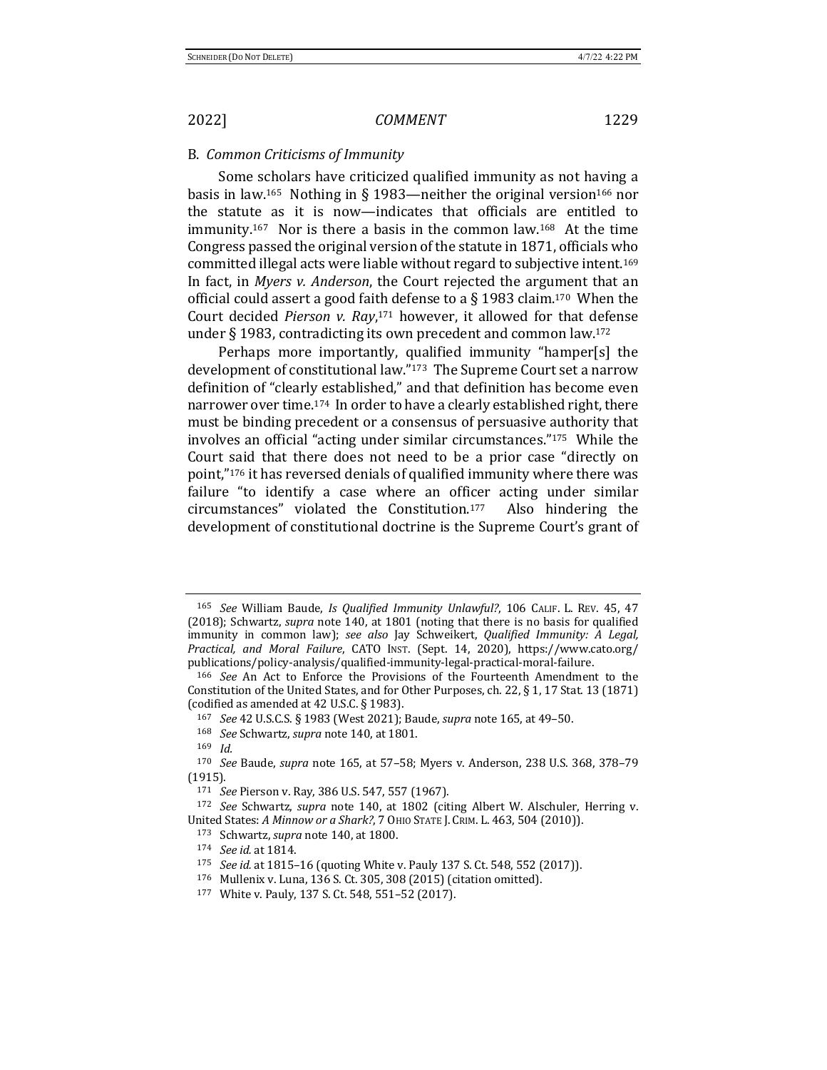### B. *Common Criticisms of Immunity*

Some scholars have criticized qualified immunity as not having a basis in law.[165] Nothing in § 1983—neither the original version[166] nor the statute as it is now—indicates that officials are entitled to immunity.[167] Nor is there a basis in the common law.[168] At the time Congress passed the original version of the statute in 1871, officials who committed illegal acts were liable without regard to subjective intent.[169] In fact, in *Myers v. Anderson*, the Court rejected the argument that an official could assert a good faith defense to a § 1983 claim.[170] When the Court decided *Pierson v. Ray*,[171] however, it allowed for that defense under § 1983, contradicting its own precedent and common law.[172]

Perhaps more importantly, qualified immunity "hamper[s] the development of constitutional law."[173] The Supreme Court set a narrow definition of "clearly established," and that definition has become even narrower over time.[174] In order to have a clearly established right, there must be binding precedent or a consensus of persuasive authority that involves an official "acting under similar circumstances."[175] While the Court said that there does not need to be a prior case "directly on point,"[176] it has reversed denials of qualified immunity where there was failure "to identify a case where an officer acting under similar circumstances" violated the Constitution.[177] Also hindering the development of constitutional doctrine is the Supreme Court's grant of

---

[165] *See* William Baude, *Is Qualified Immunity Unlawful?*, 106 CALIF. L. REV. 45, 47 (2018); Schwartz, *supra* note 140, at 1801 (noting that there is no basis for qualified immunity in common law); *see also* Jay Schweikert, *Qualified Immunity: A Legal, Practical, and Moral Failure*, CATO INST. (Sept. 14, 2020), https://www.cato.org/publications/policy-analysis/qualified-immunity-legal-practical-moral-failure.

[166] *See* An Act to Enforce the Provisions of the Fourteenth Amendment to the Constitution of the United States, and for Other Purposes, ch. 22, § 1, 17 Stat. 13 (1871) (codified as amended at 42 U.S.C. § 1983).

[167] *See* 42 U.S.C.S. § 1983 (West 2021); Baude, *supra* note 165, at 49–50.

[168] *See* Schwartz, *supra* note 140, at 1801.

[169] *Id.*

[170] *See* Baude, *supra* note 165, at 57–58; Myers v. Anderson, 238 U.S. 368, 378–79 (1915).

[171] *See* Pierson v. Ray, 386 U.S. 547, 557 (1967).

[172] *See* Schwartz, *supra* note 140, at 1802 (citing Albert W. Alschuler, Herring v. United States: *A Minnow or a Shark?*, 7 OHIO STATE J. CRIM. L. 463, 504 (2010)).

[173] Schwartz, *supra* note 140, at 1800.

[174] *See id.* at 1814.

[175] *See id.* at 1815–16 (quoting White v. Pauly 137 S. Ct. 548, 552 (2017)).

[176] Mullenix v. Luna, 136 S. Ct. 305, 308 (2015) (citation omitted).

[177] White v. Pauly, 137 S. Ct. 548, 551–52 (2017).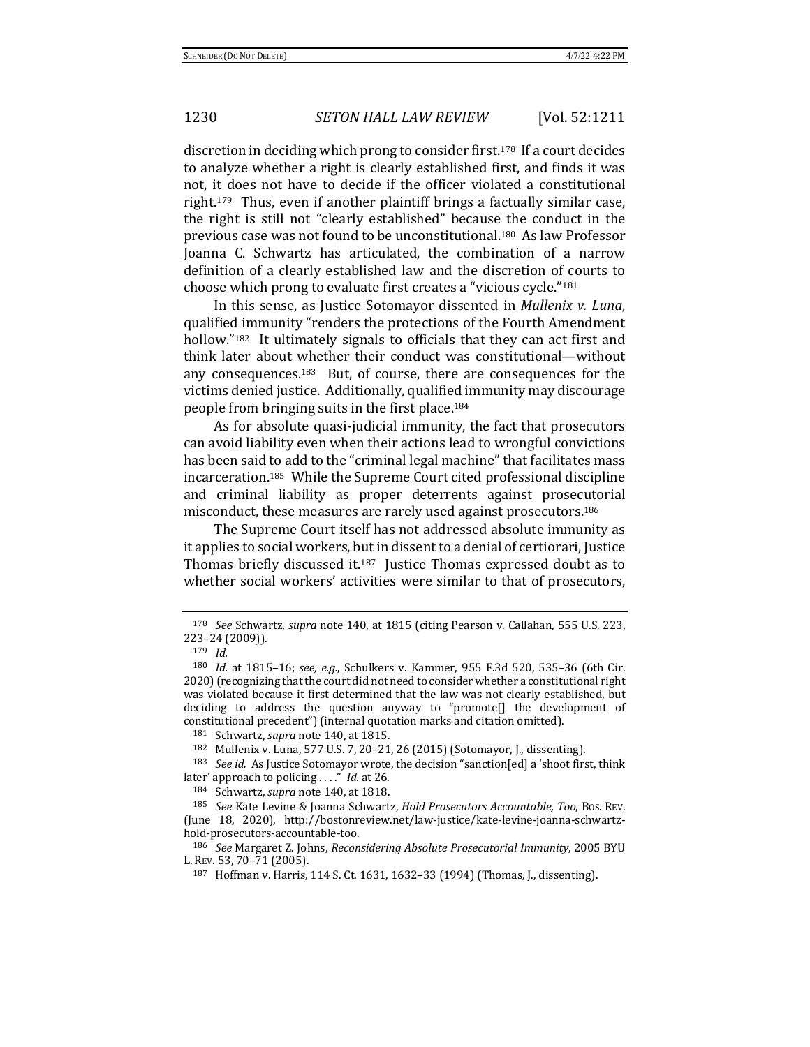discretion in deciding which prong to consider first.[178] If a court decides to analyze whether a right is clearly established first, and finds it was not, it does not have to decide if the officer violated a constitutional right.[179] Thus, even if another plaintiff brings a factually similar case, the right is still not "clearly established" because the conduct in the previous case was not found to be unconstitutional.[180] As law Professor Joanna C. Schwartz has articulated, the combination of a narrow definition of a clearly established law and the discretion of courts to choose which prong to evaluate first creates a "vicious cycle."[181]

In this sense, as Justice Sotomayor dissented in *Mullenix v. Luna*, qualified immunity "renders the protections of the Fourth Amendment hollow."[182] It ultimately signals to officials that they can act first and think later about whether their conduct was constitutional—without any consequences.[183] But, of course, there are consequences for the victims denied justice. Additionally, qualified immunity may discourage people from bringing suits in the first place.[184]

As for absolute quasi-judicial immunity, the fact that prosecutors can avoid liability even when their actions lead to wrongful convictions has been said to add to the "criminal legal machine" that facilitates mass incarceration.[185] While the Supreme Court cited professional discipline and criminal liability as proper deterrents against prosecutorial misconduct, these measures are rarely used against prosecutors.[186]

The Supreme Court itself has not addressed absolute immunity as it applies to social workers, but in dissent to a denial of certiorari, Justice Thomas briefly discussed it.[187] Justice Thomas expressed doubt as to whether social workers' activities were similar to that of prosecutors,

---

[178] *See* Schwartz, *supra* note 140, at 1815 (citing Pearson v. Callahan, 555 U.S. 223, 223–24 (2009)).

[179] *Id.*

[180] *Id.* at 1815–16; *see, e.g.*, Schulkers v. Kammer, 955 F.3d 520, 535–36 (6th Cir. 2020) (recognizing that the court did not need to consider whether a constitutional right was violated because it first determined that the law was not clearly established, but deciding to address the question anyway to "promote[] the development of constitutional precedent") (internal quotation marks and citation omitted).

[181] Schwartz, *supra* note 140, at 1815.

[182] Mullenix v. Luna, 577 U.S. 7, 20–21, 26 (2015) (Sotomayor, J., dissenting).

[183] *See id.* As Justice Sotomayor wrote, the decision "sanction[ed] a 'shoot first, think later' approach to policing . . . ." *Id.* at 26.

[184] Schwartz, *supra* note 140, at 1818.

[185] *See* Kate Levine & Joanna Schwartz, *Hold Prosecutors Accountable, Too*, BOS. REV. (June 18, 2020), http://bostonreview.net/law-justice/kate-levine-joanna-schwartz-hold-prosecutors-accountable-too.

[186] *See* Margaret Z. Johns, *Reconsidering Absolute Prosecutorial Immunity*, 2005 BYU L. REV. 53, 70–71 (2005).

[187] Hoffman v. Harris, 114 S. Ct. 1631, 1632–33 (1994) (Thomas, J., dissenting).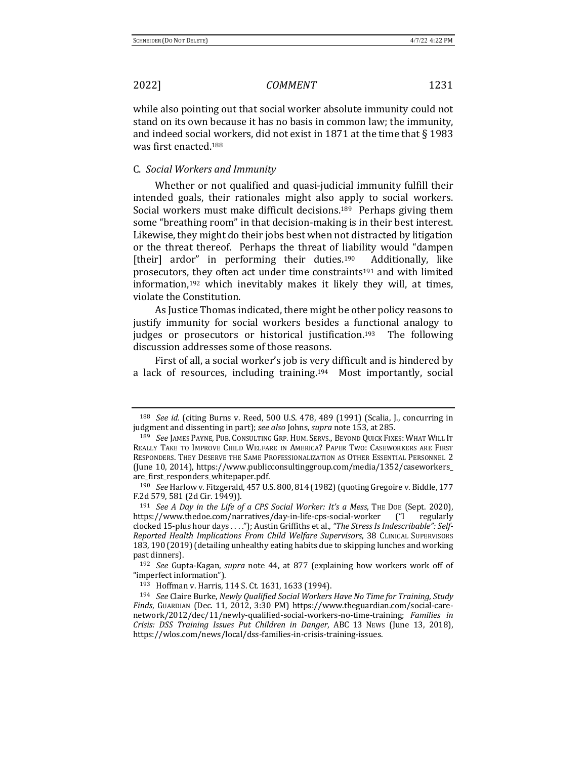while also pointing out that social worker absolute immunity could not stand on its own because it has no basis in common law; the immunity, and indeed social workers, did not exist in 1871 at the time that § 1983 was first enacted.[188]

### C. *Social Workers and Immunity*

Whether or not qualified and quasi-judicial immunity fulfill their intended goals, their rationales might also apply to social workers. Social workers must make difficult decisions.[189] Perhaps giving them some "breathing room" in that decision-making is in their best interest. Likewise, they might do their jobs best when not distracted by litigation or the threat thereof. Perhaps the threat of liability would "dampen [their] ardor" in performing their duties.[190] Additionally, like prosecutors, they often act under time constraints[191] and with limited information,[192] which inevitably makes it likely they will, at times, violate the Constitution.

As Justice Thomas indicated, there might be other policy reasons to justify immunity for social workers besides a functional analogy to judges or prosecutors or historical justification.[193] The following discussion addresses some of those reasons.

First of all, a social worker's job is very difficult and is hindered by a lack of resources, including training.[194] Most importantly, social

---

[188] *See id.* (citing Burns v. Reed, 500 U.S. 478, 489 (1991) (Scalia, J., concurring in judgment and dissenting in part); *see also* Johns, *supra* note 153, at 285.

[189] *See* JAMES PAYNE, PUB. CONSULTING GRP. HUM. SERVS., BEYOND QUICK FIXES: WHAT WILL IT REALLY TAKE TO IMPROVE CHILD WELFARE IN AMERICA? PAPER TWO: CASEWORKERS ARE FIRST RESPONDERS. THEY DESERVE THE SAME PROFESSIONALIZATION AS OTHER ESSENTIAL PERSONNEL 2 (June 10, 2014), https://www.publicconsultinggroup.com/media/1352/caseworkers_are_first_responders_whitepaper.pdf.

[190] *See* Harlow v. Fitzgerald, 457 U.S. 800, 814 (1982) (quoting Gregoire v. Biddle, 177 F.2d 579, 581 (2d Cir. 1949)).

[191] *See A Day in the Life of a CPS Social Worker: It's a Mess*, THE DOE (Sept. 2020), https://www.thedoe.com/narratives/day-in-life-cps-social-worker ("I regularly clocked 15-plus hour days . . . ."); Austin Griffiths et al., *"The Stress Is Indescribable": Self-Reported Health Implications From Child Welfare Supervisors*, 38 CLINICAL SUPERVISORS 183, 190 (2019) (detailing unhealthy eating habits due to skipping lunches and working past dinners).

[192] *See* Gupta-Kagan, *supra* note 44, at 877 (explaining how workers work off of "imperfect information").

[193] Hoffman v. Harris, 114 S. Ct. 1631, 1633 (1994).

[194] *See* Claire Burke, *Newly Qualified Social Workers Have No Time for Training, Study Finds*, GUARDIAN (Dec. 11, 2012, 3:30 PM) https://www.theguardian.com/social-care-network/2012/dec/11/newly-qualified-social-workers-no-time-training; *Families in Crisis: DSS Training Issues Put Children in Danger*, ABC 13 NEWS (June 13, 2018), https://wlos.com/news/local/dss-families-in-crisis-training-issues.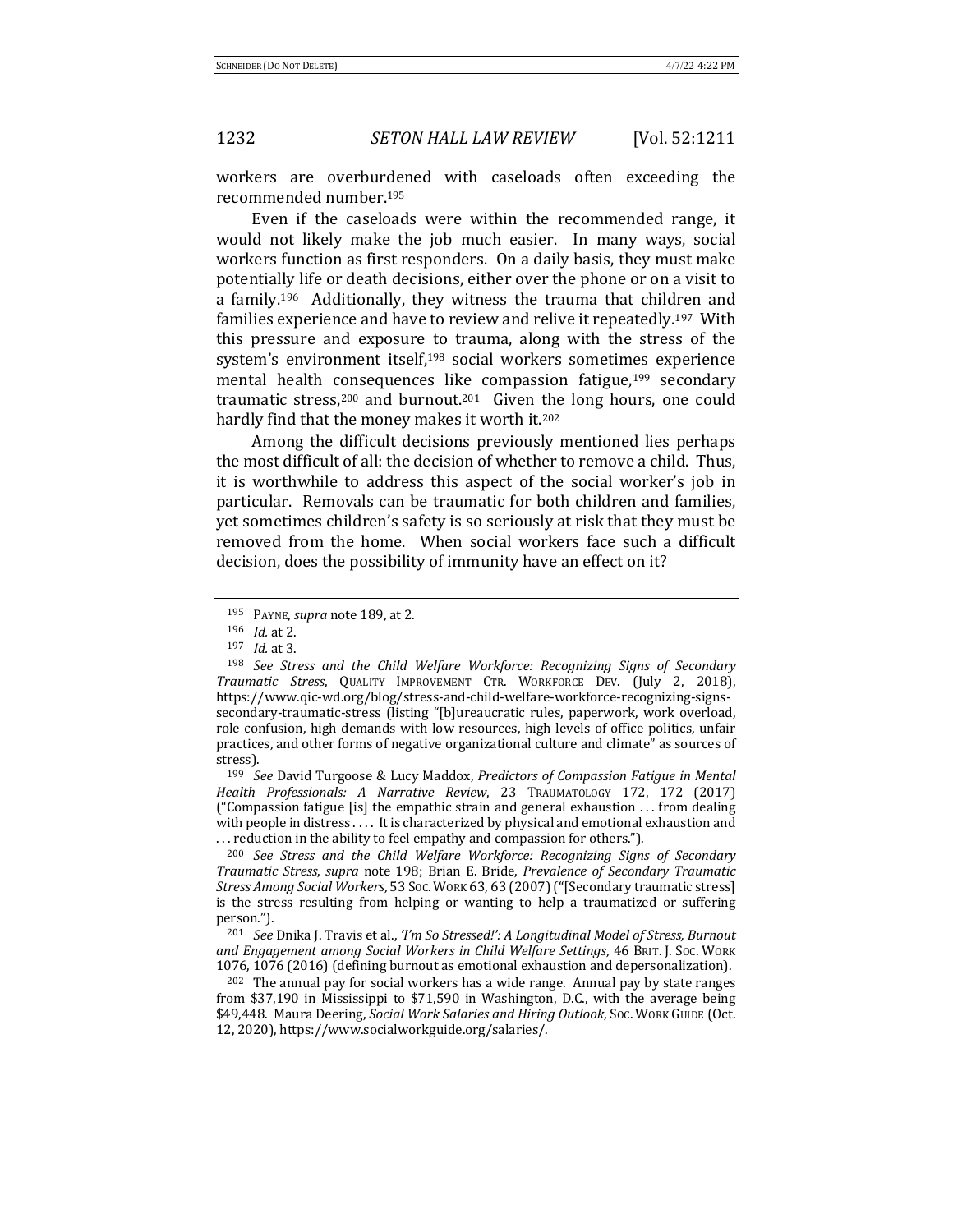workers are overburdened with caseloads often exceeding the recommended number.[195]

Even if the caseloads were within the recommended range, it would not likely make the job much easier. In many ways, social workers function as first responders. On a daily basis, they must make potentially life or death decisions, either over the phone or on a visit to a family.[196] Additionally, they witness the trauma that children and families experience and have to review and relive it repeatedly.[197] With this pressure and exposure to trauma, along with the stress of the system's environment itself,[198] social workers sometimes experience mental health consequences like compassion fatigue,[199] secondary traumatic stress,[200] and burnout.[201] Given the long hours, one could hardly find that the money makes it worth it.[202]

Among the difficult decisions previously mentioned lies perhaps the most difficult of all: the decision of whether to remove a child. Thus, it is worthwhile to address this aspect of the social worker's job in particular. Removals can be traumatic for both children and families, yet sometimes children's safety is so seriously at risk that they must be removed from the home. When social workers face such a difficult decision, does the possibility of immunity have an effect on it?

---

[195] PAYNE, *supra* note 189, at 2.

[196] *Id.* at 2.

[197] *Id.* at 3.

[198] *See Stress and the Child Welfare Workforce: Recognizing Signs of Secondary Traumatic Stress*, QUALITY IMPROVEMENT CTR. WORKFORCE DEV. (July 2, 2018), https://www.qic-wd.org/blog/stress-and-child-welfare-workforce-recognizing-signs-secondary-traumatic-stress (listing "[b]ureaucratic rules, paperwork, work overload, role confusion, high demands with low resources, high levels of office politics, unfair practices, and other forms of negative organizational culture and climate" as sources of stress).

[199] *See* David Turgoose & Lucy Maddox, *Predictors of Compassion Fatigue in Mental Health Professionals: A Narrative Review*, 23 TRAUMATOLOGY 172, 172 (2017) ("Compassion fatigue [is] the empathic strain and general exhaustion . . . from dealing with people in distress . . . . It is characterized by physical and emotional exhaustion and . . . reduction in the ability to feel empathy and compassion for others.").

[200] *See Stress and the Child Welfare Workforce: Recognizing Signs of Secondary Traumatic Stress*, *supra* note 198; Brian E. Bride, *Prevalence of Secondary Traumatic Stress Among Social Workers*, 53 SOC. WORK 63, 63 (2007) ("[Secondary traumatic stress] is the stress resulting from helping or wanting to help a traumatized or suffering person.").

[201] *See* Dnika J. Travis et al., *'I'm So Stressed!': A Longitudinal Model of Stress, Burnout and Engagement among Social Workers in Child Welfare Settings*, 46 BRIT. J. SOC. WORK 1076, 1076 (2016) (defining burnout as emotional exhaustion and depersonalization).

[202] The annual pay for social workers has a wide range. Annual pay by state ranges from $37,190 in Mississippi to $71,590 in Washington, D.C., with the average being $49,448. Maura Deering, *Social Work Salaries and Hiring Outlook*, SOC. WORK GUIDE (Oct. 12, 2020), https://www.socialworkguide.org/salaries/.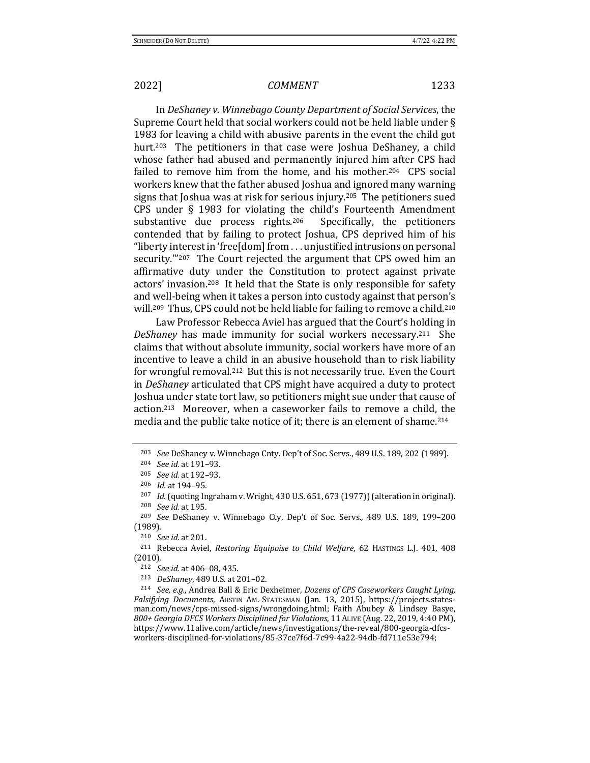In *DeShaney v. Winnebago County Department of Social Services*, the Supreme Court held that social workers could not be held liable under § 1983 for leaving a child with abusive parents in the event the child got hurt.[203] The petitioners in that case were Joshua DeShaney, a child whose father had abused and permanently injured him after CPS had failed to remove him from the home, and his mother.[204] CPS social workers knew that the father abused Joshua and ignored many warning signs that Joshua was at risk for serious injury.[205] The petitioners sued CPS under § 1983 for violating the child's Fourteenth Amendment substantive due process rights.[206] Specifically, the petitioners contended that by failing to protect Joshua, CPS deprived him of his "liberty interest in 'free[dom] from . . . unjustified intrusions on personal security.'"[207] The Court rejected the argument that CPS owed him an affirmative duty under the Constitution to protect against private actors' invasion.[208] It held that the State is only responsible for safety and well-being when it takes a person into custody against that person's will.[209] Thus, CPS could not be held liable for failing to remove a child.[210]

Law Professor Rebecca Aviel has argued that the Court's holding in *DeShaney* has made immunity for social workers necessary.[211] She claims that without absolute immunity, social workers have more of an incentive to leave a child in an abusive household than to risk liability for wrongful removal.[212] But this is not necessarily true. Even the Court in *DeShaney* articulated that CPS might have acquired a duty to protect Joshua under state tort law, so petitioners might sue under that cause of action.[213] Moreover, when a caseworker fails to remove a child, the media and the public take notice of it; there is an element of shame.[214]

---

[203] *See* DeShaney v. Winnebago Cnty. Dep't of Soc. Servs., 489 U.S. 189, 202 (1989).

[204] *See id.* at 191–93.

[205] *See id.* at 192–93.

[206] *Id.* at 194–95.

[207] *Id.* (quoting Ingraham v. Wright, 430 U.S. 651, 673 (1977)) (alteration in original).

[208] *See id.* at 195.

[209] *See* DeShaney v. Winnebago Cty. Dep't of Soc. Servs., 489 U.S. 189, 199–200 (1989).

[210] *See id.* at 201.

[211] Rebecca Aviel, *Restoring Equipoise to Child Welfare*, 62 HASTINGS L.J. 401, 408 (2010).

[212] *See id.* at 406–08, 435.

[213] *DeShaney*, 489 U.S. at 201–02.

[214] *See, e.g.*, Andrea Ball & Eric Dexheimer, *Dozens of CPS Caseworkers Caught Lying, Falsifying Documents*, AUSTIN AM.-STATESMAN (Jan. 13, 2015), https://projects.statesman.com/news/cps-missed-signs/wrongdoing.html; Faith Abubey & Lindsey Basye, *800+ Georgia DFCS Workers Disciplined for Violations*, 11 ALIVE (Aug. 22, 2019, 4:40 PM), https://www.11alive.com/article/news/investigations/the-reveal/800-georgia-dfcs-workers-disciplined-for-violations/85-37ce7f6d-7c99-4a22-94db-fd711e53e794;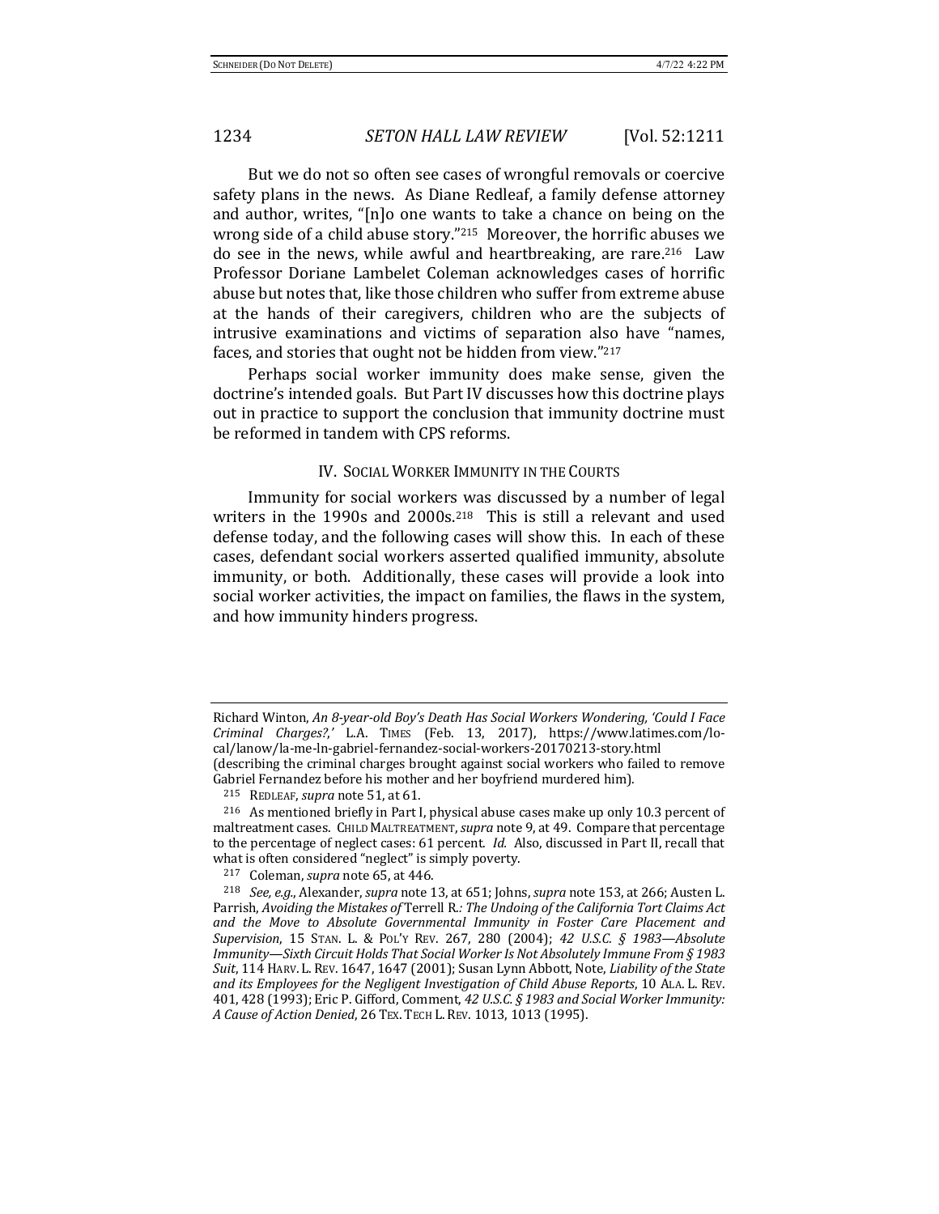But we do not so often see cases of wrongful removals or coercive safety plans in the news. As Diane Redleaf, a family defense attorney and author, writes, "[n]o one wants to take a chance on being on the wrong side of a child abuse story."[215] Moreover, the horrific abuses we do see in the news, while awful and heartbreaking, are rare.[216] Law Professor Doriane Lambelet Coleman acknowledges cases of horrific abuse but notes that, like those children who suffer from extreme abuse at the hands of their caregivers, children who are the subjects of intrusive examinations and victims of separation also have "names, faces, and stories that ought not be hidden from view."[217]

Perhaps social worker immunity does make sense, given the doctrine's intended goals. But Part IV discusses how this doctrine plays out in practice to support the conclusion that immunity doctrine must be reformed in tandem with CPS reforms.

## IV. SOCIAL WORKER IMMUNITY IN THE COURTS

Immunity for social workers was discussed by a number of legal writers in the 1990s and 2000s.[218] This is still a relevant and used defense today, and the following cases will show this. In each of these cases, defendant social workers asserted qualified immunity, absolute immunity, or both. Additionally, these cases will provide a look into social worker activities, the impact on families, the flaws in the system, and how immunity hinders progress.

---

Richard Winton, *An 8-year-old Boy's Death Has Social Workers Wondering, 'Could I Face Criminal Charges?,'* L.A. TIMES (Feb. 13, 2017), https://www.latimes.com/local/lanow/la-me-ln-gabriel-fernandez-social-workers-20170213-story.html (describing the criminal charges brought against social workers who failed to remove Gabriel Fernandez before his mother and her boyfriend murdered him).

[215] REDLEAF, *supra* note 51, at 61.

[216] As mentioned briefly in Part I, physical abuse cases make up only 10.3 percent of maltreatment cases. CHILD MALTREATMENT, *supra* note 9, at 49. Compare that percentage to the percentage of neglect cases: 61 percent. *Id.* Also, discussed in Part II, recall that what is often considered "neglect" is simply poverty.

[217] Coleman, *supra* note 65, at 446.

[218] *See, e.g.*, Alexander, *supra* note 13, at 651; Johns, *supra* note 153, at 266; Austen L. Parrish, *Avoiding the Mistakes of* Terrell R.*: The Undoing of the California Tort Claims Act and the Move to Absolute Governmental Immunity in Foster Care Placement and Supervision*, 15 STAN. L. & POL'Y REV. 267, 280 (2004); *42 U.S.C. § 1983—Absolute Immunity—Sixth Circuit Holds That Social Worker Is Not Absolutely Immune From § 1983 Suit*, 114 HARV. L. REV. 1647, 1647 (2001); Susan Lynn Abbott, Note, *Liability of the State and its Employees for the Negligent Investigation of Child Abuse Reports*, 10 ALA. L. REV. 401, 428 (1993); Eric P. Gifford, Comment, *42 U.S.C. § 1983 and Social Worker Immunity: A Cause of Action Denied*, 26 TEX. TECH L. REV. 1013, 1013 (1995).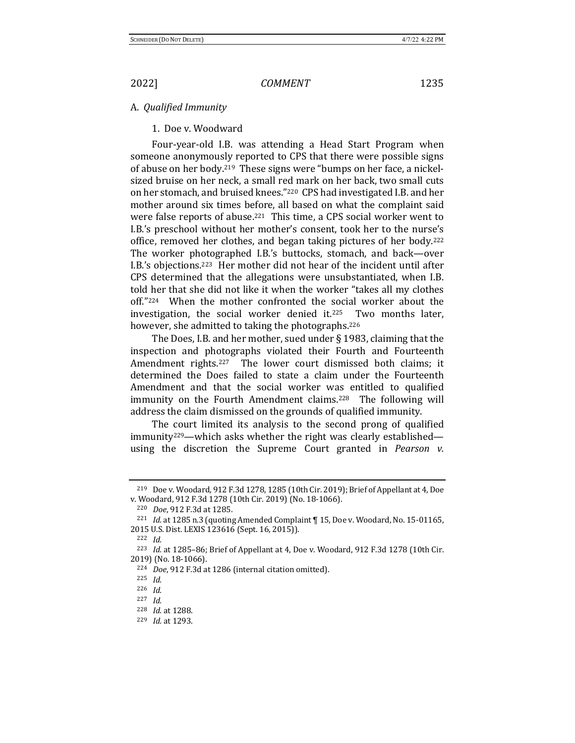## A. *Qualified Immunity*

### 1. Doe v. Woodward

Four-year-old I.B. was attending a Head Start Program when someone anonymously reported to CPS that there were possible signs of abuse on her body.[219] These signs were "bumps on her face, a nickel-sized bruise on her neck, a small red mark on her back, two small cuts on her stomach, and bruised knees."[220] CPS had investigated I.B. and her mother around six times before, all based on what the complaint said were false reports of abuse.[221] This time, a CPS social worker went to I.B.'s preschool without her mother's consent, took her to the nurse's office, removed her clothes, and began taking pictures of her body.[222] The worker photographed I.B.'s buttocks, stomach, and back—over I.B.'s objections.[223] Her mother did not hear of the incident until after CPS determined that the allegations were unsubstantiated, when I.B. told her that she did not like it when the worker "takes all my clothes off."[224] When the mother confronted the social worker about the investigation, the social worker denied it.[225] Two months later, however, she admitted to taking the photographs.[226]

The Does, I.B. and her mother, sued under § 1983, claiming that the inspection and photographs violated their Fourth and Fourteenth Amendment rights.[227] The lower court dismissed both claims; it determined the Does failed to state a claim under the Fourteenth Amendment and that the social worker was entitled to qualified immunity on the Fourth Amendment claims.[228] The following will address the claim dismissed on the grounds of qualified immunity.

The court limited its analysis to the second prong of qualified immunity[229]—which asks whether the right was clearly established—using the discretion the Supreme Court granted in *Pearson v.*

---

[219] Doe v. Woodard, 912 F.3d 1278, 1285 (10th Cir. 2019); Brief of Appellant at 4, Doe v. Woodard, 912 F.3d 1278 (10th Cir. 2019) (No. 18-1066).

[220] *Doe*, 912 F.3d at 1285.

[221] *Id.* at 1285 n.3 (quoting Amended Complaint ¶ 15, Doe v. Woodard, No. 15-01165, 2015 U.S. Dist. LEXIS 123616 (Sept. 16, 2015)).

[222] *Id.*

[223] *Id.* at 1285–86; Brief of Appellant at 4, Doe v. Woodard, 912 F.3d 1278 (10th Cir. 2019) (No. 18-1066).

[224] *Doe*, 912 F.3d at 1286 (internal citation omitted).

[225] *Id.*

[226] *Id.*

[227] *Id.*

[228] *Id.* at 1288.

[229] *Id.* at 1293.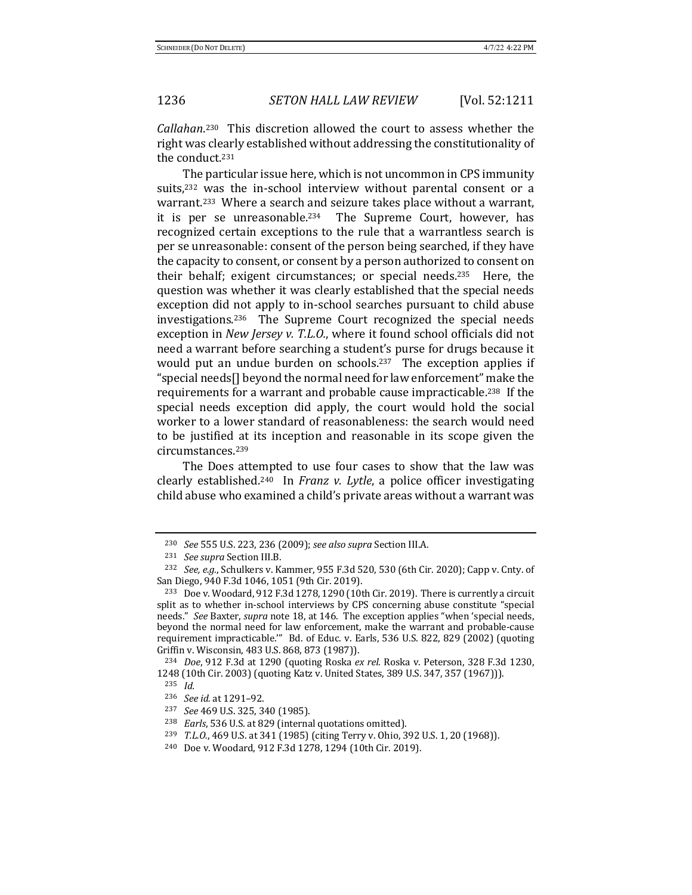*Callahan*.[230] This discretion allowed the court to assess whether the right was clearly established without addressing the constitutionality of the conduct.[231]

The particular issue here, which is not uncommon in CPS immunity suits,[232] was the in-school interview without parental consent or a warrant.[233] Where a search and seizure takes place without a warrant, it is per se unreasonable.[234] The Supreme Court, however, has recognized certain exceptions to the rule that a warrantless search is per se unreasonable: consent of the person being searched, if they have the capacity to consent, or consent by a person authorized to consent on their behalf; exigent circumstances; or special needs.[235] Here, the question was whether it was clearly established that the special needs exception did not apply to in-school searches pursuant to child abuse investigations.[236] The Supreme Court recognized the special needs exception in *New Jersey v. T.L.O.*, where it found school officials did not need a warrant before searching a student's purse for drugs because it would put an undue burden on schools.[237] The exception applies if "special needs[] beyond the normal need for law enforcement" make the requirements for a warrant and probable cause impracticable.[238] If the special needs exception did apply, the court would hold the social worker to a lower standard of reasonableness: the search would need to be justified at its inception and reasonable in its scope given the circumstances.[239]

The Does attempted to use four cases to show that the law was clearly established.[240] In *Franz v. Lytle*, a police officer investigating child abuse who examined a child's private areas without a warrant was

---

[230] *See* 555 U.S. 223, 236 (2009); *see also supra* Section III.A.

[231] *See supra* Section III.B.

[232] *See, e.g.*, Schulkers v. Kammer, 955 F.3d 520, 530 (6th Cir. 2020); Capp v. Cnty. of San Diego, 940 F.3d 1046, 1051 (9th Cir. 2019).

[233] Doe v. Woodard, 912 F.3d 1278, 1290 (10th Cir. 2019). There is currently a circuit split as to whether in-school interviews by CPS concerning abuse constitute "special needs." *See* Baxter, *supra* note 18, at 146. The exception applies "when 'special needs, beyond the normal need for law enforcement, make the warrant and probable-cause requirement impracticable.'" Bd. of Educ. v. Earls, 536 U.S. 822, 829 (2002) (quoting Griffin v. Wisconsin, 483 U.S. 868, 873 (1987)).

[234] *Doe*, 912 F.3d at 1290 (quoting Roska *ex rel.* Roska v. Peterson, 328 F.3d 1230, 1248 (10th Cir. 2003) (quoting Katz v. United States, 389 U.S. 347, 357 (1967))).

[235] *Id.*

[236] *See id.* at 1291–92.

[237] *See* 469 U.S. 325, 340 (1985).

[238] *Earls*, 536 U.S. at 829 (internal quotations omitted).

[239] *T.L.O.*, 469 U.S. at 341 (1985) (citing Terry v. Ohio, 392 U.S. 1, 20 (1968)).

[240] Doe v. Woodard, 912 F.3d 1278, 1294 (10th Cir. 2019).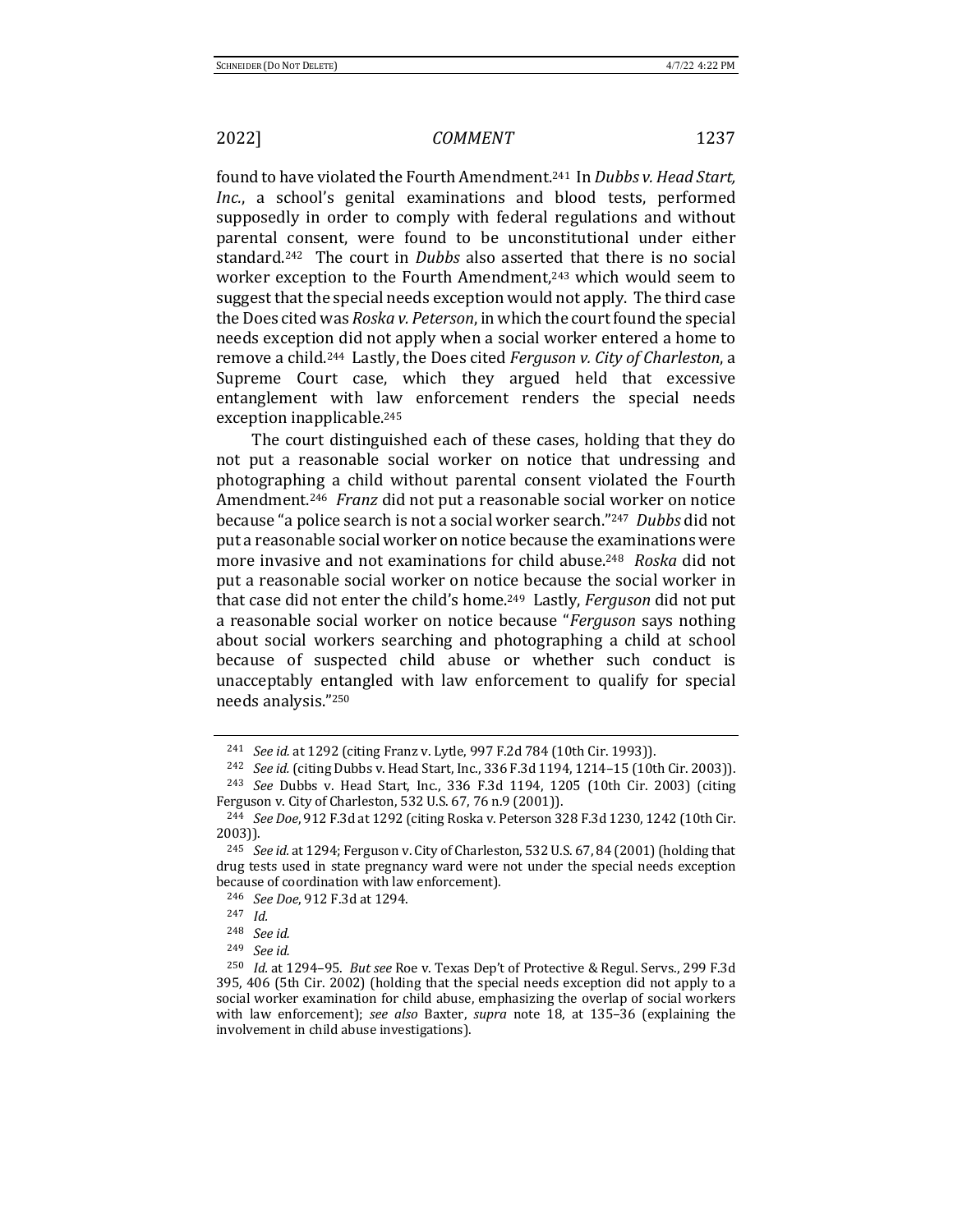found to have violated the Fourth Amendment.[241] In *Dubbs v. Head Start, Inc.*, a school's genital examinations and blood tests, performed supposedly in order to comply with federal regulations and without parental consent, were found to be unconstitutional under either standard.[242] The court in *Dubbs* also asserted that there is no social worker exception to the Fourth Amendment,[243] which would seem to suggest that the special needs exception would not apply. The third case the Does cited was *Roska v. Peterson*, in which the court found the special needs exception did not apply when a social worker entered a home to remove a child.[244] Lastly, the Does cited *Ferguson v. City of Charleston*, a Supreme Court case, which they argued held that excessive entanglement with law enforcement renders the special needs exception inapplicable.[245]

The court distinguished each of these cases, holding that they do not put a reasonable social worker on notice that undressing and photographing a child without parental consent violated the Fourth Amendment.[246] *Franz* did not put a reasonable social worker on notice because "a police search is not a social worker search."[247] *Dubbs* did not put a reasonable social worker on notice because the examinations were more invasive and not examinations for child abuse.[248] *Roska* did not put a reasonable social worker on notice because the social worker in that case did not enter the child's home.[249] Lastly, *Ferguson* did not put a reasonable social worker on notice because "*Ferguson* says nothing about social workers searching and photographing a child at school because of suspected child abuse or whether such conduct is unacceptably entangled with law enforcement to qualify for special needs analysis."[250]

---

[241] *See id.* at 1292 (citing Franz v. Lytle, 997 F.2d 784 (10th Cir. 1993)).

[242] *See id.* (citing Dubbs v. Head Start, Inc., 336 F.3d 1194, 1214–15 (10th Cir. 2003)).

[243] *See* Dubbs v. Head Start, Inc., 336 F.3d 1194, 1205 (10th Cir. 2003) (citing Ferguson v. City of Charleston, 532 U.S. 67, 76 n.9 (2001)).

[244] *See Doe*, 912 F.3d at 1292 (citing Roska v. Peterson 328 F.3d 1230, 1242 (10th Cir. 2003)).

[245] *See id.* at 1294; Ferguson v. City of Charleston, 532 U.S. 67, 84 (2001) (holding that drug tests used in state pregnancy ward were not under the special needs exception because of coordination with law enforcement).

[246] *See Doe*, 912 F.3d at 1294.

[247] *Id.*

[248] *See id.*

[249] *See id.*

[250] *Id.* at 1294–95. *But see* Roe v. Texas Dep't of Protective & Regul. Servs., 299 F.3d 395, 406 (5th Cir. 2002) (holding that the special needs exception did not apply to a social worker examination for child abuse, emphasizing the overlap of social workers with law enforcement); *see also* Baxter, *supra* note 18, at 135–36 (explaining the involvement in child abuse investigations).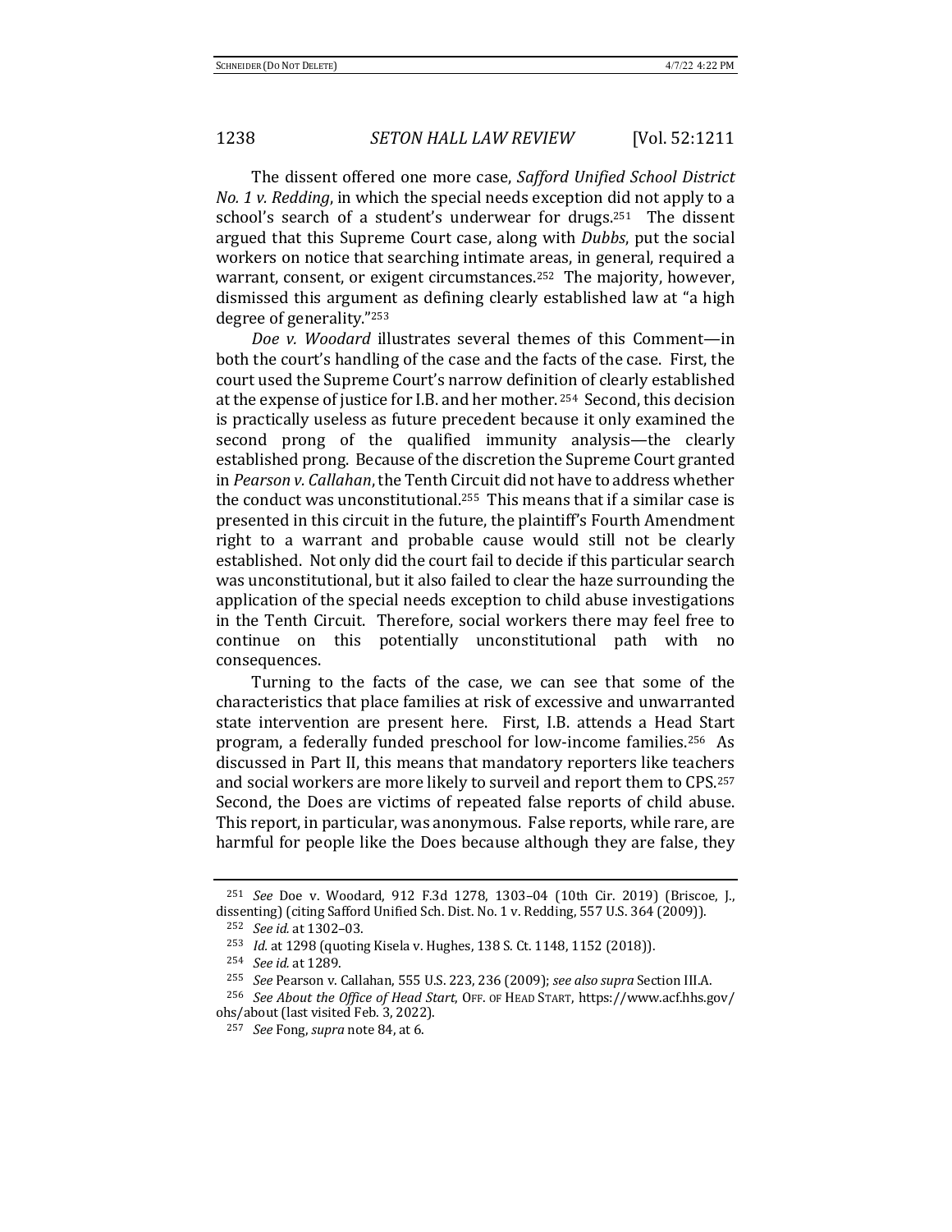The dissent offered one more case, *Safford Unified School District No. 1 v. Redding*, in which the special needs exception did not apply to a school's search of a student's underwear for drugs.[251] The dissent argued that this Supreme Court case, along with *Dubbs*, put the social workers on notice that searching intimate areas, in general, required a warrant, consent, or exigent circumstances.[252] The majority, however, dismissed this argument as defining clearly established law at "a high degree of generality."[253]

*Doe v. Woodard* illustrates several themes of this Comment—in both the court's handling of the case and the facts of the case. First, the court used the Supreme Court's narrow definition of clearly established at the expense of justice for I.B. and her mother.[254] Second, this decision is practically useless as future precedent because it only examined the second prong of the qualified immunity analysis—the clearly established prong. Because of the discretion the Supreme Court granted in *Pearson v. Callahan*, the Tenth Circuit did not have to address whether the conduct was unconstitutional.[255] This means that if a similar case is presented in this circuit in the future, the plaintiff's Fourth Amendment right to a warrant and probable cause would still not be clearly established. Not only did the court fail to decide if this particular search was unconstitutional, but it also failed to clear the haze surrounding the application of the special needs exception to child abuse investigations in the Tenth Circuit. Therefore, social workers there may feel free to continue on this potentially unconstitutional path with no consequences.

Turning to the facts of the case, we can see that some of the characteristics that place families at risk of excessive and unwarranted state intervention are present here. First, I.B. attends a Head Start program, a federally funded preschool for low-income families.[256] As discussed in Part II, this means that mandatory reporters like teachers and social workers are more likely to surveil and report them to CPS.[257] Second, the Does are victims of repeated false reports of child abuse. This report, in particular, was anonymous. False reports, while rare, are harmful for people like the Does because although they are false, they

---

[251] *See* Doe v. Woodard, 912 F.3d 1278, 1303–04 (10th Cir. 2019) (Briscoe, J., dissenting) (citing Safford Unified Sch. Dist. No. 1 v. Redding, 557 U.S. 364 (2009)).

[252] *See id.* at 1302–03.

[253] *Id.* at 1298 (quoting Kisela v. Hughes, 138 S. Ct. 1148, 1152 (2018)).

[254] *See id.* at 1289.

[255] *See* Pearson v. Callahan, 555 U.S. 223, 236 (2009); *see also supra* Section III.A.

[256] *See About the Office of Head Start*, OFF. OF HEAD START, https://www.acf.hhs.gov/ohs/about (last visited Feb. 3, 2022).

[257] *See* Fong, *supra* note 84, at 6.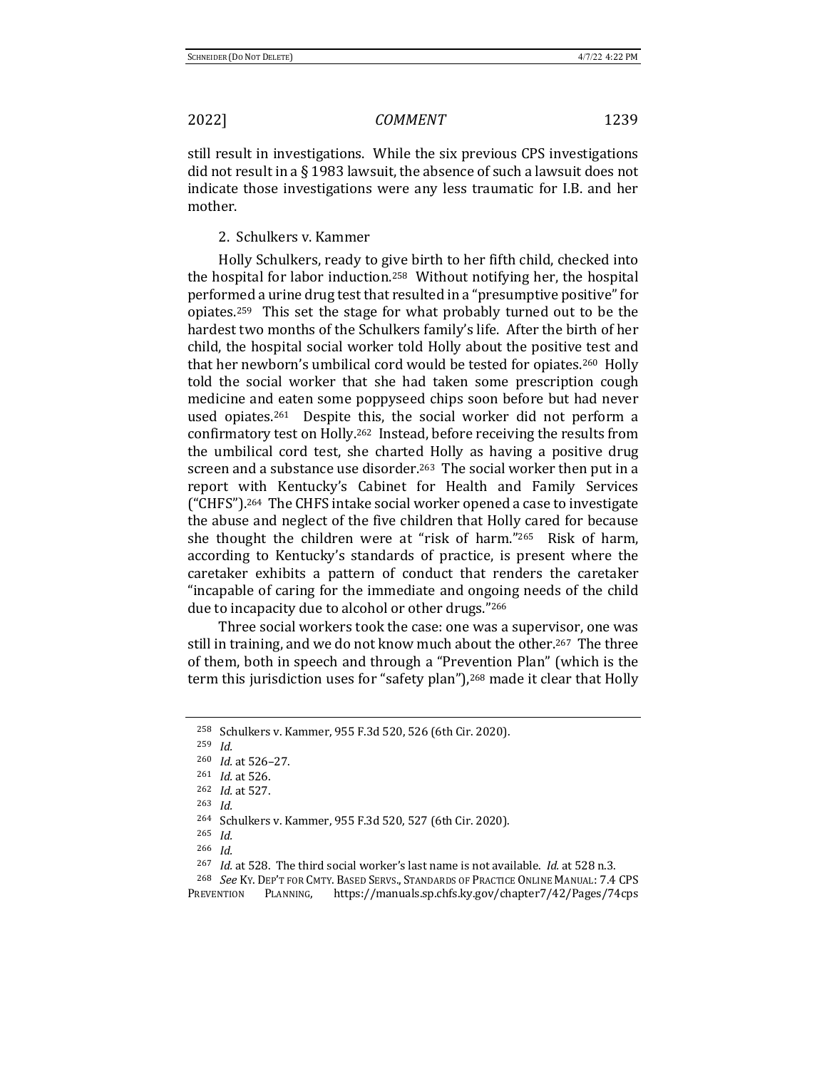still result in investigations. While the six previous CPS investigations did not result in a § 1983 lawsuit, the absence of such a lawsuit does not indicate those investigations were any less traumatic for I.B. and her mother.

2. Schulkers v. Kammer

Holly Schulkers, ready to give birth to her fifth child, checked into the hospital for labor induction.[258] Without notifying her, the hospital performed a urine drug test that resulted in a "presumptive positive" for opiates.[259] This set the stage for what probably turned out to be the hardest two months of the Schulkers family's life. After the birth of her child, the hospital social worker told Holly about the positive test and that her newborn's umbilical cord would be tested for opiates.[260] Holly told the social worker that she had taken some prescription cough medicine and eaten some poppyseed chips soon before but had never used opiates.[261] Despite this, the social worker did not perform a confirmatory test on Holly.[262] Instead, before receiving the results from the umbilical cord test, she charted Holly as having a positive drug screen and a substance use disorder.[263] The social worker then put in a report with Kentucky's Cabinet for Health and Family Services ("CHFS").[264] The CHFS intake social worker opened a case to investigate the abuse and neglect of the five children that Holly cared for because she thought the children were at "risk of harm."[265] Risk of harm, according to Kentucky's standards of practice, is present where the caretaker exhibits a pattern of conduct that renders the caretaker "incapable of caring for the immediate and ongoing needs of the child due to incapacity due to alcohol or other drugs."[266]

Three social workers took the case: one was a supervisor, one was still in training, and we do not know much about the other.[267] The three of them, both in speech and through a "Prevention Plan" (which is the term this jurisdiction uses for "safety plan"),[268] made it clear that Holly

---

[258] Schulkers v. Kammer, 955 F.3d 520, 526 (6th Cir. 2020).

[259] *Id.*

[260] *Id.* at 526–27.

[261] *Id.* at 526.

[262] *Id.* at 527.

[263] *Id.*

[264] Schulkers v. Kammer, 955 F.3d 520, 527 (6th Cir. 2020).

[265] *Id.*

[266] *Id.*

[267] *Id.* at 528. The third social worker's last name is not available. *Id.* at 528 n.3.

[268] *See* KY. DEP'T FOR CMTY. BASED SERVS., STANDARDS OF PRACTICE ONLINE MANUAL: 7.4 CPS PREVENTION PLANNING, https://manuals.sp.chfs.ky.gov/chapter7/42/Pages/74cps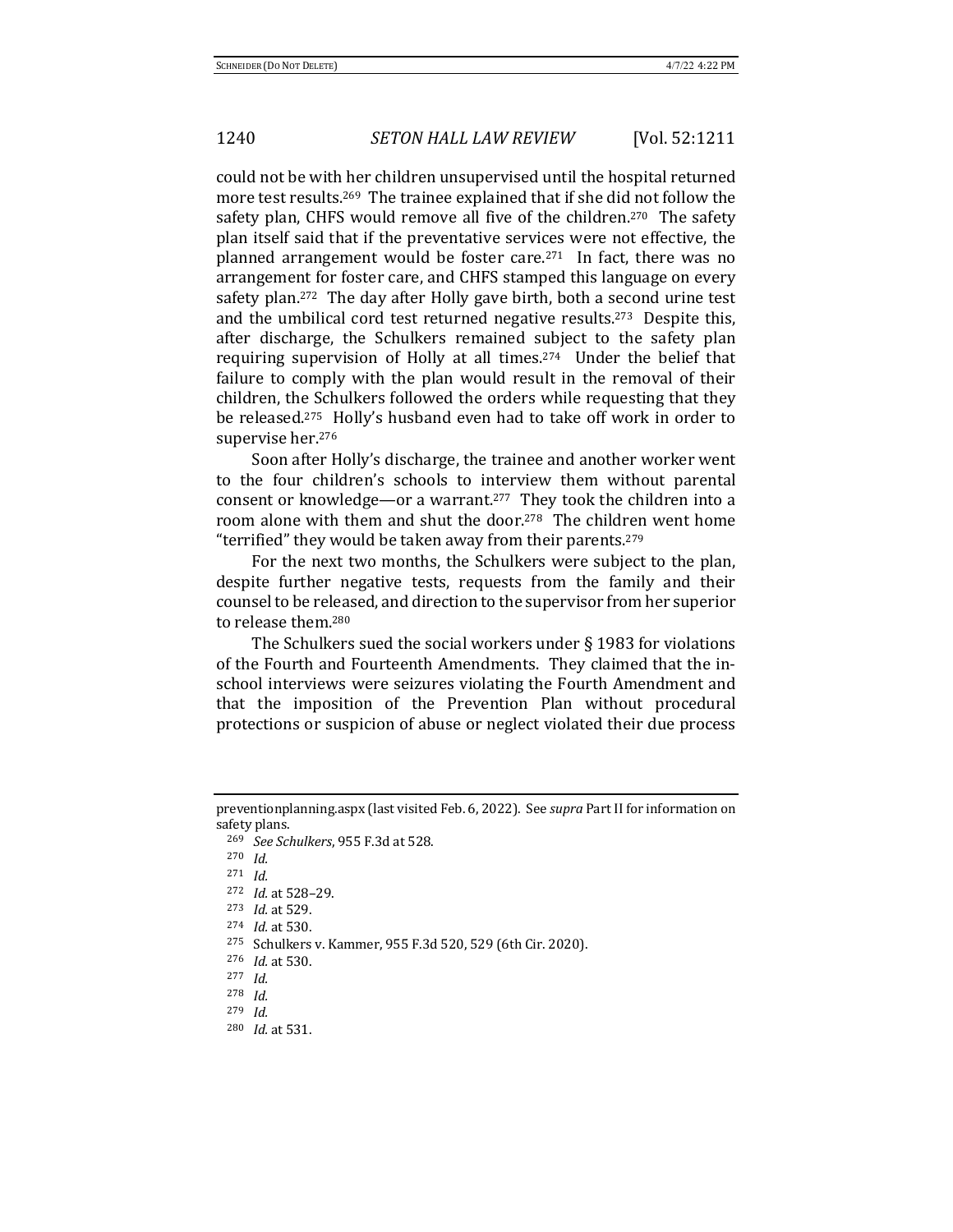could not be with her children unsupervised until the hospital returned more test results.[269] The trainee explained that if she did not follow the safety plan, CHFS would remove all five of the children.[270] The safety plan itself said that if the preventative services were not effective, the planned arrangement would be foster care.[271] In fact, there was no arrangement for foster care, and CHFS stamped this language on every safety plan.[272] The day after Holly gave birth, both a second urine test and the umbilical cord test returned negative results.[273] Despite this, after discharge, the Schulkers remained subject to the safety plan requiring supervision of Holly at all times.[274] Under the belief that failure to comply with the plan would result in the removal of their children, the Schulkers followed the orders while requesting that they be released.[275] Holly's husband even had to take off work in order to supervise her.[276]

Soon after Holly's discharge, the trainee and another worker went to the four children's schools to interview them without parental consent or knowledge—or a warrant.[277] They took the children into a room alone with them and shut the door.[278] The children went home "terrified" they would be taken away from their parents.[279]

For the next two months, the Schulkers were subject to the plan, despite further negative tests, requests from the family and their counsel to be released, and direction to the supervisor from her superior to release them.[280]

The Schulkers sued the social workers under § 1983 for violations of the Fourth and Fourteenth Amendments. They claimed that the in-school interviews were seizures violating the Fourth Amendment and that the imposition of the Prevention Plan without procedural protections or suspicion of abuse or neglect violated their due process

---

preventionplanning.aspx (last visited Feb. 6, 2022). See *supra* Part II for information on safety plans.

[269] *See Schulkers*, 955 F.3d at 528.

[270] *Id.*

[271] *Id.*

[272] *Id.* at 528–29.

[273] *Id.* at 529.

[274] *Id.* at 530.

[275] Schulkers v. Kammer, 955 F.3d 520, 529 (6th Cir. 2020).

[276] *Id.* at 530.

[277] *Id.*

[278] *Id.*

[279] *Id.*

[280] *Id.* at 531.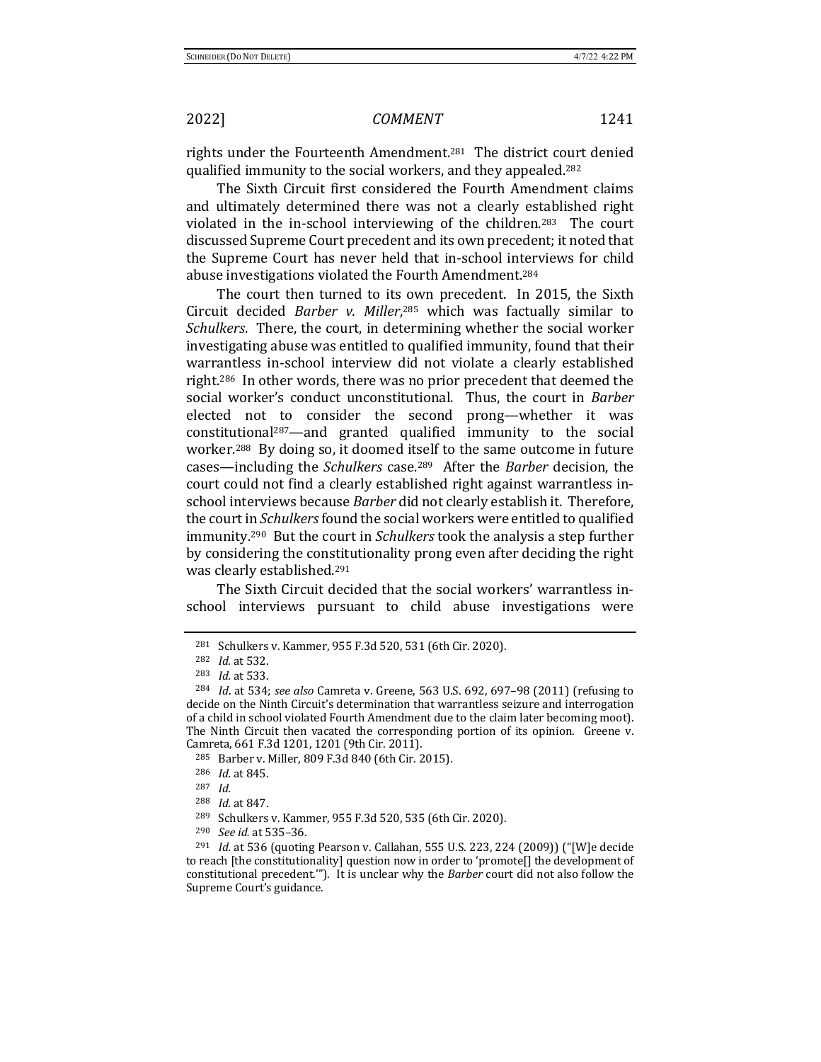rights under the Fourteenth Amendment.[281] The district court denied qualified immunity to the social workers, and they appealed.[282]

The Sixth Circuit first considered the Fourth Amendment claims and ultimately determined there was not a clearly established right violated in the in-school interviewing of the children.[283] The court discussed Supreme Court precedent and its own precedent; it noted that the Supreme Court has never held that in-school interviews for child abuse investigations violated the Fourth Amendment.[284]

The court then turned to its own precedent. In 2015, the Sixth Circuit decided *Barber v. Miller*,[285] which was factually similar to *Schulkers*. There, the court, in determining whether the social worker investigating abuse was entitled to qualified immunity, found that their warrantless in-school interview did not violate a clearly established right.[286] In other words, there was no prior precedent that deemed the social worker's conduct unconstitutional. Thus, the court in *Barber* elected not to consider the second prong—whether it was constitutional[287]—and granted qualified immunity to the social worker.[288] By doing so, it doomed itself to the same outcome in future cases—including the *Schulkers* case.[289] After the *Barber* decision, the court could not find a clearly established right against warrantless in-school interviews because *Barber* did not clearly establish it. Therefore, the court in *Schulkers* found the social workers were entitled to qualified immunity.[290] But the court in *Schulkers* took the analysis a step further by considering the constitutionality prong even after deciding the right was clearly established.[291]

The Sixth Circuit decided that the social workers' warrantless in-school interviews pursuant to child abuse investigations were

---

[281] Schulkers v. Kammer, 955 F.3d 520, 531 (6th Cir. 2020).

[282] *Id.* at 532.

[283] *Id.* at 533.

[284] *Id*. at 534; *see also* Camreta v. Greene, 563 U.S. 692, 697–98 (2011) (refusing to decide on the Ninth Circuit's determination that warrantless seizure and interrogation of a child in school violated Fourth Amendment due to the claim later becoming moot). The Ninth Circuit then vacated the corresponding portion of its opinion. Greene v. Camreta, 661 F.3d 1201, 1201 (9th Cir. 2011).

[285] Barber v. Miller, 809 F.3d 840 (6th Cir. 2015).

[286] *Id.* at 845.

[287] *Id.*

[288] *Id.* at 847.

[289] Schulkers v. Kammer, 955 F.3d 520, 535 (6th Cir. 2020).

[290] *See id.* at 535–36.

[291] *Id.* at 536 (quoting Pearson v. Callahan, 555 U.S. 223, 224 (2009)) ("[W]e decide to reach [the constitutionality] question now in order to 'promote[] the development of constitutional precedent.'"). It is unclear why the *Barber* court did not also follow the Supreme Court's guidance.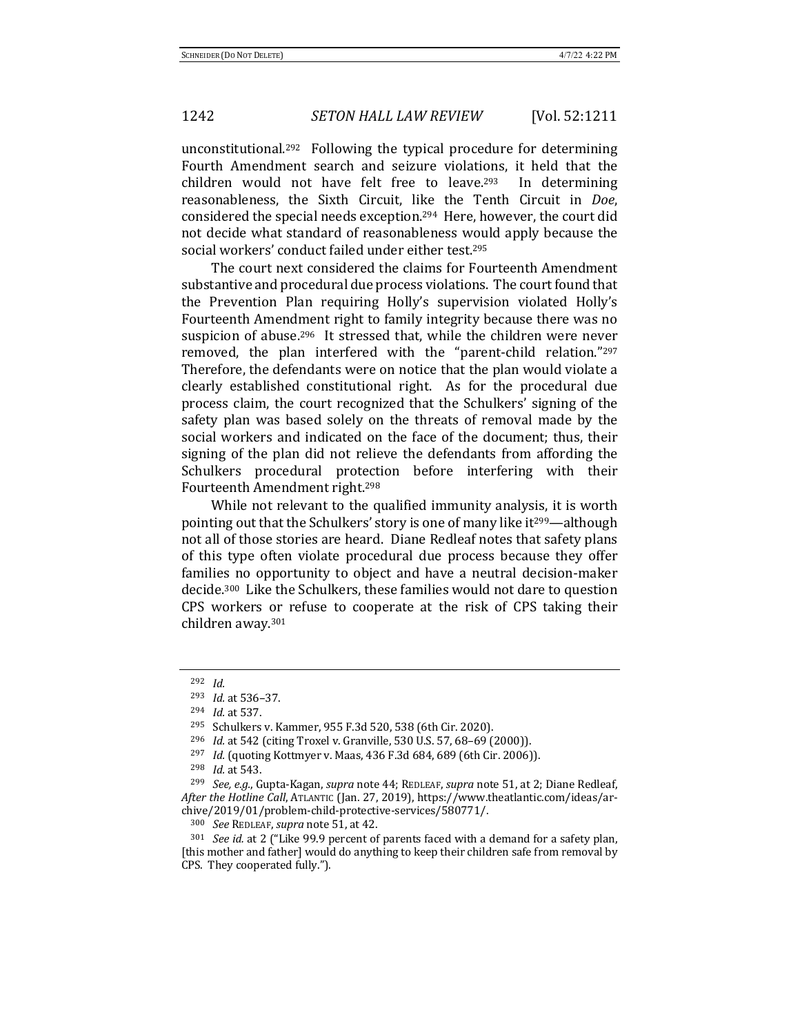unconstitutional.[292] Following the typical procedure for determining Fourth Amendment search and seizure violations, it held that the children would not have felt free to leave.[293] In determining reasonableness, the Sixth Circuit, like the Tenth Circuit in *Doe*, considered the special needs exception.[294] Here, however, the court did not decide what standard of reasonableness would apply because the social workers' conduct failed under either test.[295]

The court next considered the claims for Fourteenth Amendment substantive and procedural due process violations. The court found that the Prevention Plan requiring Holly's supervision violated Holly's Fourteenth Amendment right to family integrity because there was no suspicion of abuse.[296] It stressed that, while the children were never removed, the plan interfered with the "parent-child relation."[297] Therefore, the defendants were on notice that the plan would violate a clearly established constitutional right. As for the procedural due process claim, the court recognized that the Schulkers' signing of the safety plan was based solely on the threats of removal made by the social workers and indicated on the face of the document; thus, their signing of the plan did not relieve the defendants from affording the Schulkers procedural protection before interfering with their Fourteenth Amendment right.[298]

While not relevant to the qualified immunity analysis, it is worth pointing out that the Schulkers' story is one of many like it[299]—although not all of those stories are heard. Diane Redleaf notes that safety plans of this type often violate procedural due process because they offer families no opportunity to object and have a neutral decision-maker decide.[300] Like the Schulkers, these families would not dare to question CPS workers or refuse to cooperate at the risk of CPS taking their children away.[301]

---

[292] *Id.*

[293] *Id.* at 536–37.

[294] *Id.* at 537.

[295] Schulkers v. Kammer, 955 F.3d 520, 538 (6th Cir. 2020).

[296] *Id.* at 542 (citing Troxel v. Granville, 530 U.S. 57, 68–69 (2000)).

[297] *Id.* (quoting Kottmyer v. Maas, 436 F.3d 684, 689 (6th Cir. 2006)).

[298] *Id.* at 543.

[299] *See, e.g.*, Gupta-Kagan, *supra* note 44; REDLEAF, *supra* note 51, at 2; Diane Redleaf, *After the Hotline Call*, ATLANTIC (Jan. 27, 2019), https://www.theatlantic.com/ideas/archive/2019/01/problem-child-protective-services/580771/.

[300] *See* REDLEAF, *supra* note 51, at 42.

[301] *See id.* at 2 ("Like 99.9 percent of parents faced with a demand for a safety plan, [this mother and father] would do anything to keep their children safe from removal by CPS. They cooperated fully.").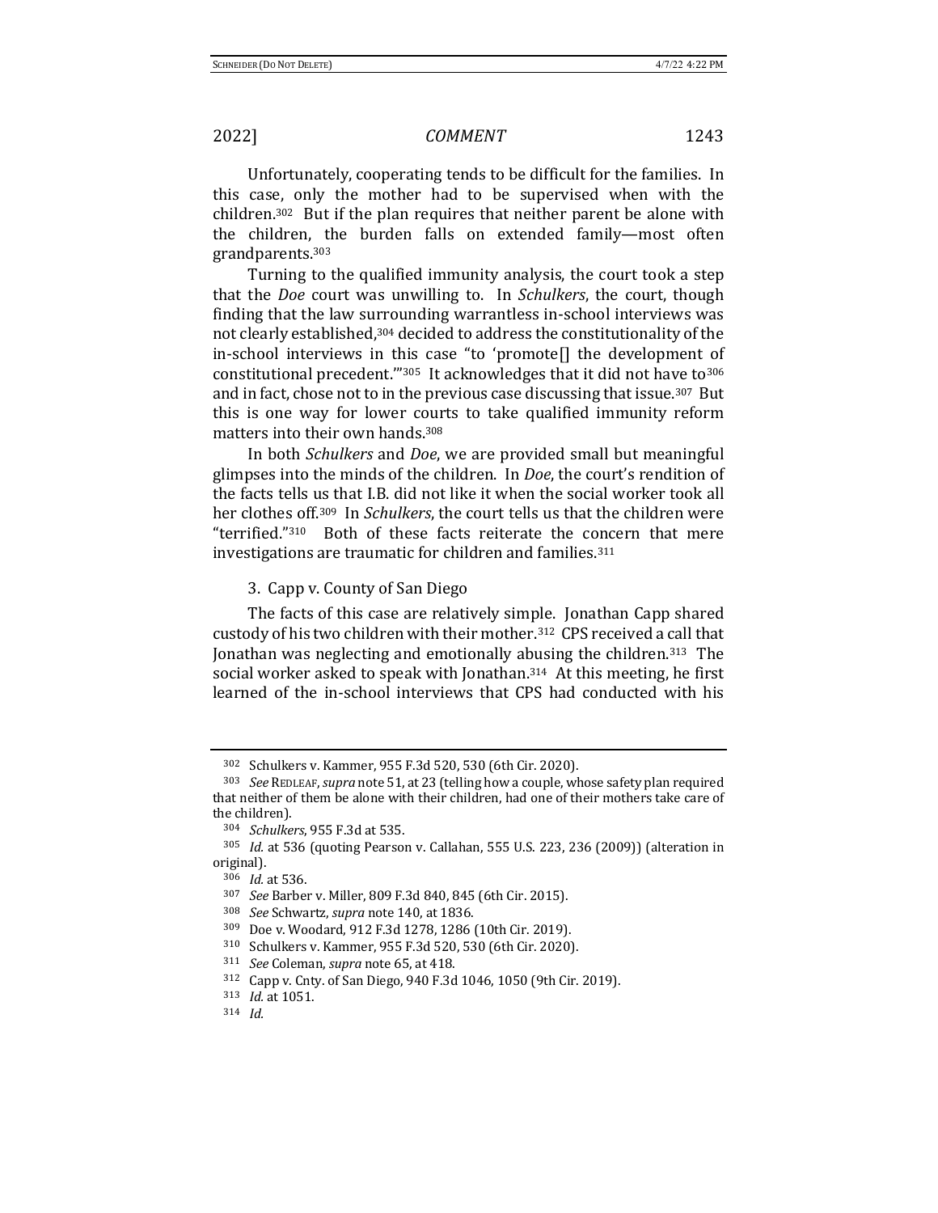Unfortunately, cooperating tends to be difficult for the families. In this case, only the mother had to be supervised when with the children.[302] But if the plan requires that neither parent be alone with the children, the burden falls on extended family—most often grandparents.[303]

Turning to the qualified immunity analysis, the court took a step that the *Doe* court was unwilling to. In *Schulkers*, the court, though finding that the law surrounding warrantless in-school interviews was not clearly established,[304] decided to address the constitutionality of the in-school interviews in this case "to 'promote[] the development of constitutional precedent.'"[305] It acknowledges that it did not have to[306] and in fact, chose not to in the previous case discussing that issue.[307] But this is one way for lower courts to take qualified immunity reform matters into their own hands.[308]

In both *Schulkers* and *Doe*, we are provided small but meaningful glimpses into the minds of the children. In *Doe*, the court's rendition of the facts tells us that I.B. did not like it when the social worker took all her clothes off.[309] In *Schulkers*, the court tells us that the children were "terrified."[310] Both of these facts reiterate the concern that mere investigations are traumatic for children and families.[311]

### 3. Capp v. County of San Diego

The facts of this case are relatively simple. Jonathan Capp shared custody of his two children with their mother.[312] CPS received a call that Jonathan was neglecting and emotionally abusing the children.[313] The social worker asked to speak with Jonathan.[314] At this meeting, he first learned of the in-school interviews that CPS had conducted with his

---

[302] Schulkers v. Kammer, 955 F.3d 520, 530 (6th Cir. 2020).

[303] *See* REDLEAF, *supra* note 51, at 23 (telling how a couple, whose safety plan required that neither of them be alone with their children, had one of their mothers take care of the children).

[304] *Schulkers*, 955 F.3d at 535.

[305] *Id.* at 536 (quoting Pearson v. Callahan, 555 U.S. 223, 236 (2009)) (alteration in original).

[306] *Id.* at 536.

[307] *See* Barber v. Miller, 809 F.3d 840, 845 (6th Cir. 2015).

[308] *See* Schwartz, *supra* note 140, at 1836.

[309] Doe v. Woodard, 912 F.3d 1278, 1286 (10th Cir. 2019).

[310] Schulkers v. Kammer, 955 F.3d 520, 530 (6th Cir. 2020).

[311] *See* Coleman, *supra* note 65, at 418.

[312] Capp v. Cnty. of San Diego, 940 F.3d 1046, 1050 (9th Cir. 2019).

[313] *Id.* at 1051.

[314] *Id.*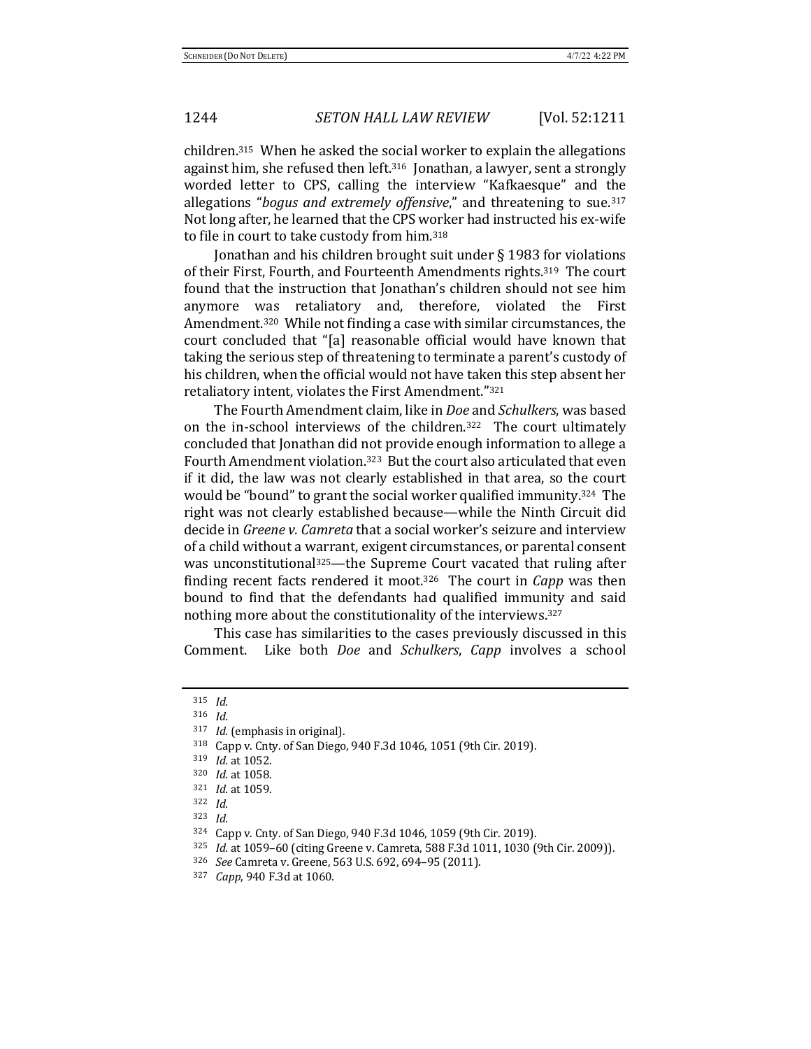children.[315] When he asked the social worker to explain the allegations against him, she refused then left.[316] Jonathan, a lawyer, sent a strongly worded letter to CPS, calling the interview "Kafkaesque" and the allegations "*bogus and extremely offensive*," and threatening to sue.[317] Not long after, he learned that the CPS worker had instructed his ex-wife to file in court to take custody from him.[318]

Jonathan and his children brought suit under § 1983 for violations of their First, Fourth, and Fourteenth Amendments rights.[319] The court found that the instruction that Jonathan's children should not see him anymore was retaliatory and, therefore, violated the First Amendment.[320] While not finding a case with similar circumstances, the court concluded that "[a] reasonable official would have known that taking the serious step of threatening to terminate a parent's custody of his children, when the official would not have taken this step absent her retaliatory intent, violates the First Amendment."[321]

The Fourth Amendment claim, like in *Doe* and *Schulkers*, was based on the in-school interviews of the children.[322] The court ultimately concluded that Jonathan did not provide enough information to allege a Fourth Amendment violation.[323] But the court also articulated that even if it did, the law was not clearly established in that area, so the court would be "bound" to grant the social worker qualified immunity.[324] The right was not clearly established because—while the Ninth Circuit did decide in *Greene v. Camreta* that a social worker's seizure and interview of a child without a warrant, exigent circumstances, or parental consent was unconstitutional[325]—the Supreme Court vacated that ruling after finding recent facts rendered it moot.[326] The court in *Capp* was then bound to find that the defendants had qualified immunity and said nothing more about the constitutionality of the interviews.[327]

This case has similarities to the cases previously discussed in this Comment. Like both *Doe* and *Schulkers*, *Capp* involves a school

---

[315] *Id.*

[316] *Id.*

[317] *Id.* (emphasis in original).

[318] Capp v. Cnty. of San Diego, 940 F.3d 1046, 1051 (9th Cir. 2019).

[319] *Id.* at 1052.

[320] *Id.* at 1058.

[321] *Id.* at 1059.

[322] *Id.*

[323] *Id.*

[324] Capp v. Cnty. of San Diego, 940 F.3d 1046, 1059 (9th Cir. 2019).

[325] *Id.* at 1059–60 (citing Greene v. Camreta, 588 F.3d 1011, 1030 (9th Cir. 2009)).

[326] *See* Camreta v. Greene, 563 U.S. 692, 694–95 (2011).

[327] *Capp*, 940 F.3d at 1060.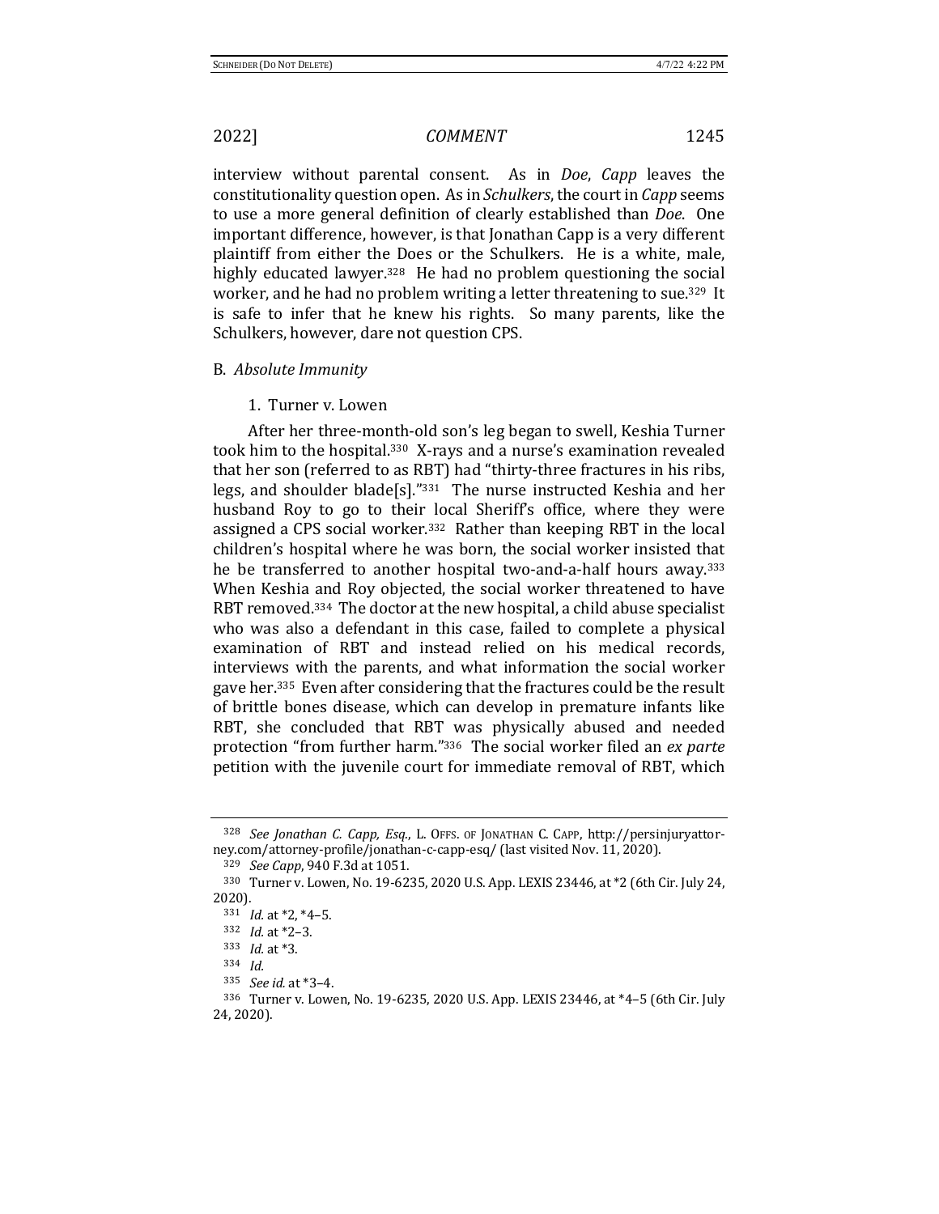interview without parental consent. As in *Doe*, *Capp* leaves the constitutionality question open. As in *Schulkers*, the court in *Capp* seems to use a more general definition of clearly established than *Doe*. One important difference, however, is that Jonathan Capp is a very different plaintiff from either the Does or the Schulkers. He is a white, male, highly educated lawyer.[328] He had no problem questioning the social worker, and he had no problem writing a letter threatening to sue.[329] It is safe to infer that he knew his rights. So many parents, like the Schulkers, however, dare not question CPS.

## B. *Absolute Immunity*

### 1. Turner v. Lowen

After her three-month-old son's leg began to swell, Keshia Turner took him to the hospital.[330] X-rays and a nurse's examination revealed that her son (referred to as RBT) had "thirty-three fractures in his ribs, legs, and shoulder blade[s]."[331] The nurse instructed Keshia and her husband Roy to go to their local Sheriff's office, where they were assigned a CPS social worker.[332] Rather than keeping RBT in the local children's hospital where he was born, the social worker insisted that he be transferred to another hospital two-and-a-half hours away.[333] When Keshia and Roy objected, the social worker threatened to have RBT removed.[334] The doctor at the new hospital, a child abuse specialist who was also a defendant in this case, failed to complete a physical examination of RBT and instead relied on his medical records, interviews with the parents, and what information the social worker gave her.[335] Even after considering that the fractures could be the result of brittle bones disease, which can develop in premature infants like RBT, she concluded that RBT was physically abused and needed protection "from further harm."[336] The social worker filed an *ex parte* petition with the juvenile court for immediate removal of RBT, which

---

[328] *See Jonathan C. Capp, Esq.*, L. OFFS. OF JONATHAN C. CAPP, http://persinjuryattorney.com/attorney-profile/jonathan-c-capp-esq/ (last visited Nov. 11, 2020).

[329] *See Capp*, 940 F.3d at 1051.

[330] Turner v. Lowen, No. 19-6235, 2020 U.S. App. LEXIS 23446, at *2 (6th Cir. July 24, 2020).

[331] *Id.* at *2, *4–5.

[332] *Id.* at *2–3.

[333] *Id.* at *3.

[334] *Id.*

[335] *See id.* at *3–4.

[336] Turner v. Lowen, No. 19-6235, 2020 U.S. App. LEXIS 23446, at *4–5 (6th Cir. July 24, 2020).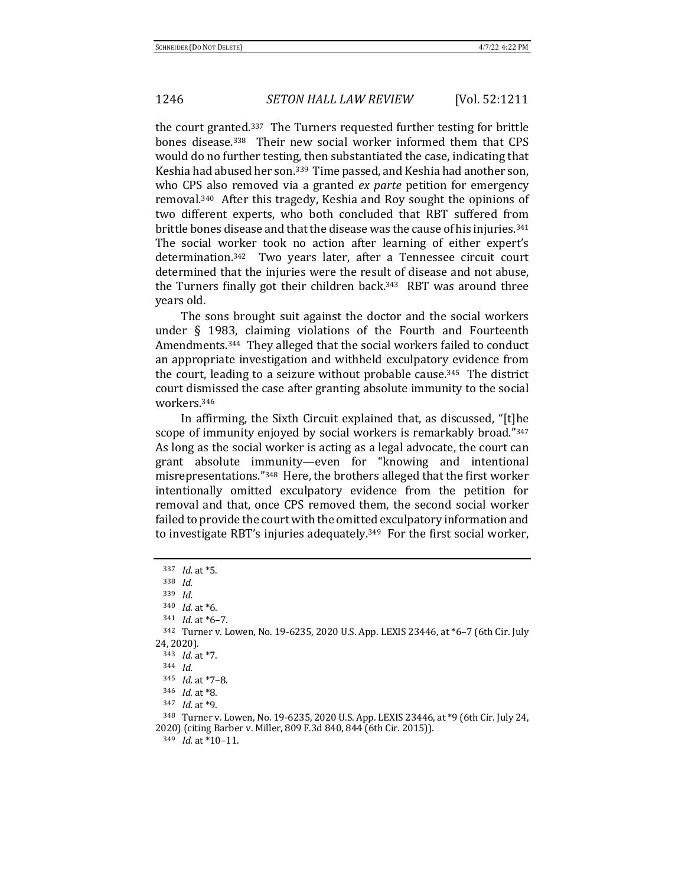the court granted.[337] The Turners requested further testing for brittle bones disease.[338] Their new social worker informed them that CPS would do no further testing, then substantiated the case, indicating that Keshia had abused her son.[339] Time passed, and Keshia had another son, who CPS also removed via a granted *ex parte* petition for emergency removal.[340] After this tragedy, Keshia and Roy sought the opinions of two different experts, who both concluded that RBT suffered from brittle bones disease and that the disease was the cause of his injuries.[341] The social worker took no action after learning of either expert's determination.[342] Two years later, after a Tennessee circuit court determined that the injuries were the result of disease and not abuse, the Turners finally got their children back.[343] RBT was around three years old.

The sons brought suit against the doctor and the social workers under § 1983, claiming violations of the Fourth and Fourteenth Amendments.[344] They alleged that the social workers failed to conduct an appropriate investigation and withheld exculpatory evidence from the court, leading to a seizure without probable cause.[345] The district court dismissed the case after granting absolute immunity to the social workers.[346]

In affirming, the Sixth Circuit explained that, as discussed, "[t]he scope of immunity enjoyed by social workers is remarkably broad."[347] As long as the social worker is acting as a legal advocate, the court can grant absolute immunity—even for "knowing and intentional misrepresentations."[348] Here, the brothers alleged that the first worker intentionally omitted exculpatory evidence from the petition for removal and that, once CPS removed them, the second social worker failed to provide the court with the omitted exculpatory information and to investigate RBT's injuries adequately.[349] For the first social worker,

---

[337] *Id.* at *5.

[338] *Id.*

[339] *Id.*

[340] *Id.* at *6.

[341] *Id.* at *6–7.

[342] Turner v. Lowen, No. 19-6235, 2020 U.S. App. LEXIS 23446, at *6–7 (6th Cir. July 24, 2020).

[343] *Id.* at *7.

[344] *Id.*

[345] *Id.* at *7–8.

[346] *Id.* at *8.

[347] *Id.* at *9.

[348] Turner v. Lowen, No. 19-6235, 2020 U.S. App. LEXIS 23446, at *9 (6th Cir. July 24, 2020) (citing Barber v. Miller, 809 F.3d 840, 844 (6th Cir. 2015)).

[349] *Id.* at *10–11.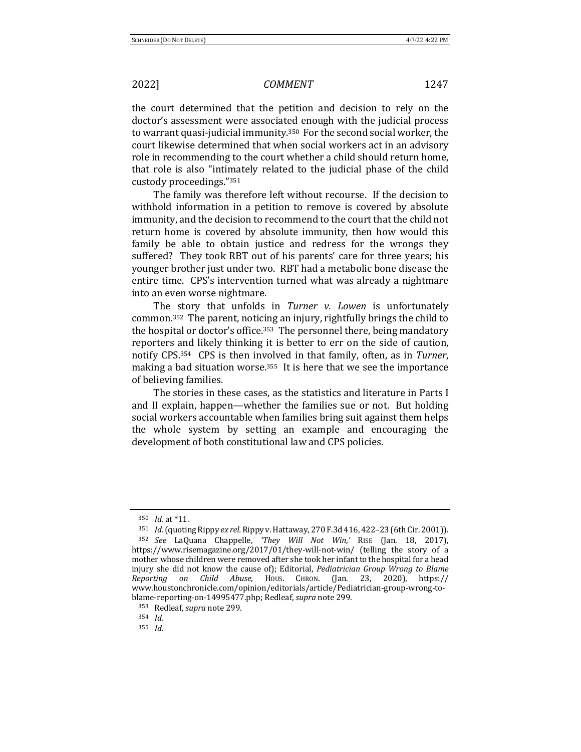the court determined that the petition and decision to rely on the doctor's assessment were associated enough with the judicial process to warrant quasi-judicial immunity.[350] For the second social worker, the court likewise determined that when social workers act in an advisory role in recommending to the court whether a child should return home, that role is also "intimately related to the judicial phase of the child custody proceedings."[351]

The family was therefore left without recourse. If the decision to withhold information in a petition to remove is covered by absolute immunity, and the decision to recommend to the court that the child not return home is covered by absolute immunity, then how would this family be able to obtain justice and redress for the wrongs they suffered? They took RBT out of his parents' care for three years; his younger brother just under two. RBT had a metabolic bone disease the entire time. CPS's intervention turned what was already a nightmare into an even worse nightmare.

The story that unfolds in *Turner v. Lowen* is unfortunately common.[352] The parent, noticing an injury, rightfully brings the child to the hospital or doctor's office.[353] The personnel there, being mandatory reporters and likely thinking it is better to err on the side of caution, notify CPS.[354] CPS is then involved in that family, often, as in *Turner*, making a bad situation worse.[355] It is here that we see the importance of believing families.

The stories in these cases, as the statistics and literature in Parts I and II explain, happen—whether the families sue or not. But holding social workers accountable when families bring suit against them helps the whole system by setting an example and encouraging the development of both constitutional law and CPS policies.

---

[350] *Id.* at *11.

[351] *Id.* (quoting Rippy *ex rel.* Rippy v. Hattaway, 270 F.3d 416, 422–23 (6th Cir. 2001)).

[352] *See* LaQuana Chappelle, *'They Will Not Win,'* RISE (Jan. 18, 2017), https://www.risemagazine.org/2017/01/they-will-not-win/ (telling the story of a mother whose children were removed after she took her infant to the hospital for a head injury she did not know the cause of); Editorial, *Pediatrician Group Wrong to Blame Reporting on Child Abuse*, HOUS. CHRON. (Jan. 23, 2020), https://www.houstonchronicle.com/opinion/editorials/article/Pediatrician-group-wrong-to-blame-reporting-on-14995477.php; Redleaf, *supra* note 299.

[353] Redleaf, *supra* note 299.

[354] *Id.*

[355] *Id.*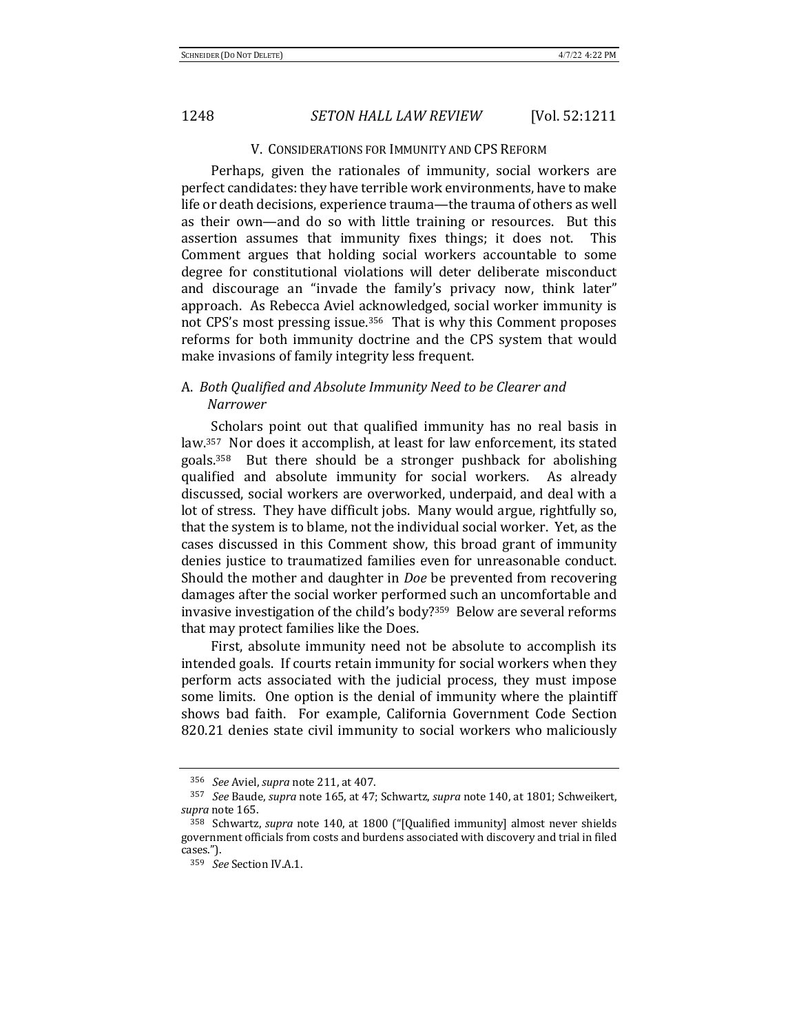## V. CONSIDERATIONS FOR IMMUNITY AND CPS REFORM

Perhaps, given the rationales of immunity, social workers are perfect candidates: they have terrible work environments, have to make life or death decisions, experience trauma—the trauma of others as well as their own—and do so with little training or resources. But this assertion assumes that immunity fixes things; it does not. This Comment argues that holding social workers accountable to some degree for constitutional violations will deter deliberate misconduct and discourage an "invade the family's privacy now, think later" approach. As Rebecca Aviel acknowledged, social worker immunity is not CPS's most pressing issue.[356] That is why this Comment proposes reforms for both immunity doctrine and the CPS system that would make invasions of family integrity less frequent.

### A. *Both Qualified and Absolute Immunity Need to be Clearer and Narrower*

Scholars point out that qualified immunity has no real basis in law.[357] Nor does it accomplish, at least for law enforcement, its stated goals.[358] But there should be a stronger pushback for abolishing qualified and absolute immunity for social workers. As already discussed, social workers are overworked, underpaid, and deal with a lot of stress. They have difficult jobs. Many would argue, rightfully so, that the system is to blame, not the individual social worker. Yet, as the cases discussed in this Comment show, this broad grant of immunity denies justice to traumatized families even for unreasonable conduct. Should the mother and daughter in *Doe* be prevented from recovering damages after the social worker performed such an uncomfortable and invasive investigation of the child's body?[359] Below are several reforms that may protect families like the Does.

First, absolute immunity need not be absolute to accomplish its intended goals. If courts retain immunity for social workers when they perform acts associated with the judicial process, they must impose some limits. One option is the denial of immunity where the plaintiff shows bad faith. For example, California Government Code Section 820.21 denies state civil immunity to social workers who maliciously

---

[356] *See* Aviel, *supra* note 211, at 407.

[357] *See* Baude, *supra* note 165, at 47; Schwartz, *supra* note 140, at 1801; Schweikert, *supra* note 165.

[358] Schwartz, *supra* note 140, at 1800 ("[Qualified immunity] almost never shields government officials from costs and burdens associated with discovery and trial in filed cases.").

[359] *See* Section IV.A.1.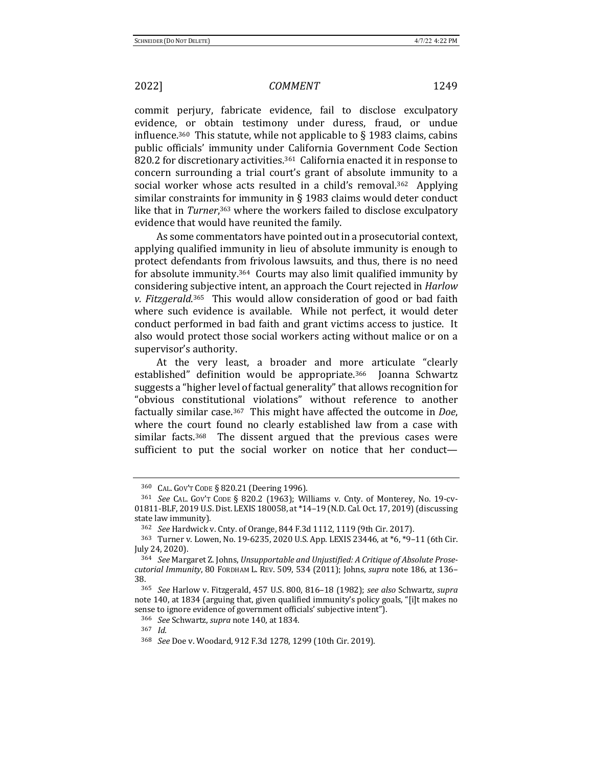commit perjury, fabricate evidence, fail to disclose exculpatory evidence, or obtain testimony under duress, fraud, or undue influence.[360] This statute, while not applicable to § 1983 claims, cabins public officials' immunity under California Government Code Section 820.2 for discretionary activities.[361] California enacted it in response to concern surrounding a trial court's grant of absolute immunity to a social worker whose acts resulted in a child's removal.[362] Applying similar constraints for immunity in § 1983 claims would deter conduct like that in *Turner*,[363] where the workers failed to disclose exculpatory evidence that would have reunited the family.

As some commentators have pointed out in a prosecutorial context, applying qualified immunity in lieu of absolute immunity is enough to protect defendants from frivolous lawsuits, and thus, there is no need for absolute immunity.[364] Courts may also limit qualified immunity by considering subjective intent, an approach the Court rejected in *Harlow v. Fitzgerald*.[365] This would allow consideration of good or bad faith where such evidence is available. While not perfect, it would deter conduct performed in bad faith and grant victims access to justice. It also would protect those social workers acting without malice or on a supervisor's authority.

At the very least, a broader and more articulate "clearly established" definition would be appropriate.[366] Joanna Schwartz suggests a "higher level of factual generality" that allows recognition for "obvious constitutional violations" without reference to another factually similar case.[367] This might have affected the outcome in *Doe*, where the court found no clearly established law from a case with similar facts.[368] The dissent argued that the previous cases were sufficient to put the social worker on notice that her conduct—

---

[360] CAL. GOV'T CODE § 820.21 (Deering 1996).

[361] *See* CAL. GOV'T CODE § 820.2 (1963); Williams v. Cnty. of Monterey, No. 19-cv-01811-BLF, 2019 U.S. Dist. LEXIS 180058, at *14–19 (N.D. Cal. Oct. 17, 2019) (discussing state law immunity).

[362] *See* Hardwick v. Cnty. of Orange, 844 F.3d 1112, 1119 (9th Cir. 2017).

[363] Turner v. Lowen, No. 19-6235, 2020 U.S. App. LEXIS 23446, at *6, *9–11 (6th Cir. July 24, 2020).

[364] *See* Margaret Z. Johns, *Unsupportable and Unjustified: A Critique of Absolute Prosecutorial Immunity*, 80 FORDHAM L. REV. 509, 534 (2011); Johns, *supra* note 186, at 136–38.

[365] *See* Harlow v. Fitzgerald, 457 U.S. 800, 816–18 (1982); *see also* Schwartz, *supra* note 140, at 1834 (arguing that, given qualified immunity's policy goals, "[i]t makes no sense to ignore evidence of government officials' subjective intent").

[366] *See* Schwartz, *supra* note 140, at 1834.

[367] *Id.*

[368] *See* Doe v. Woodard, 912 F.3d 1278, 1299 (10th Cir. 2019).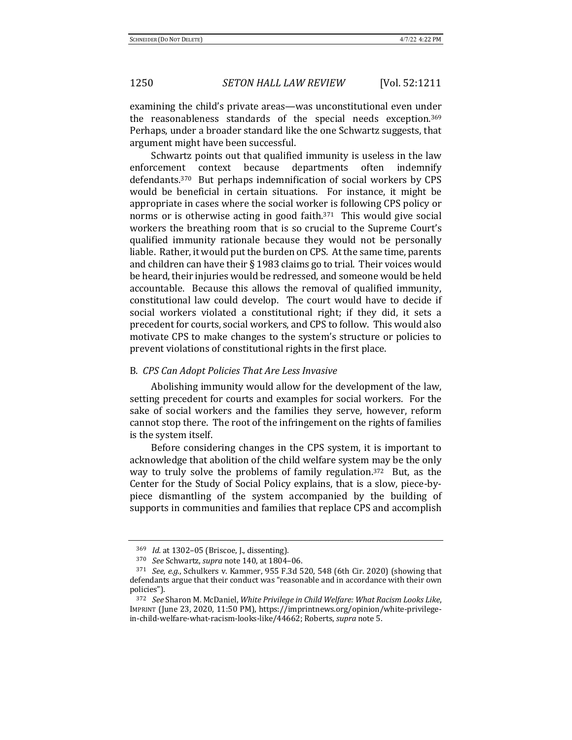examining the child's private areas—was unconstitutional even under the reasonableness standards of the special needs exception.[369] Perhaps, under a broader standard like the one Schwartz suggests, that argument might have been successful.

Schwartz points out that qualified immunity is useless in the law enforcement context because departments often indemnify defendants.[370] But perhaps indemnification of social workers by CPS would be beneficial in certain situations. For instance, it might be appropriate in cases where the social worker is following CPS policy or norms or is otherwise acting in good faith.[371] This would give social workers the breathing room that is so crucial to the Supreme Court's qualified immunity rationale because they would not be personally liable. Rather, it would put the burden on CPS. At the same time, parents and children can have their § 1983 claims go to trial. Their voices would be heard, their injuries would be redressed, and someone would be held accountable. Because this allows the removal of qualified immunity, constitutional law could develop. The court would have to decide if social workers violated a constitutional right; if they did, it sets a precedent for courts, social workers, and CPS to follow. This would also motivate CPS to make changes to the system's structure or policies to prevent violations of constitutional rights in the first place.

### B. *CPS Can Adopt Policies That Are Less Invasive*

Abolishing immunity would allow for the development of the law, setting precedent for courts and examples for social workers. For the sake of social workers and the families they serve, however, reform cannot stop there. The root of the infringement on the rights of families is the system itself.

Before considering changes in the CPS system, it is important to acknowledge that abolition of the child welfare system may be the only way to truly solve the problems of family regulation.[372] But, as the Center for the Study of Social Policy explains, that is a slow, piece-by-piece dismantling of the system accompanied by the building of supports in communities and families that replace CPS and accomplish

---

[369] *Id.* at 1302–05 (Briscoe, J., dissenting).

[370] *See* Schwartz, *supra* note 140, at 1804–06.

[371] *See, e.g.*, Schulkers v. Kammer, 955 F.3d 520, 548 (6th Cir. 2020) (showing that defendants argue that their conduct was "reasonable and in accordance with their own policies").

[372] *See* Sharon M. McDaniel, *White Privilege in Child Welfare: What Racism Looks Like*, IMPRINT (June 23, 2020, 11:50 PM), https://imprintnews.org/opinion/white-privilege-in-child-welfare-what-racism-looks-like/44662; Roberts, *supra* note 5.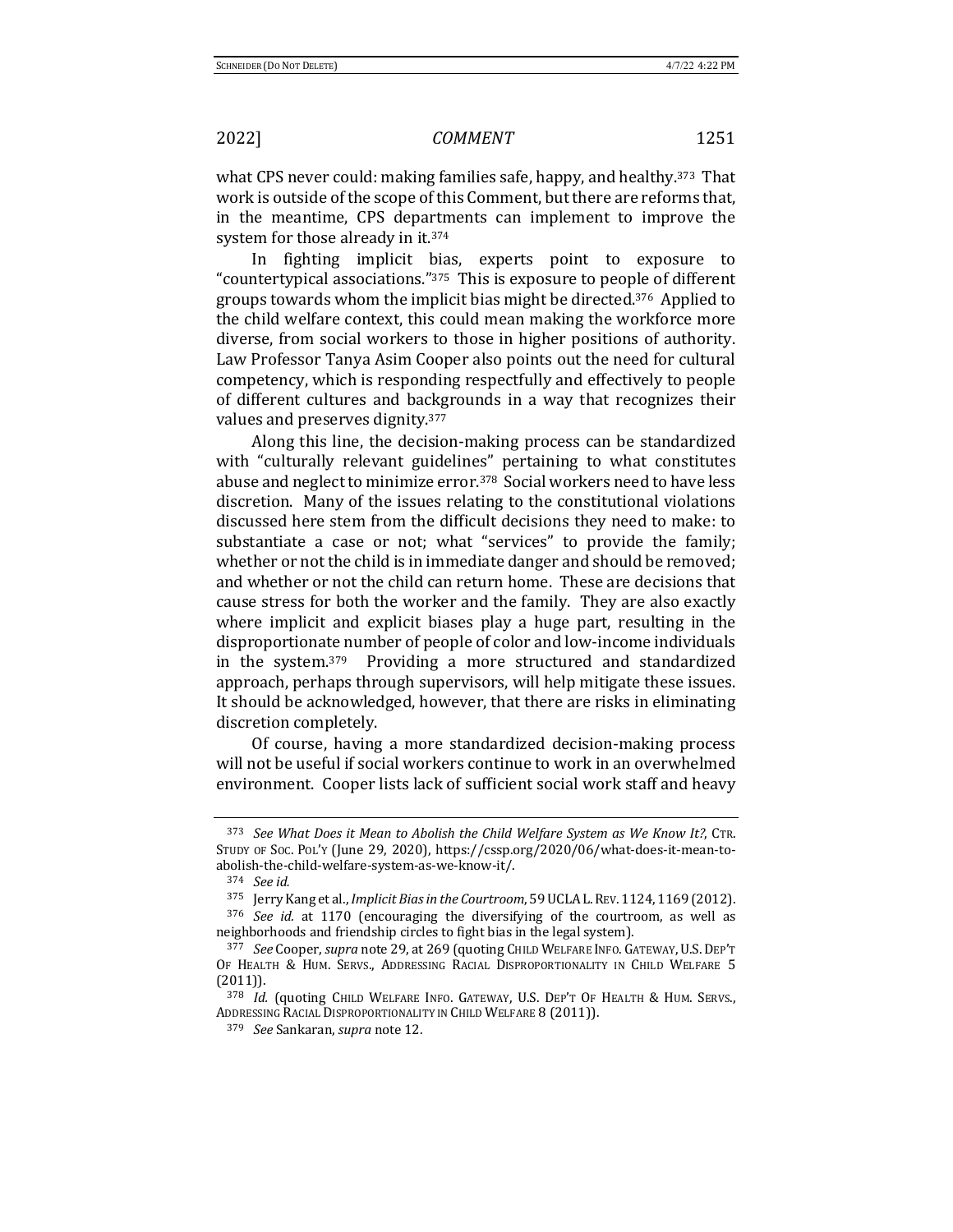what CPS never could: making families safe, happy, and healthy.[373] That work is outside of the scope of this Comment, but there are reforms that, in the meantime, CPS departments can implement to improve the system for those already in it.[374]

In fighting implicit bias, experts point to exposure to "countertypical associations."[375] This is exposure to people of different groups towards whom the implicit bias might be directed.[376] Applied to the child welfare context, this could mean making the workforce more diverse, from social workers to those in higher positions of authority. Law Professor Tanya Asim Cooper also points out the need for cultural competency, which is responding respectfully and effectively to people of different cultures and backgrounds in a way that recognizes their values and preserves dignity.[377]

Along this line, the decision-making process can be standardized with "culturally relevant guidelines" pertaining to what constitutes abuse and neglect to minimize error.[378] Social workers need to have less discretion. Many of the issues relating to the constitutional violations discussed here stem from the difficult decisions they need to make: to substantiate a case or not; what "services" to provide the family; whether or not the child is in immediate danger and should be removed; and whether or not the child can return home. These are decisions that cause stress for both the worker and the family. They are also exactly where implicit and explicit biases play a huge part, resulting in the disproportionate number of people of color and low-income individuals in the system.[379] Providing a more structured and standardized approach, perhaps through supervisors, will help mitigate these issues. It should be acknowledged, however, that there are risks in eliminating discretion completely.

Of course, having a more standardized decision-making process will not be useful if social workers continue to work in an overwhelmed environment. Cooper lists lack of sufficient social work staff and heavy

---

[373] *See What Does it Mean to Abolish the Child Welfare System as We Know It?*, CTR. STUDY OF SOC. POL'Y (June 29, 2020), https://cssp.org/2020/06/what-does-it-mean-to-abolish-the-child-welfare-system-as-we-know-it/.

[374] *See id.*

[375] Jerry Kang et al., *Implicit Bias in the Courtroom*, 59 UCLA L. REV. 1124, 1169 (2012).

[376] *See id.* at 1170 (encouraging the diversifying of the courtroom, as well as neighborhoods and friendship circles to fight bias in the legal system).

[377] *See* Cooper, *supra* note 29, at 269 (quoting CHILD WELFARE INFO. GATEWAY, U.S. DEP'T OF HEALTH & HUM. SERVS., ADDRESSING RACIAL DISPROPORTIONALITY IN CHILD WELFARE 5 (2011)).

[378] *Id.* (quoting CHILD WELFARE INFO. GATEWAY, U.S. DEP'T OF HEALTH & HUM. SERVS., ADDRESSING RACIAL DISPROPORTIONALITY IN CHILD WELFARE 8 (2011)).

[379] *See* Sankaran, *supra* note 12.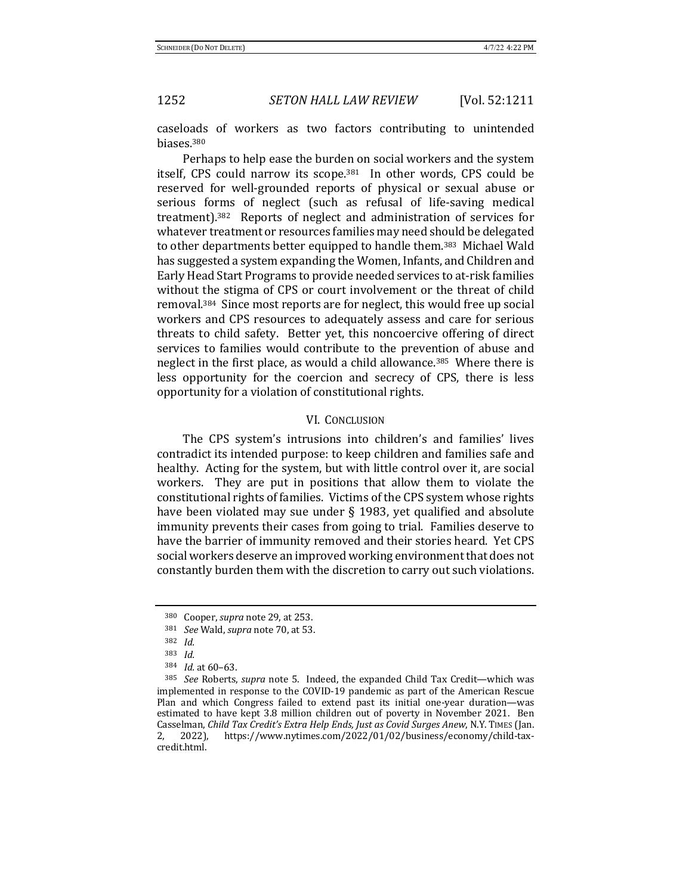caseloads of workers as two factors contributing to unintended biases.[380]

Perhaps to help ease the burden on social workers and the system itself, CPS could narrow its scope.[381] In other words, CPS could be reserved for well-grounded reports of physical or sexual abuse or serious forms of neglect (such as refusal of life-saving medical treatment).[382] Reports of neglect and administration of services for whatever treatment or resources families may need should be delegated to other departments better equipped to handle them.[383] Michael Wald has suggested a system expanding the Women, Infants, and Children and Early Head Start Programs to provide needed services to at-risk families without the stigma of CPS or court involvement or the threat of child removal.[384] Since most reports are for neglect, this would free up social workers and CPS resources to adequately assess and care for serious threats to child safety. Better yet, this noncoercive offering of direct services to families would contribute to the prevention of abuse and neglect in the first place, as would a child allowance.[385] Where there is less opportunity for the coercion and secrecy of CPS, there is less opportunity for a violation of constitutional rights.

## VI. Conclusion

The CPS system's intrusions into children's and families' lives contradict its intended purpose: to keep children and families safe and healthy. Acting for the system, but with little control over it, are social workers. They are put in positions that allow them to violate the constitutional rights of families. Victims of the CPS system whose rights have been violated may sue under § 1983, yet qualified and absolute immunity prevents their cases from going to trial. Families deserve to have the barrier of immunity removed and their stories heard. Yet CPS social workers deserve an improved working environment that does not constantly burden them with the discretion to carry out such violations.

---

[380] Cooper, *supra* note 29, at 253.

[381] *See* Wald, *supra* note 70, at 53.

[382] *Id.*

[383] *Id.*

[384] *Id.* at 60–63.

[385] *See* Roberts, *supra* note 5. Indeed, the expanded Child Tax Credit—which was implemented in response to the COVID-19 pandemic as part of the American Rescue Plan and which Congress failed to extend past its initial one-year duration—was estimated to have kept 3.8 million children out of poverty in November 2021. Ben Casselman, *Child Tax Credit's Extra Help Ends, Just as Covid Surges Anew*, N.Y. TIMES (Jan. 2, 2022), https://www.nytimes.com/2022/01/02/business/economy/child-tax-credit.html.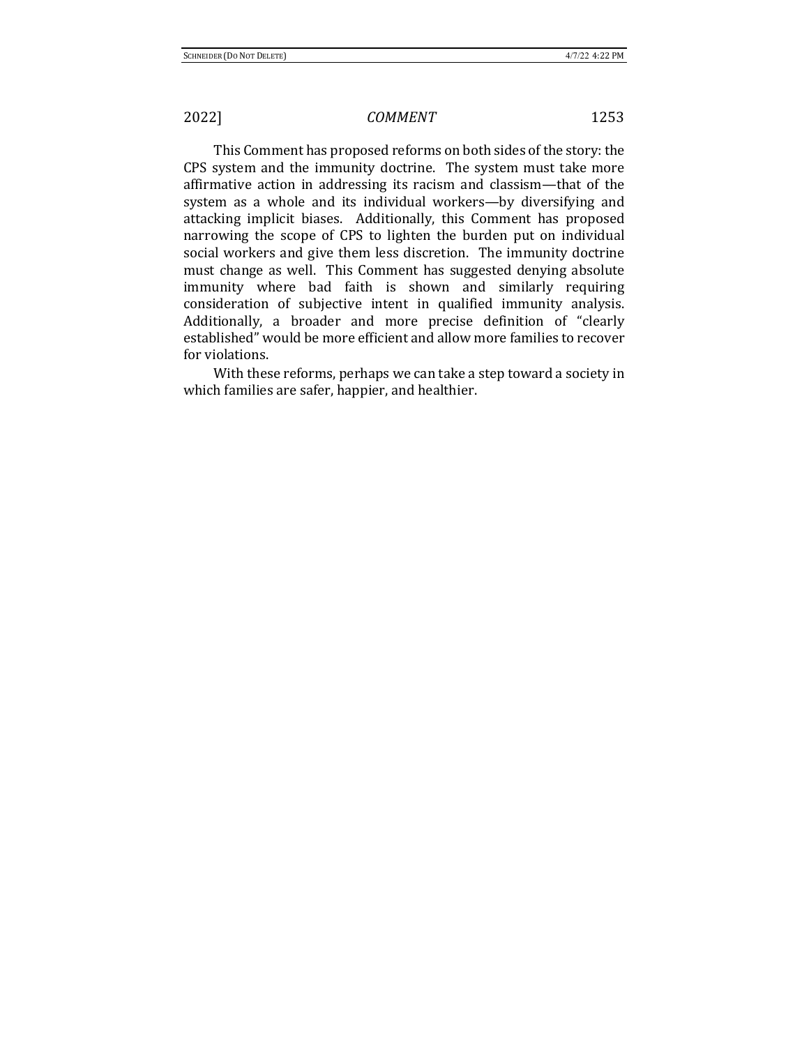This Comment has proposed reforms on both sides of the story: the CPS system and the immunity doctrine. The system must take more affirmative action in addressing its racism and classism—that of the system as a whole and its individual workers—by diversifying and attacking implicit biases. Additionally, this Comment has proposed narrowing the scope of CPS to lighten the burden put on individual social workers and give them less discretion. The immunity doctrine must change as well. This Comment has suggested denying absolute immunity where bad faith is shown and similarly requiring consideration of subjective intent in qualified immunity analysis. Additionally, a broader and more precise definition of "clearly established" would be more efficient and allow more families to recover for violations.

With these reforms, perhaps we can take a step toward a society in which families are safer, happier, and healthier.